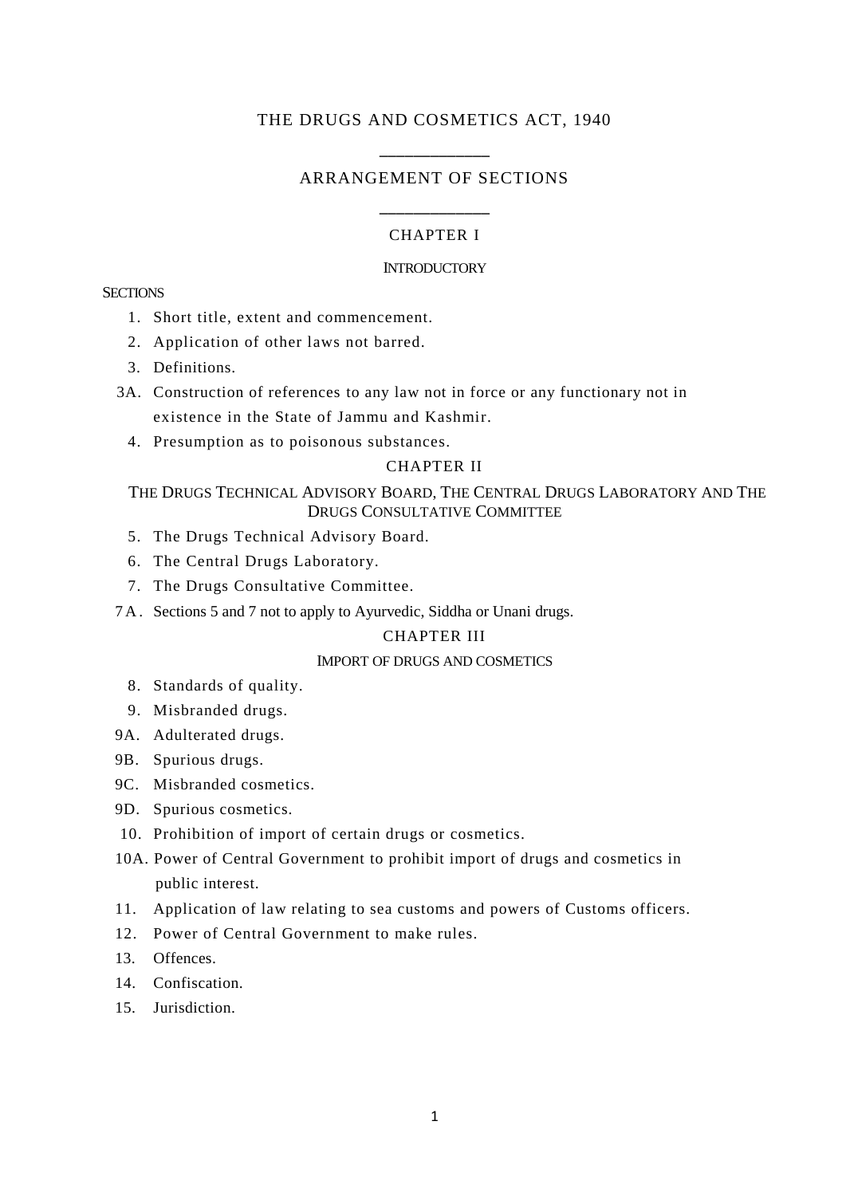# THE DRUGS AND COSMETICS ACT, 1940

## ARRANGEMENT OF SECTIONS

### CHAPTER I

### INTRODUCTORY

SECTIONS

1. Short title, extent and commencement.
2. Application of other laws not barred.
3. Definitions.

3A. Construction of references to any law not in force or any functionary not in existence in the State of Jammu and Kashmir.

4. Presumption as to poisonous substances.

### CHAPTER II

### THE DRUGS TECHNICAL ADVISORY BOARD, THE CENTRAL DRUGS LABORATORY AND THE DRUGS CONSULTATIVE COMMITTEE

5. The Drugs Technical Advisory Board.
6. The Central Drugs Laboratory.
7. The Drugs Consultative Committee.

7A. Sections 5 and 7 not to apply to Ayurvedic, Siddha or Unani drugs.

### CHAPTER III

### IMPORT OF DRUGS AND COSMETICS

8. Standards of quality.
9. Misbranded drugs.

9A. Adulterated drugs.

9B. Spurious drugs.

9C. Misbranded cosmetics.

9D. Spurious cosmetics.

10. Prohibition of import of certain drugs or cosmetics.

10A. Power of Central Government to prohibit import of drugs and cosmetics in public interest.

11. Application of law relating to sea customs and powers of Customs officers.
12. Power of Central Government to make rules.
13. Offences.
14. Confiscation.
15. Jurisdiction.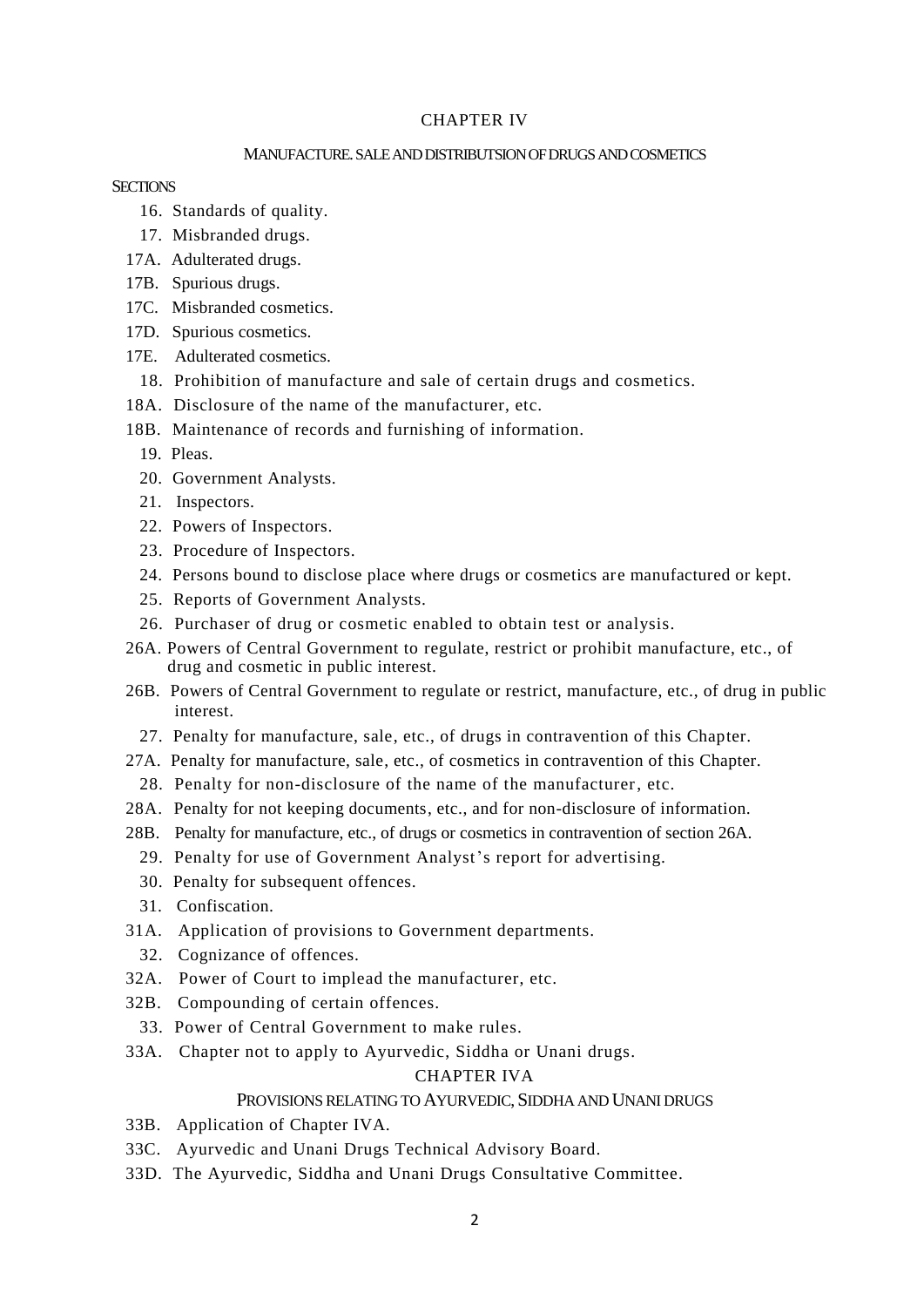## CHAPTER IV

### MANUFACTURE. SALE AND DISTRIBUTSION OF DRUGS AND COSMETICS

SECTIONS

16. Standards of quality.
17. Misbranded drugs.
17A. Adulterated drugs.
17B. Spurious drugs.
17C. Misbranded cosmetics.
17D. Spurious cosmetics.
17E. Adulterated cosmetics.
18. Prohibition of manufacture and sale of certain drugs and cosmetics.
18A. Disclosure of the name of the manufacturer, etc.
18B. Maintenance of records and furnishing of information.
19. Pleas.
20. Government Analysts.
21. Inspectors.
22. Powers of Inspectors.
23. Procedure of Inspectors.
24. Persons bound to disclose place where drugs or cosmetics are manufactured or kept.
25. Reports of Government Analysts.
26. Purchaser of drug or cosmetic enabled to obtain test or analysis.
26A. Powers of Central Government to regulate, restrict or prohibit manufacture, etc., of drug and cosmetic in public interest.
26B. Powers of Central Government to regulate or restrict, manufacture, etc., of drug in public interest.
27. Penalty for manufacture, sale, etc., of drugs in contravention of this Chapter.
27A. Penalty for manufacture, sale, etc., of cosmetics in contravention of this Chapter.
28. Penalty for non-disclosure of the name of the manufacturer, etc.
28A. Penalty for not keeping documents, etc., and for non-disclosure of information.
28B. Penalty for manufacture, etc., of drugs or cosmetics in contravention of section 26A.
29. Penalty for use of Government Analyst's report for advertising.
30. Penalty for subsequent offences.
31. Confiscation.
31A. Application of provisions to Government departments.
32. Cognizance of offences.
32A. Power of Court to implead the manufacturer, etc.
32B. Compounding of certain offences.
33. Power of Central Government to make rules.
33A. Chapter not to apply to Ayurvedic, Siddha or Unani drugs.

## CHAPTER IVA

### PROVISIONS RELATING TO AYURVEDIC, SIDDHA AND UNANI DRUGS

33B. Application of Chapter IVA.
33C. Ayurvedic and Unani Drugs Technical Advisory Board.
33D. The Ayurvedic, Siddha and Unani Drugs Consultative Committee.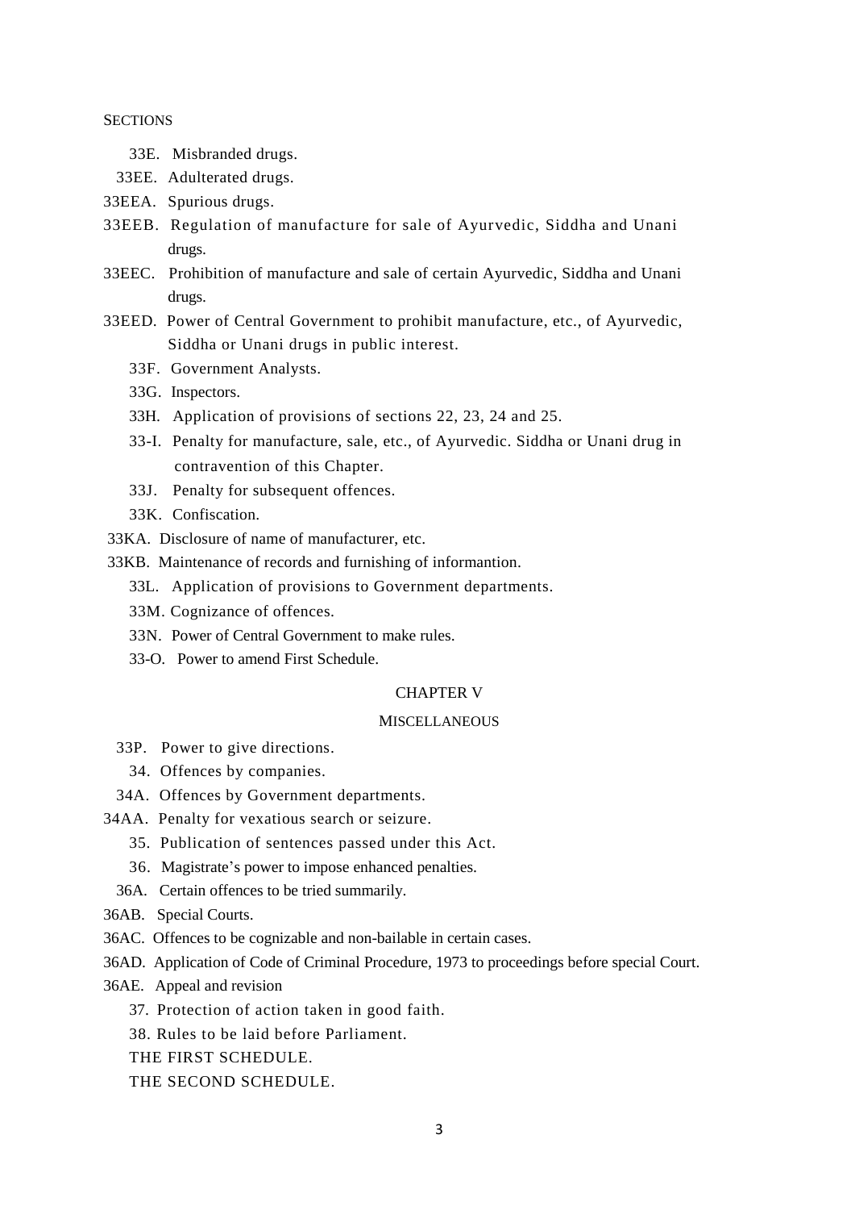SECTIONS

33E. Misbranded drugs.

33EE. Adulterated drugs.

33EEA. Spurious drugs.

33EEB. Regulation of manufacture for sale of Ayurvedic, Siddha and Unani drugs.

33EEC. Prohibition of manufacture and sale of certain Ayurvedic, Siddha and Unani drugs.

33EED. Power of Central Government to prohibit manufacture, etc., of Ayurvedic, Siddha or Unani drugs in public interest.

33F. Government Analysts.

33G. Inspectors.

33H. Application of provisions of sections 22, 23, 24 and 25.

33-I. Penalty for manufacture, sale, etc., of Ayurvedic. Siddha or Unani drug in contravention of this Chapter.

33J. Penalty for subsequent offences.

33K. Confiscation.

33KA. Disclosure of name of manufacturer, etc.

33KB. Maintenance of records and furnishing of informantion.

33L. Application of provisions to Government departments.

33M. Cognizance of offences.

33N. Power of Central Government to make rules.

33-O. Power to amend First Schedule.

## CHAPTER V

### MISCELLANEOUS

33P. Power to give directions.

34. Offences by companies.

34A. Offences by Government departments.

34AA. Penalty for vexatious search or seizure.

35. Publication of sentences passed under this Act.

36. Magistrate's power to impose enhanced penalties.

36A. Certain offences to be tried summarily.

36AB. Special Courts.

36AC. Offences to be cognizable and non-bailable in certain cases.

36AD. Application of Code of Criminal Procedure, 1973 to proceedings before special Court.

36AE. Appeal and revision

37. Protection of action taken in good faith.

38. Rules to be laid before Parliament.

THE FIRST SCHEDULE.

THE SECOND SCHEDULE.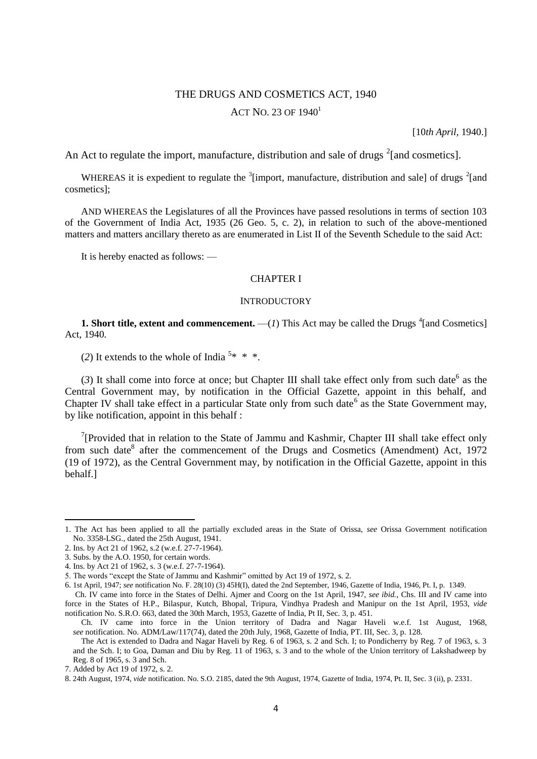# THE DRUGS AND COSMETICS ACT, 1940

## ACT NO. 23 OF 1940[1]

[10*th April,* 1940.]

An Act to regulate the import, manufacture, distribution and sale of drugs [2][and cosmetics].

WHEREAS it is expedient to regulate the [3][import, manufacture, distribution and sale] of drugs [2][and cosmetics];

AND WHEREAS the Legislatures of all the Provinces have passed resolutions in terms of section 103 of the Government of India Act, 1935 (26 Geo. 5, c. 2), in relation to such of the above-mentioned matters and matters ancillary thereto as are enumerated in List II of the Seventh Schedule to the said Act:

It is hereby enacted as follows: —

### CHAPTER I

### INTRODUCTORY

**1. Short title, extent and commencement.** —(*1*) This Act may be called the Drugs [4][and Cosmetics] Act, 1940.

(*2*) It extends to the whole of India [5]* * *.

(*3*) It shall come into force at once; but Chapter III shall take effect only from such date[6] as the Central Government may, by notification in the Official Gazette, appoint in this behalf, and Chapter IV shall take effect in a particular State only from such date[6] as the State Government may, by like notification, appoint in this behalf :

[7][Provided that in relation to the State of Jammu and Kashmir, Chapter III shall take effect only from such date[8] after the commencement of the Drugs and Cosmetics (Amendment) Act, 1972 (19 of 1972), as the Central Government may, by notification in the Official Gazette, appoint in this behalf.]

---

1. The Act has been applied to all the partially excluded areas in the State of Orissa, *see* Orissa Government notification No. 3358-LSG., dated the 25th August, 1941.
2. Ins. by Act 21 of 1962, s.2 (w.e.f. 27-7-1964).
3. Subs. by the A.O. 1950, for certain words.
4. Ins. by Act 21 of 1962, s. 3 (w.e.f. 27-7-1964).
5. The words "except the State of Jammu and Kashmir" omitted by Act 19 of 1972, s. 2.
6. 1st April, 1947; *see* notification No. F. 28(10) (3) 45H(I), dated the 2nd September, 1946, Gazette of India, 1946, Pt. I, p. 1349.

   Ch. IV came into force in the States of Delhi. Ajmer and Coorg on the 1st April, 1947, *see ibid.*, Chs. III and IV came into force in the States of H.P., Bilaspur, Kutch, Bhopal, Tripura, Vindhya Pradesh and Manipur on the 1st April, 1953, *vide* notification No. S.R.O. 663, dated the 30th March, 1953, Gazette of India, Pt II, Sec. 3, p. 451.

   Ch. IV came into force in the Union territory of Dadra and Nagar Haveli w.e.f. 1st August, 1968, *see* notification. No. ADM/Law/117(74), dated the 20th July, 1968, Gazette of India, PT. III, Sec. 3, p. 128.

   The Act is extended to Dadra and Nagar Haveli by Reg. 6 of 1963, s. 2 and Sch. I; to Pondicherry by Reg. 7 of 1963, s. 3 and the Sch. I; to Goa, Daman and Diu by Reg. 11 of 1963, s. 3 and to the whole of the Union territory of Lakshadweep by Reg. 8 of 1965, s. 3 and Sch.
7. Added by Act 19 of 1972, s. 2.
8. 24th August, 1974, *vide* notification. No. S.O. 2185, dated the 9th August, 1974, Gazette of India, 1974, Pt. II, Sec. 3 (ii), p. 2331.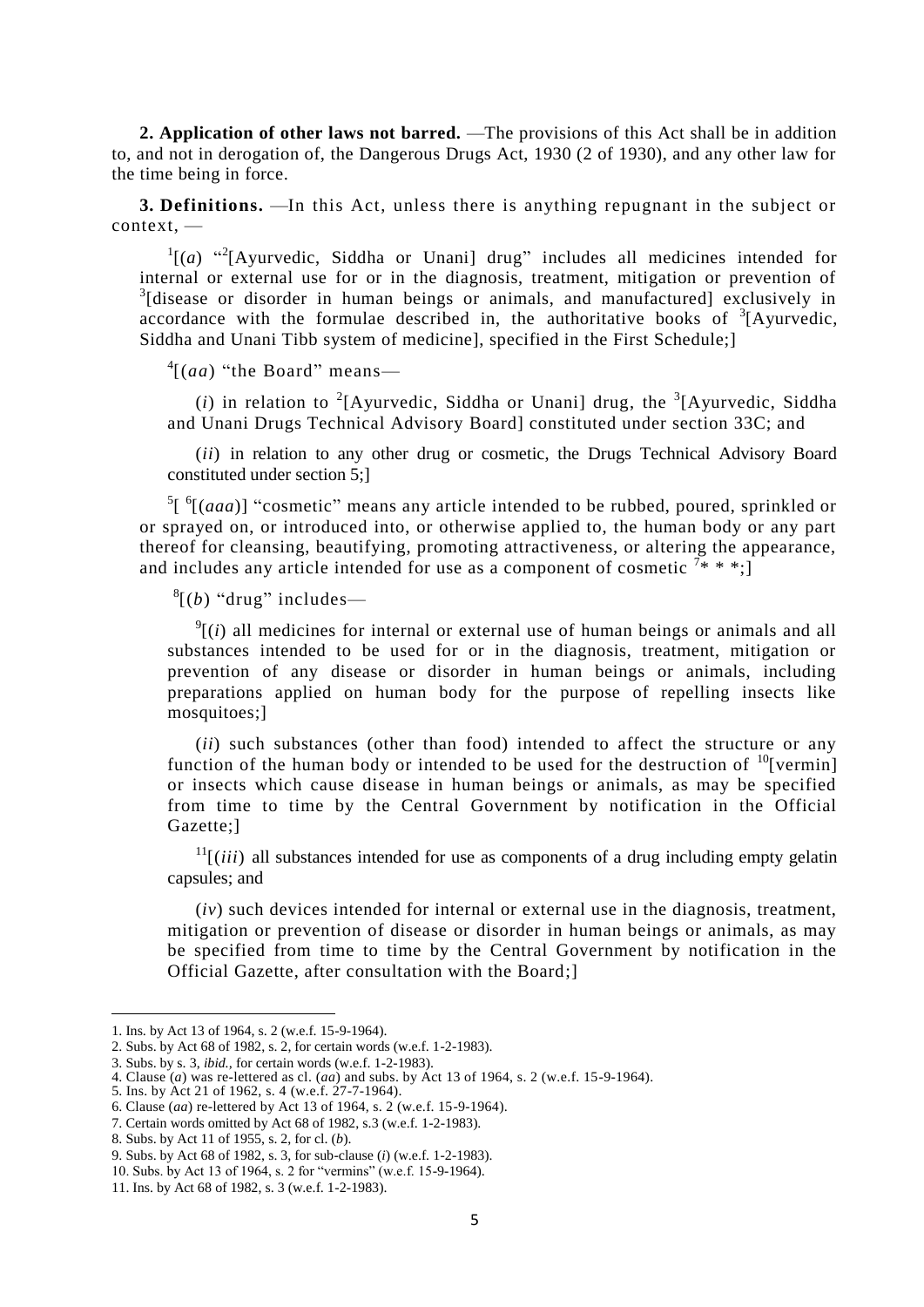**2. Application of other laws not barred.** —The provisions of this Act shall be in addition to, and not in derogation of, the Dangerous Drugs Act, 1930 (2 of 1930), and any other law for the time being in force.

**3. Definitions.** —In this Act, unless there is anything repugnant in the subject or context, —

[1][(*a*) "[2][Ayurvedic, Siddha or Unani] drug" includes all medicines intended for internal or external use for or in the diagnosis, treatment, mitigation or prevention of [3][disease or disorder in human beings or animals, and manufactured] exclusively in accordance with the formulae described in, the authoritative books of [3][Ayurvedic, Siddha and Unani Tibb system of medicine], specified in the First Schedule;]

[4][(*aa*) "the Board" means—

(*i*) in relation to [2][Ayurvedic, Siddha or Unani] drug, the [3][Ayurvedic, Siddha and Unani Drugs Technical Advisory Board] constituted under section 33C; and

(*ii*) in relation to any other drug or cosmetic, the Drugs Technical Advisory Board constituted under section 5;]

[5][ [6][(*aaa*)] "cosmetic" means any article intended to be rubbed, poured, sprinkled or or sprayed on, or introduced into, or otherwise applied to, the human body or any part thereof for cleansing, beautifying, promoting attractiveness, or altering the appearance, and includes any article intended for use as a component of cosmetic [7]* * *;]

[8][(*b*) "drug" includes—

[9][(*i*) all medicines for internal or external use of human beings or animals and all substances intended to be used for or in the diagnosis, treatment, mitigation or prevention of any disease or disorder in human beings or animals, including preparations applied on human body for the purpose of repelling insects like mosquitoes;]

(*ii*) such substances (other than food) intended to affect the structure or any function of the human body or intended to be used for the destruction of [10][vermin] or insects which cause disease in human beings or animals, as may be specified from time to time by the Central Government by notification in the Official Gazette;]

[11][(*iii*) all substances intended for use as components of a drug including empty gelatin capsules; and

(*iv*) such devices intended for internal or external use in the diagnosis, treatment, mitigation or prevention of disease or disorder in human beings or animals, as may be specified from time to time by the Central Government by notification in the Official Gazette, after consultation with the Board;]

---

1. Ins. by Act 13 of 1964, s. 2 (w.e.f. 15-9-1964).
2. Subs. by Act 68 of 1982, s. 2, for certain words (w.e.f. 1-2-1983).
3. Subs. by s. 3, *ibid.*, for certain words (w.e.f. 1-2-1983).
4. Clause (*a*) was re-lettered as cl. (*aa*) and subs. by Act 13 of 1964, s. 2 (w.e.f. 15-9-1964).
5. Ins. by Act 21 of 1962, s. 4 (w.e.f. 27-7-1964).
6. Clause (*aa*) re-lettered by Act 13 of 1964, s. 2 (w.e.f. 15-9-1964).
7. Certain words omitted by Act 68 of 1982, s.3 (w.e.f. 1-2-1983).
8. Subs. by Act 11 of 1955, s. 2, for cl. (*b*).
9. Subs. by Act 68 of 1982, s. 3, for sub-clause (*i*) (w.e.f. 1-2-1983).
10. Subs. by Act 13 of 1964, s. 2 for "vermins" (w.e.f. 15-9-1964).
11. Ins. by Act 68 of 1982, s. 3 (w.e.f. 1-2-1983).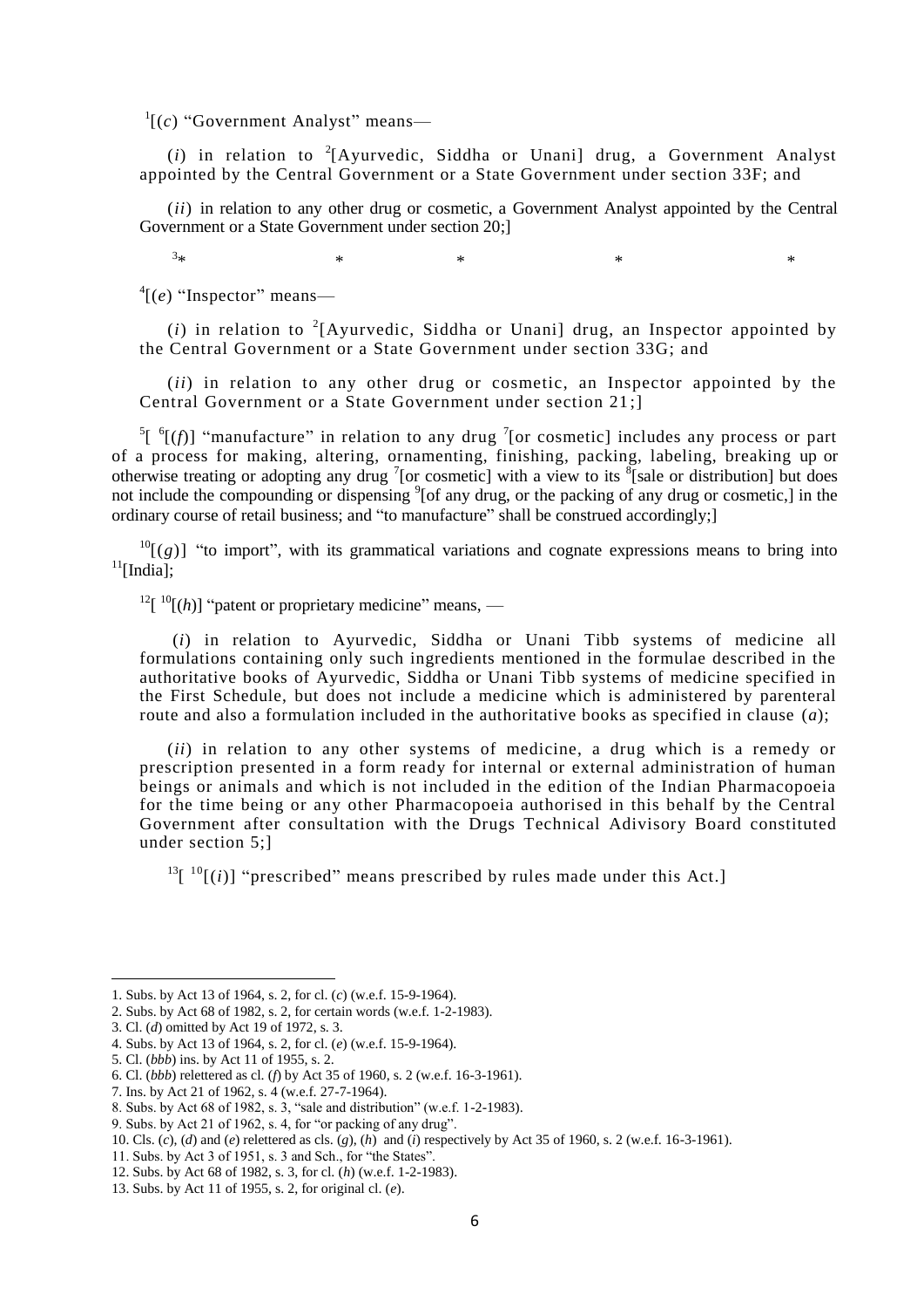[1][(*c*) "Government Analyst" means—

(*i*) in relation to [2][Ayurvedic, Siddha or Unani] drug, a Government Analyst appointed by the Central Government or a State Government under section 33F; and

(*ii*) in relation to any other drug or cosmetic, a Government Analyst appointed by the Central Government or a State Government under section 20;]

[3]* * * * *

[4][(*e*) "Inspector" means—

(*i*) in relation to [2][Ayurvedic, Siddha or Unani] drug, an Inspector appointed by the Central Government or a State Government under section 33G; and

(*ii*) in relation to any other drug or cosmetic, an Inspector appointed by the Central Government or a State Government under section 21;]

[5][ [6][(*f*)] "manufacture" in relation to any drug [7][or cosmetic] includes any process or part of a process for making, altering, ornamenting, finishing, packing, labeling, breaking up or otherwise treating or adopting any drug [7][or cosmetic] with a view to its [8][sale or distribution] but does not include the compounding or dispensing [9][of any drug, or the packing of any drug or cosmetic,] in the ordinary course of retail business; and "to manufacture" shall be construed accordingly;]

[10][(*g*)] "to import", with its grammatical variations and cognate expressions means to bring into [11][India];

[12][ [10][(*h*)] "patent or proprietary medicine" means, —

(*i*) in relation to Ayurvedic, Siddha or Unani Tibb systems of medicine all formulations containing only such ingredients mentioned in the formulae described in the authoritative books of Ayurvedic, Siddha or Unani Tibb systems of medicine specified in the First Schedule, but does not include a medicine which is administered by parenteral route and also a formulation included in the authoritative books as specified in clause (*a*);

(*ii*) in relation to any other systems of medicine, a drug which is a remedy or prescription presented in a form ready for internal or external administration of human beings or animals and which is not included in the edition of the Indian Pharmacopoeia for the time being or any other Pharmacopoeia authorised in this behalf by the Central Government after consultation with the Drugs Technical Adivisory Board constituted under section 5;]

[13][ [10][(*i*)] "prescribed" means prescribed by rules made under this Act.]

---

1. Subs. by Act 13 of 1964, s. 2, for cl. (*c*) (w.e.f. 15-9-1964).
2. Subs. by Act 68 of 1982, s. 2, for certain words (w.e.f. 1-2-1983).
3. Cl. (*d*) omitted by Act 19 of 1972, s. 3.
4. Subs. by Act 13 of 1964, s. 2, for cl. (*e*) (w.e.f. 15-9-1964).
5. Cl. (*bbb*) ins. by Act 11 of 1955, s. 2.
6. Cl. (*bbb*) relettered as cl. (*f*) by Act 35 of 1960, s. 2 (w.e.f. 16-3-1961).
7. Ins. by Act 21 of 1962, s. 4 (w.e.f. 27-7-1964).
8. Subs. by Act 68 of 1982, s. 3, "sale and distribution" (w.e.f. 1-2-1983).
9. Subs. by Act 21 of 1962, s. 4, for "or packing of any drug".
10. Cls. (*c*), (*d*) and (*e*) relettered as cls. (*g*), (*h*) and (*i*) respectively by Act 35 of 1960, s. 2 (w.e.f. 16-3-1961).
11. Subs. by Act 3 of 1951, s. 3 and Sch., for "the States".
12. Subs. by Act 68 of 1982, s. 3, for cl. (*h*) (w.e.f. 1-2-1983).
13. Subs. by Act 11 of 1955, s. 2, for original cl. (*e*).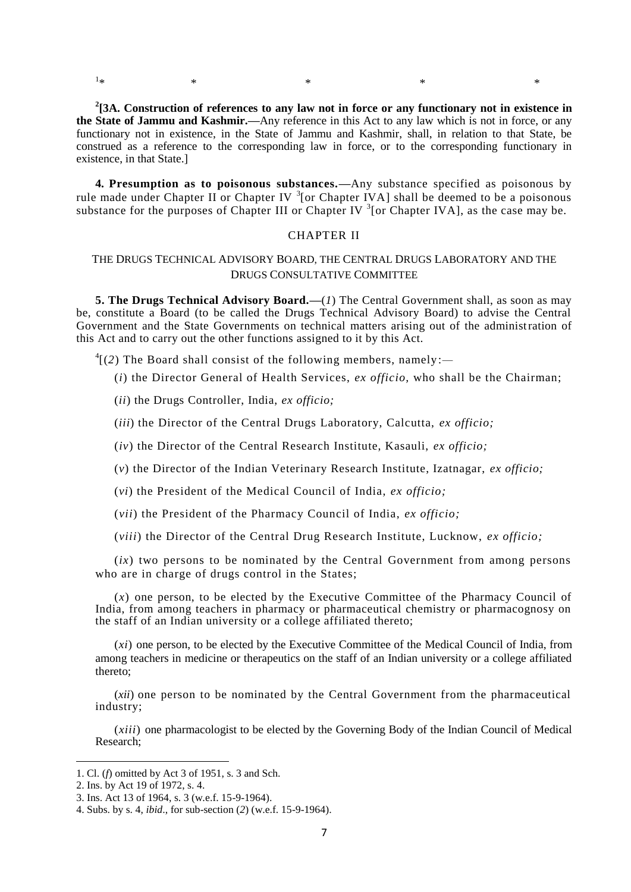[1]\* \* \* \* \*

**[2][3A. Construction of references to any law not in force or any functionary not in existence in the State of Jammu and Kashmir.—**Any reference in this Act to any law which is not in force, or any functionary not in existence, in the State of Jammu and Kashmir, shall, in relation to that State, be construed as a reference to the corresponding law in force, or to the corresponding functionary in existence, in that State.]

**4. Presumption as to poisonous substances.—**Any substance specified as poisonous by rule made under Chapter II or Chapter IV [3][or Chapter IVA] shall be deemed to be a poisonous substance for the purposes of Chapter III or Chapter IV [3][or Chapter IVA], as the case may be.

## CHAPTER II

### THE DRUGS TECHNICAL ADVISORY BOARD, THE CENTRAL DRUGS LABORATORY AND THE DRUGS CONSULTATIVE COMMITTEE

**5. The Drugs Technical Advisory Board.—**(*1*) The Central Government shall, as soon as may be, constitute a Board (to be called the Drugs Technical Advisory Board) to advise the Central Government and the State Governments on technical matters arising out of the administration of this Act and to carry out the other functions assigned to it by this Act.

[4][(*2*) The Board shall consist of the following members, namely:—

(*i*) the Director General of Health Services, *ex officio*, who shall be the Chairman;

(*ii*) the Drugs Controller, India, *ex officio;*

(*iii*) the Director of the Central Drugs Laboratory, Calcutta, *ex officio;*

(*iv*) the Director of the Central Research Institute, Kasauli, *ex officio;*

(*v*) the Director of the Indian Veterinary Research Institute, Izatnagar, *ex officio;*

(*vi*) the President of the Medical Council of India, *ex officio;*

(*vii*) the President of the Pharmacy Council of India, *ex officio;*

(*viii*) the Director of the Central Drug Research Institute, Lucknow, *ex officio;*

(*ix*) two persons to be nominated by the Central Government from among persons who are in charge of drugs control in the States;

(*x*) one person, to be elected by the Executive Committee of the Pharmacy Council of India, from among teachers in pharmacy or pharmaceutical chemistry or pharmacognosy on the staff of an Indian university or a college affiliated thereto;

(*xi*) one person, to be elected by the Executive Committee of the Medical Council of India, from among teachers in medicine or therapeutics on the staff of an Indian university or a college affiliated thereto;

(*xii*) one person to be nominated by the Central Government from the pharmaceutical industry;

(*xiii*) one pharmacologist to be elected by the Governing Body of the Indian Council of Medical Research;

---

1. Cl. (*f*) omitted by Act 3 of 1951, s. 3 and Sch.
2. Ins. by Act 19 of 1972, s. 4.
3. Ins. Act 13 of 1964, s. 3 (w.e.f. 15-9-1964).
4. Subs. by s. 4, *ibid*., for sub-section (*2*) (w.e.f. 15-9-1964).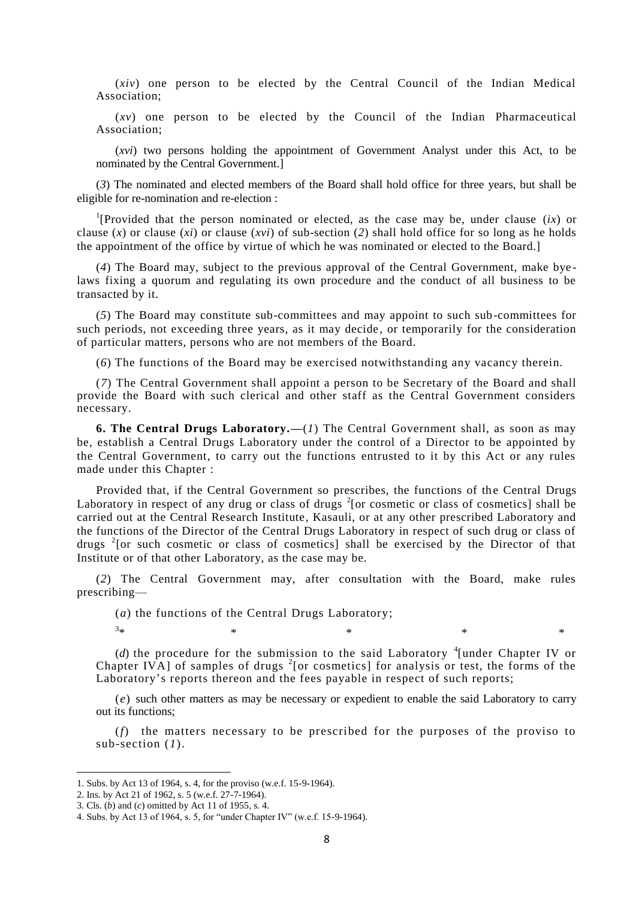(*xiv*) one person to be elected by the Central Council of the Indian Medical Association;

(*xv*) one person to be elected by the Council of the Indian Pharmaceutical Association;

(*xvi*) two persons holding the appointment of Government Analyst under this Act, to be nominated by the Central Government.]

(*3*) The nominated and elected members of the Board shall hold office for three years, but shall be eligible for re-nomination and re-election :

[1][Provided that the person nominated or elected, as the case may be, under clause (*ix*) or clause (*x*) or clause (*xi*) or clause (*xvi*) of sub-section (*2*) shall hold office for so long as he holds the appointment of the office by virtue of which he was nominated or elected to the Board.]

(*4*) The Board may, subject to the previous approval of the Central Government, make bye-laws fixing a quorum and regulating its own procedure and the conduct of all business to be transacted by it.

(*5*) The Board may constitute sub-committees and may appoint to such sub-committees for such periods, not exceeding three years, as it may decide, or temporarily for the consideration of particular matters, persons who are not members of the Board.

(*6*) The functions of the Board may be exercised notwithstanding any vacancy therein.

(*7*) The Central Government shall appoint a person to be Secretary of the Board and shall provide the Board with such clerical and other staff as the Central Government considers necessary.

**6. The Central Drugs Laboratory.—**(*1*) The Central Government shall, as soon as may be, establish a Central Drugs Laboratory under the control of a Director to be appointed by the Central Government, to carry out the functions entrusted to it by this Act or any rules made under this Chapter :

Provided that, if the Central Government so prescribes, the functions of the Central Drugs Laboratory in respect of any drug or class of drugs [2][or cosmetic or class of cosmetics] shall be carried out at the Central Research Institute, Kasauli, or at any other prescribed Laboratory and the functions of the Director of the Central Drugs Laboratory in respect of such drug or class of drugs [2][or such cosmetic or class of cosmetics] shall be exercised by the Director of that Institute or of that other Laboratory, as the case may be.

(*2*) The Central Government may, after consultation with the Board, make rules prescribing—

(*a*) the functions of the Central Drugs Laboratory;

[3]* * * * *

(*d*) the procedure for the submission to the said Laboratory [4][under Chapter IV or Chapter IVA] of samples of drugs [2][or cosmetics] for analysis or test, the forms of the Laboratory's reports thereon and the fees payable in respect of such reports;

(*e*) such other matters as may be necessary or expedient to enable the said Laboratory to carry out its functions;

(*f*) the matters necessary to be prescribed for the purposes of the proviso to sub-section (*1*).

---

1. Subs. by Act 13 of 1964, s. 4, for the proviso (w.e.f. 15-9-1964).
2. Ins. by Act 21 of 1962, s. 5 (w.e.f. 27-7-1964).
3. Cls. (*b*) and (*c*) omitted by Act 11 of 1955, s. 4.
4. Subs. by Act 13 of 1964, s. 5, for "under Chapter IV" (w.e.f. 15-9-1964).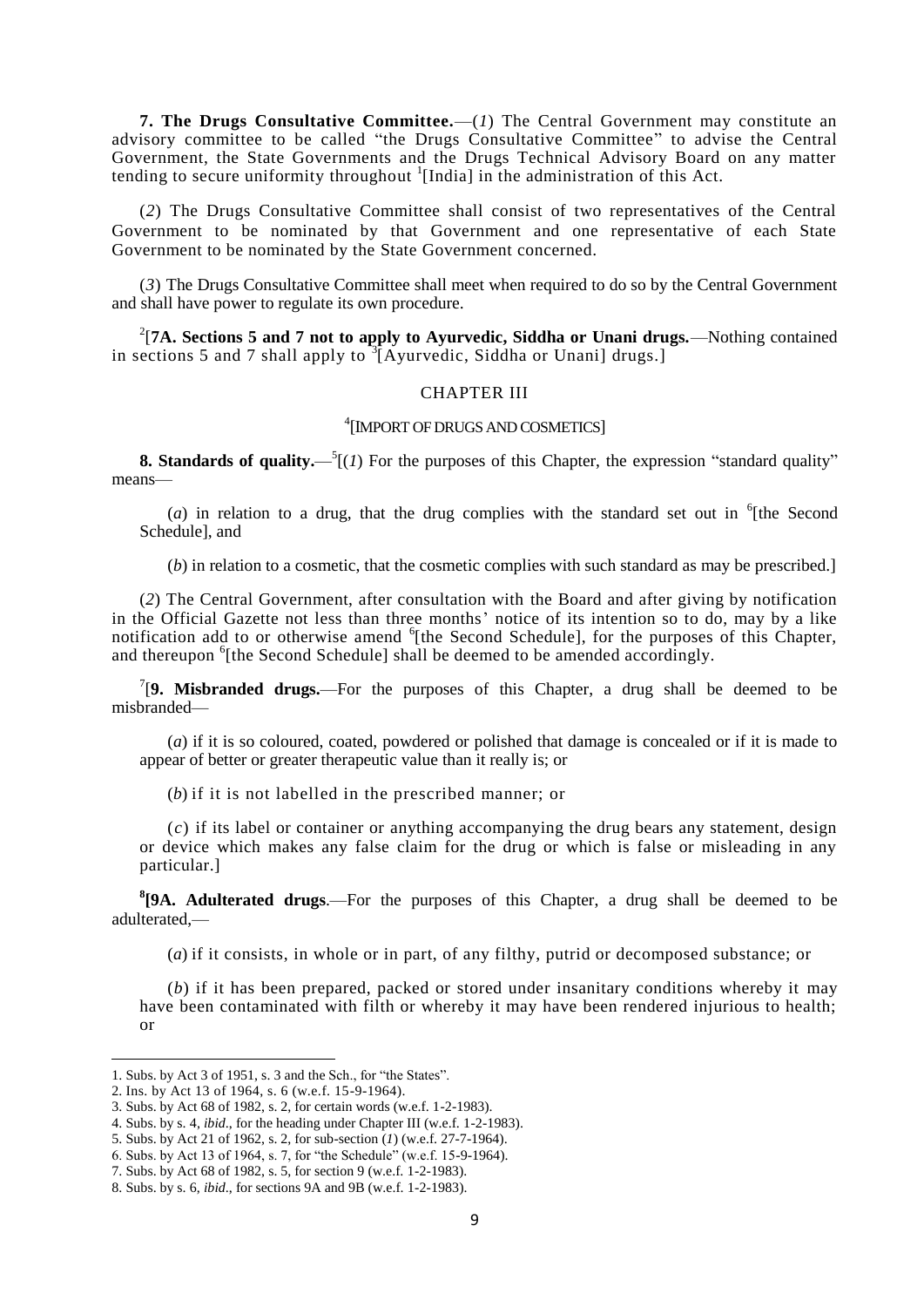**7. The Drugs Consultative Committee.**—(*1*) The Central Government may constitute an advisory committee to be called "the Drugs Consultative Committee" to advise the Central Government, the State Governments and the Drugs Technical Advisory Board on any matter tending to secure uniformity throughout [1][India] in the administration of this Act.

(*2*) The Drugs Consultative Committee shall consist of two representatives of the Central Government to be nominated by that Government and one representative of each State Government to be nominated by the State Government concerned.

(*3*) The Drugs Consultative Committee shall meet when required to do so by the Central Government and shall have power to regulate its own procedure.

[2][**7A. Sections 5 and 7 not to apply to Ayurvedic, Siddha or Unani drugs.**—Nothing contained in sections 5 and 7 shall apply to [3][Ayurvedic, Siddha or Unani] drugs.]

## CHAPTER III

### [4][IMPORT OF DRUGS AND COSMETICS]

**8. Standards of quality.**—[5][(*1*) For the purposes of this Chapter, the expression "standard quality" means—

(*a*) in relation to a drug, that the drug complies with the standard set out in [6][the Second Schedule], and

(*b*) in relation to a cosmetic, that the cosmetic complies with such standard as may be prescribed.]

(*2*) The Central Government, after consultation with the Board and after giving by notification in the Official Gazette not less than three months' notice of its intention so to do, may by a like notification add to or otherwise amend [6][the Second Schedule], for the purposes of this Chapter, and thereupon [6][the Second Schedule] shall be deemed to be amended accordingly.

[7][**9. Misbranded drugs.**—For the purposes of this Chapter, a drug shall be deemed to be misbranded—

(*a*) if it is so coloured, coated, powdered or polished that damage is concealed or if it is made to appear of better or greater therapeutic value than it really is; or

(*b*) if it is not labelled in the prescribed manner; or

(*c*) if its label or container or anything accompanying the drug bears any statement, design or device which makes any false claim for the drug or which is false or misleading in any particular.]

[8]**[9A. Adulterated drugs**.—For the purposes of this Chapter, a drug shall be deemed to be adulterated,—

(*a*) if it consists, in whole or in part, of any filthy, putrid or decomposed substance; or

(*b*) if it has been prepared, packed or stored under insanitary conditions whereby it may have been contaminated with filth or whereby it may have been rendered injurious to health; or

---

1. Subs. by Act 3 of 1951, s. 3 and the Sch., for "the States".
2. Ins. by Act 13 of 1964, s. 6 (w.e.f. 15-9-1964).
3. Subs. by Act 68 of 1982, s. 2, for certain words (w.e.f. 1-2-1983).
4. Subs. by s. 4, *ibid*., for the heading under Chapter III (w.e.f. 1-2-1983).
5. Subs. by Act 21 of 1962, s. 2, for sub-section (*1*) (w.e.f. 27-7-1964).
6. Subs. by Act 13 of 1964, s. 7, for "the Schedule" (w.e.f. 15-9-1964).
7. Subs. by Act 68 of 1982, s. 5, for section 9 (w.e.f. 1-2-1983).
8. Subs. by s. 6, *ibid*., for sections 9A and 9B (w.e.f. 1-2-1983).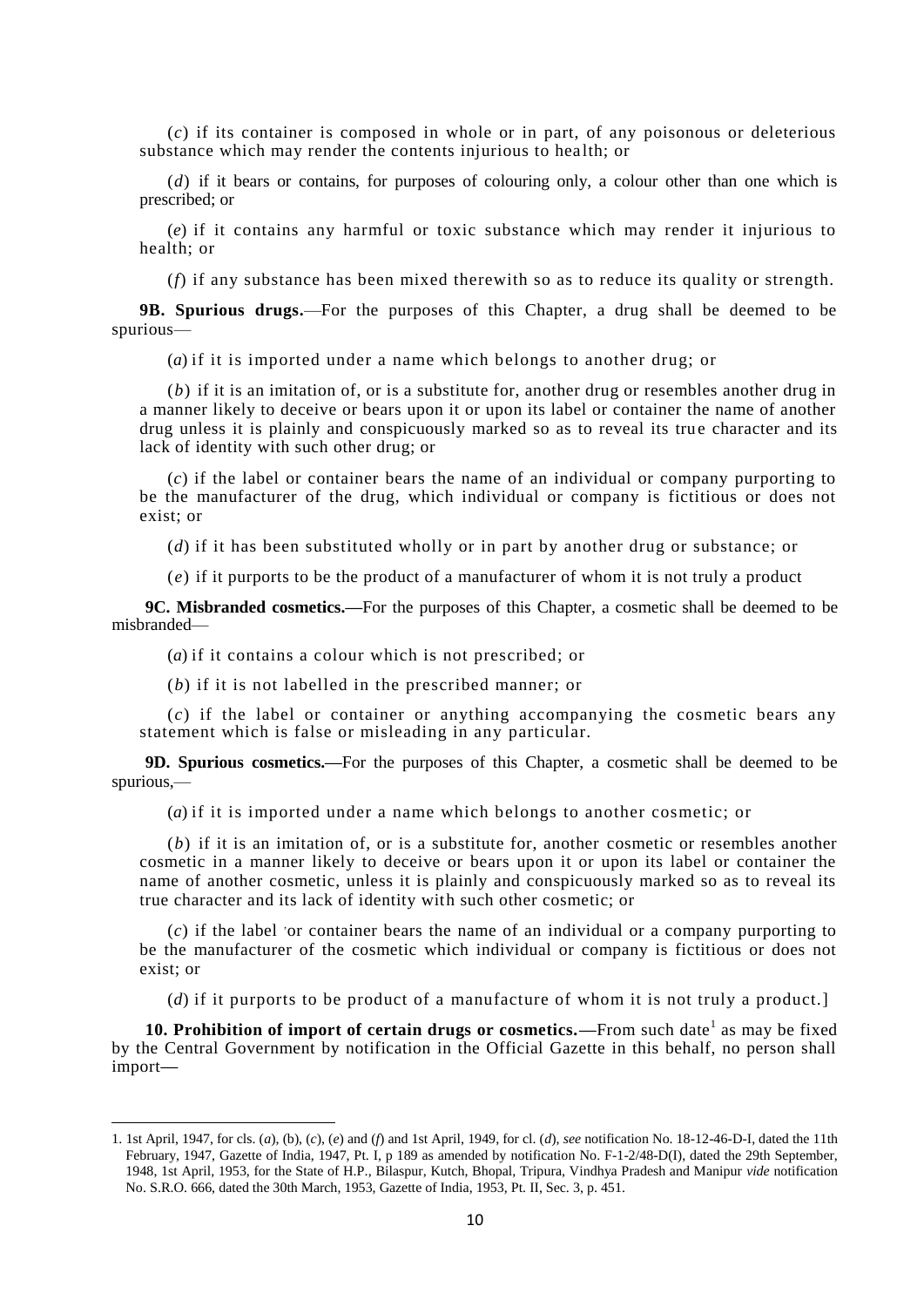(*c*) if its container is composed in whole or in part, of any poisonous or deleterious substance which may render the contents injurious to health; or

(*d*) if it bears or contains, for purposes of colouring only, a colour other than one which is prescribed; or

(*e*) if it contains any harmful or toxic substance which may render it injurious to health; or

(*f*) if any substance has been mixed therewith so as to reduce its quality or strength.

**9B. Spurious drugs.**—For the purposes of this Chapter, a drug shall be deemed to be spurious—

(*a*) if it is imported under a name which belongs to another drug; or

(*b*) if it is an imitation of, or is a substitute for, another drug or resembles another drug in a manner likely to deceive or bears upon it or upon its label or container the name of another drug unless it is plainly and conspicuously marked so as to reveal its true character and its lack of identity with such other drug; or

(*c*) if the label or container bears the name of an individual or company purporting to be the manufacturer of the drug, which individual or company is fictitious or does not exist; or

(*d*) if it has been substituted wholly or in part by another drug or substance; or

(*e*) if it purports to be the product of a manufacturer of whom it is not truly a product

**9C. Misbranded cosmetics.—**For the purposes of this Chapter, a cosmetic shall be deemed to be misbranded—

(*a*) if it contains a colour which is not prescribed; or

(*b*) if it is not labelled in the prescribed manner; or

(*c*) if the label or container or anything accompanying the cosmetic bears any statement which is false or misleading in any particular.

**9D. Spurious cosmetics.—**For the purposes of this Chapter, a cosmetic shall be deemed to be spurious,—

(*a*) if it is imported under a name which belongs to another cosmetic; or

(*b*) if it is an imitation of, or is a substitute for, another cosmetic or resembles another cosmetic in a manner likely to deceive or bears upon it or upon its label or container the name of another cosmetic, unless it is plainly and conspicuously marked so as to reveal its true character and its lack of identity with such other cosmetic; or

(*c*) if the label or container bears the name of an individual or a company purporting to be the manufacturer of the cosmetic which individual or company is fictitious or does not exist; or

(*d*) if it purports to be product of a manufacture of whom it is not truly a product.]

**10. Prohibition of import of certain drugs or cosmetics.—**From such date[1] as may be fixed by the Central Government by notification in the Official Gazette in this behalf, no person shall import—

---

1. 1st April, 1947, for cls. (*a*), (b), (*c*), (*e*) and (*f*) and 1st April, 1949, for cl. (*d*), *see* notification No. 18-12-46-D-I, dated the 11th February, 1947, Gazette of India, 1947, Pt. I, p 189 as amended by notification No. F-1-2/48-D(I), dated the 29th September, 1948, 1st April, 1953, for the State of H.P., Bilaspur, Kutch, Bhopal, Tripura, Vindhya Pradesh and Manipur *vide* notification No. S.R.O. 666, dated the 30th March, 1953, Gazette of India, 1953, Pt. II, Sec. 3, p. 451.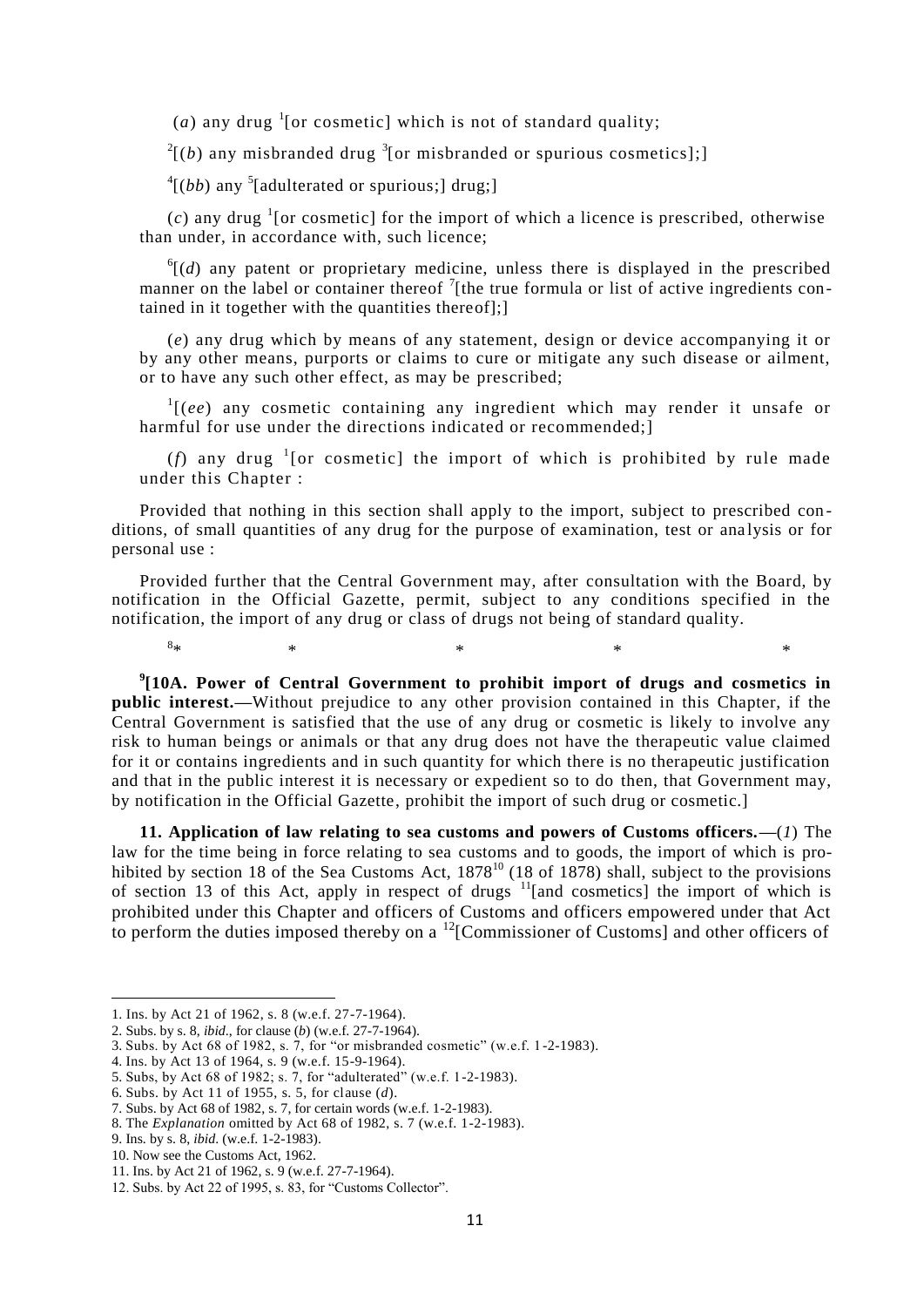(*a*) any drug [1][or cosmetic] which is not of standard quality;

[2][(*b*) any misbranded drug [3][or misbranded or spurious cosmetics];]

[4][(*bb*) any [5][adulterated or spurious;] drug;]

(*c*) any drug [1][or cosmetic] for the import of which a licence is prescribed, otherwise than under, in accordance with, such licence;

[6][(*d*) any patent or proprietary medicine, unless there is displayed in the prescribed manner on the label or container thereof [7][the true formula or list of active ingredients contained in it together with the quantities thereof];]

(*e*) any drug which by means of any statement, design or device accompanying it or by any other means, purports or claims to cure or mitigate any such disease or ailment, or to have any such other effect, as may be prescribed;

[1][(*ee*) any cosmetic containing any ingredient which may render it unsafe or harmful for use under the directions indicated or recommended;]

(*f*) any drug [1][or cosmetic] the import of which is prohibited by rule made under this Chapter :

Provided that nothing in this section shall apply to the import, subject to prescribed conditions, of small quantities of any drug for the purpose of examination, test or analysis or for personal use :

Provided further that the Central Government may, after consultation with the Board, by notification in the Official Gazette, permit, subject to any conditions specified in the notification, the import of any drug or class of drugs not being of standard quality.

[8]* * * * *

**[9][10A. Power of Central Government to prohibit import of drugs and cosmetics in public interest.—**Without prejudice to any other provision contained in this Chapter, if the Central Government is satisfied that the use of any drug or cosmetic is likely to involve any risk to human beings or animals or that any drug does not have the therapeutic value claimed for it or contains ingredients and in such quantity for which there is no therapeutic justification and that in the public interest it is necessary or expedient so to do then, that Government may, by notification in the Official Gazette, prohibit the import of such drug or cosmetic.]

**11. Application of law relating to sea customs and powers of Customs officers.—**(*1*) The law for the time being in force relating to sea customs and to goods, the import of which is prohibited by section 18 of the Sea Customs Act, 1878[10] (18 of 1878) shall, subject to the provisions of section 13 of this Act, apply in respect of drugs [11][and cosmetics] the import of which is prohibited under this Chapter and officers of Customs and officers empowered under that Act to perform the duties imposed thereby on a [12][Commissioner of Customs] and other officers of

1. Ins. by Act 21 of 1962, s. 8 (w.e.f. 27-7-1964).
2. Subs. by s. 8, *ibid*., for clause (*b*) (w.e.f. 27-7-1964).
3. Subs. by Act 68 of 1982, s. 7, for "or misbranded cosmetic" (w.e.f. 1-2-1983).
4. Ins. by Act 13 of 1964, s. 9 (w.e.f. 15-9-1964).
5. Subs, by Act 68 of 1982; s. 7, for "adulterated" (w.e.f. 1-2-1983).
6. Subs. by Act 11 of 1955, s. 5, for clause (*d*).
7. Subs. by Act 68 of 1982, s. 7, for certain words (w.e.f. 1-2-1983).
8. The *Explanation* omitted by Act 68 of 1982, s. 7 (w.e.f. 1-2-1983).
9. Ins. by s. 8, *ibid*. (w.e.f. 1-2-1983).
10. Now see the Customs Act, 1962.
11. Ins. by Act 21 of 1962, s. 9 (w.e.f. 27-7-1964).
12. Subs. by Act 22 of 1995, s. 83, for "Customs Collector".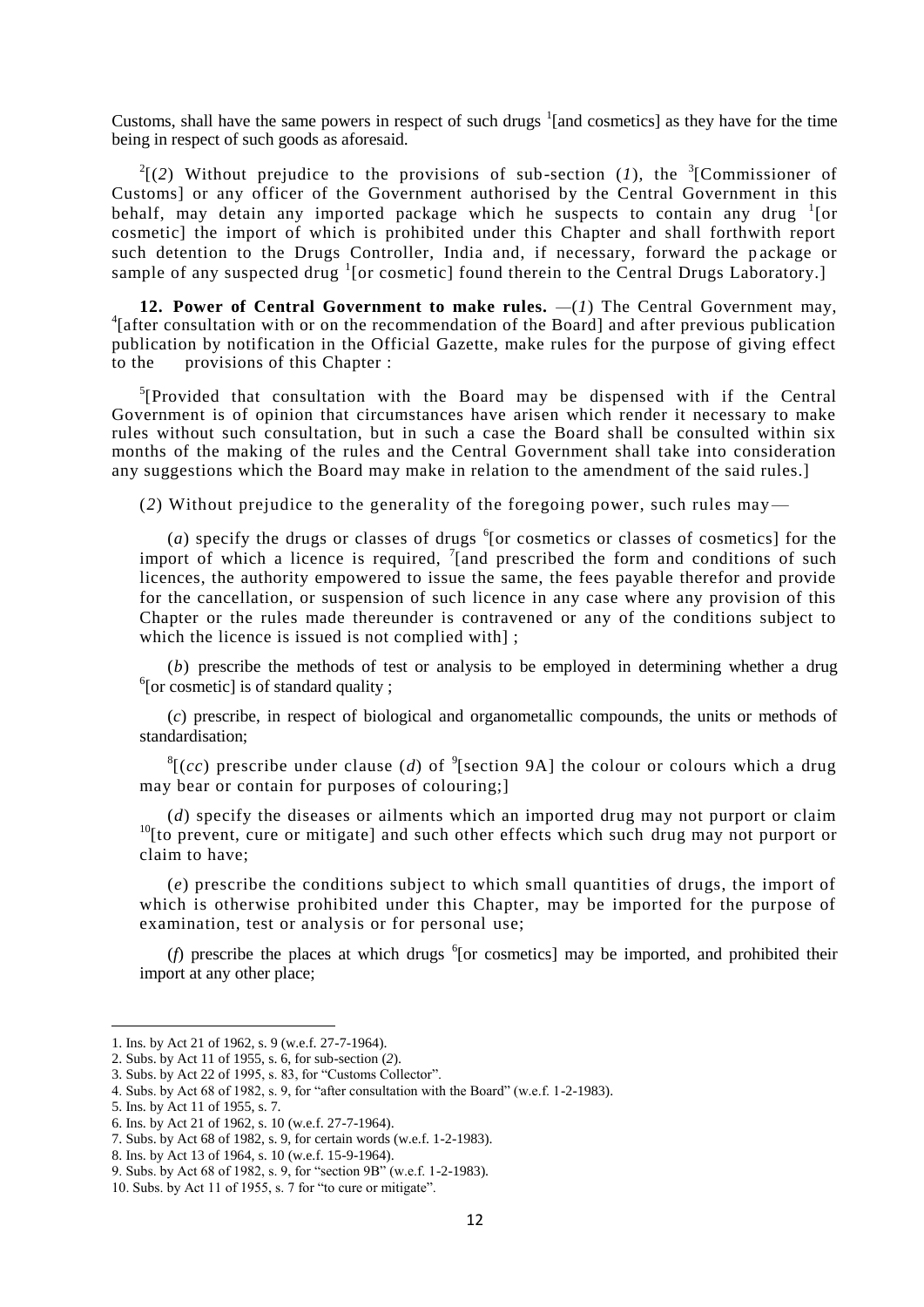Customs, shall have the same powers in respect of such drugs [1][and cosmetics] as they have for the time being in respect of such goods as aforesaid.

[2][(*2*) Without prejudice to the provisions of sub-section (*1*), the [3][Commissioner of Customs] or any officer of the Government authorised by the Central Government in this behalf, may detain any imported package which he suspects to contain any drug [1][or cosmetic] the import of which is prohibited under this Chapter and shall forthwith report such detention to the Drugs Controller, India and, if necessary, forward the package or sample of any suspected drug [1][or cosmetic] found therein to the Central Drugs Laboratory.]

**12. Power of Central Government to make rules.** —(*1*) The Central Government may, [4][after consultation with or on the recommendation of the Board] and after previous publication publication by notification in the Official Gazette, make rules for the purpose of giving effect to the provisions of this Chapter :

[5][Provided that consultation with the Board may be dispensed with if the Central Government is of opinion that circumstances have arisen which render it necessary to make rules without such consultation, but in such a case the Board shall be consulted within six months of the making of the rules and the Central Government shall take into consideration any suggestions which the Board may make in relation to the amendment of the said rules.]

(*2*) Without prejudice to the generality of the foregoing power, such rules may—

(*a*) specify the drugs or classes of drugs [6][or cosmetics or classes of cosmetics] for the import of which a licence is required, [7][and prescribed the form and conditions of such licences, the authority empowered to issue the same, the fees payable therefor and provide for the cancellation, or suspension of such licence in any case where any provision of this Chapter or the rules made thereunder is contravened or any of the conditions subject to which the licence is issued is not complied with] ;

(*b*) prescribe the methods of test or analysis to be employed in determining whether a drug [6][or cosmetic] is of standard quality ;

(*c*) prescribe, in respect of biological and organometallic compounds, the units or methods of standardisation;

[8][(*cc*) prescribe under clause (*d*) of [9][section 9A] the colour or colours which a drug may bear or contain for purposes of colouring;]

(*d*) specify the diseases or ailments which an imported drug may not purport or claim [10][to prevent, cure or mitigate] and such other effects which such drug may not purport or claim to have;

(*e*) prescribe the conditions subject to which small quantities of drugs, the import of which is otherwise prohibited under this Chapter, may be imported for the purpose of examination, test or analysis or for personal use;

(*f*) prescribe the places at which drugs [6][or cosmetics] may be imported, and prohibited their import at any other place;

---

1. Ins. by Act 21 of 1962, s. 9 (w.e.f. 27-7-1964).
2. Subs. by Act 11 of 1955, s. 6, for sub-section (*2*).
3. Subs. by Act 22 of 1995, s. 83, for "Customs Collector".
4. Subs. by Act 68 of 1982, s. 9, for "after consultation with the Board" (w.e.f. 1-2-1983).
5. Ins. by Act 11 of 1955, s. 7.
6. Ins. by Act 21 of 1962, s. 10 (w.e.f. 27-7-1964).
7. Subs. by Act 68 of 1982, s. 9, for certain words (w.e.f. 1-2-1983).
8. Ins. by Act 13 of 1964, s. 10 (w.e.f. 15-9-1964).
9. Subs. by Act 68 of 1982, s. 9, for "section 9B" (w.e.f. 1-2-1983).
10. Subs. by Act 11 of 1955, s. 7 for "to cure or mitigate".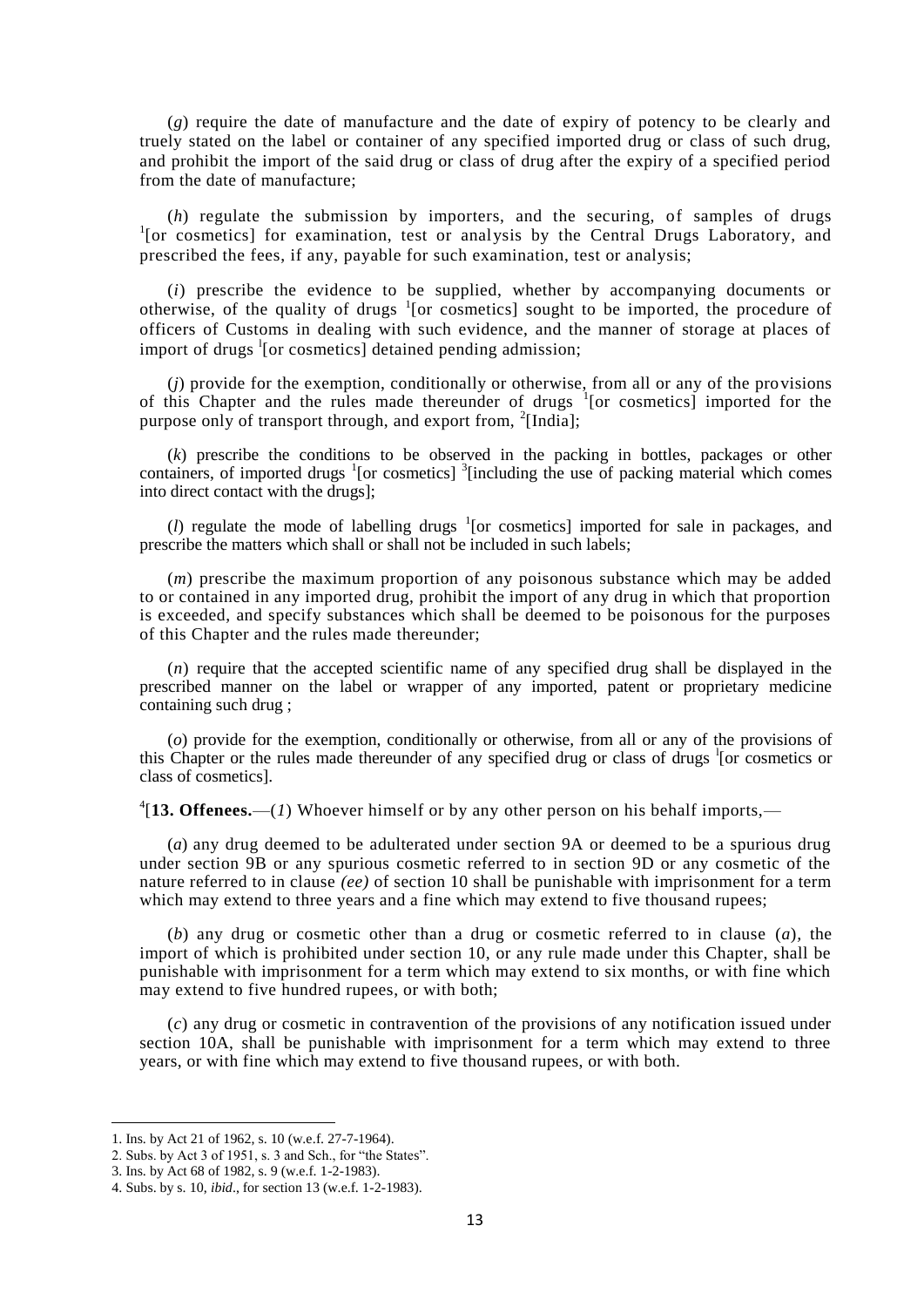(*g*) require the date of manufacture and the date of expiry of potency to be clearly and truely stated on the label or container of any specified imported drug or class of such drug, and prohibit the import of the said drug or class of drug after the expiry of a specified period from the date of manufacture;

(*h*) regulate the submission by importers, and the securing, of samples of drugs [1][or cosmetics] for examination, test or analysis by the Central Drugs Laboratory, and prescribed the fees, if any, payable for such examination, test or analysis;

(*i*) prescribe the evidence to be supplied, whether by accompanying documents or otherwise, of the quality of drugs [1][or cosmetics] sought to be imported, the procedure of officers of Customs in dealing with such evidence, and the manner of storage at places of import of drugs [1][or cosmetics] detained pending admission;

(*j*) provide for the exemption, conditionally or otherwise, from all or any of the provisions of this Chapter and the rules made thereunder of drugs [1][or cosmetics] imported for the purpose only of transport through, and export from, [2][India];

(*k*) prescribe the conditions to be observed in the packing in bottles, packages or other containers, of imported drugs [1][or cosmetics] [3][including the use of packing material which comes into direct contact with the drugs];

(*l*) regulate the mode of labelling drugs [1][or cosmetics] imported for sale in packages, and prescribe the matters which shall or shall not be included in such labels;

(*m*) prescribe the maximum proportion of any poisonous substance which may be added to or contained in any imported drug, prohibit the import of any drug in which that proportion is exceeded, and specify substances which shall be deemed to be poisonous for the purposes of this Chapter and the rules made thereunder;

(*n*) require that the accepted scientific name of any specified drug shall be displayed in the prescribed manner on the label or wrapper of any imported, patent or proprietary medicine containing such drug ;

(*o*) provide for the exemption, conditionally or otherwise, from all or any of the provisions of this Chapter or the rules made thereunder of any specified drug or class of drugs [1][or cosmetics or class of cosmetics].

[4][**13. Offenees.**—(*1*) Whoever himself or by any other person on his behalf imports,—

(*a*) any drug deemed to be adulterated under section 9A or deemed to be a spurious drug under section 9B or any spurious cosmetic referred to in section 9D or any cosmetic of the nature referred to in clause *(ee)* of section 10 shall be punishable with imprisonment for a term which may extend to three years and a fine which may extend to five thousand rupees;

(*b*) any drug or cosmetic other than a drug or cosmetic referred to in clause (*a*), the import of which is prohibited under section 10, or any rule made under this Chapter, shall be punishable with imprisonment for a term which may extend to six months, or with fine which may extend to five hundred rupees, or with both;

(*c*) any drug or cosmetic in contravention of the provisions of any notification issued under section 10A, shall be punishable with imprisonment for a term which may extend to three years, or with fine which may extend to five thousand rupees, or with both.

---

1. Ins. by Act 21 of 1962, s. 10 (w.e.f. 27-7-1964).
2. Subs. by Act 3 of 1951, s. 3 and Sch., for "the States".
3. Ins. by Act 68 of 1982, s. 9 (w.e.f. 1-2-1983).
4. Subs. by s. 10, *ibid*., for section 13 (w.e.f. 1-2-1983).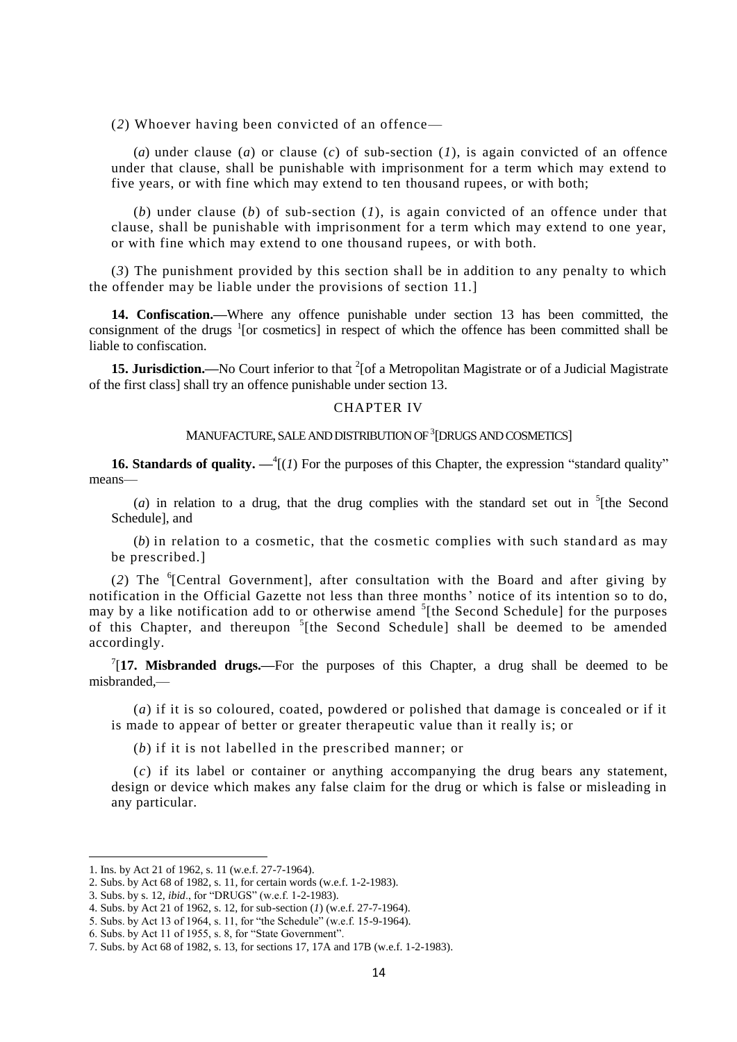(*2*) Whoever having been convicted of an offence—

(*a*) under clause (*a*) or clause (*c*) of sub-section (*1*), is again convicted of an offence under that clause, shall be punishable with imprisonment for a term which may extend to five years, or with fine which may extend to ten thousand rupees, or with both;

(*b*) under clause (*b*) of sub-section (*1*), is again convicted of an offence under that clause, shall be punishable with imprisonment for a term which may extend to one year, or with fine which may extend to one thousand rupees, or with both.

(*3*) The punishment provided by this section shall be in addition to any penalty to which the offender may be liable under the provisions of section 11.]

**14. Confiscation.—**Where any offence punishable under section 13 has been committed, the consignment of the drugs [1][or cosmetics] in respect of which the offence has been committed shall be liable to confiscation.

**15. Jurisdiction.—**No Court inferior to that [2][of a Metropolitan Magistrate or of a Judicial Magistrate of the first class] shall try an offence punishable under section 13.

## CHAPTER IV

### MANUFACTURE, SALE AND DISTRIBUTION OF [3][DRUGS AND COSMETICS]

**16. Standards of quality. —**[4][(*1*) For the purposes of this Chapter, the expression "standard quality" means—

(*a*) in relation to a drug, that the drug complies with the standard set out in [5][the Second Schedule], and

(*b*) in relation to a cosmetic, that the cosmetic complies with such standard as may be prescribed.]

(*2*) The [6][Central Government], after consultation with the Board and after giving by notification in the Official Gazette not less than three months' notice of its intention so to do, may by a like notification add to or otherwise amend [5][the Second Schedule] for the purposes of this Chapter, and thereupon [5][the Second Schedule] shall be deemed to be amended accordingly.

[7][**17. Misbranded drugs.—**For the purposes of this Chapter, a drug shall be deemed to be misbranded,—

(*a*) if it is so coloured, coated, powdered or polished that damage is concealed or if it is made to appear of better or greater therapeutic value than it really is; or

(*b*) if it is not labelled in the prescribed manner; or

(*c*) if its label or container or anything accompanying the drug bears any statement, design or device which makes any false claim for the drug or which is false or misleading in any particular.

---

1. Ins. by Act 21 of 1962, s. 11 (w.e.f. 27-7-1964).
2. Subs. by Act 68 of 1982, s. 11, for certain words (w.e.f. 1-2-1983).
3. Subs. by s. 12, *ibid*., for "DRUGS" (w.e.f. 1-2-1983).
4. Subs. by Act 21 of 1962, s. 12, for sub-section (*1*) (w.e.f. 27-7-1964).
5. Subs. by Act 13 of 1964, s. 11, for "the Schedule" (w.e.f. 15-9-1964).
6. Subs. by Act 11 of 1955, s. 8, for "State Government".
7. Subs. by Act 68 of 1982, s. 13, for sections 17, 17A and 17B (w.e.f. 1-2-1983).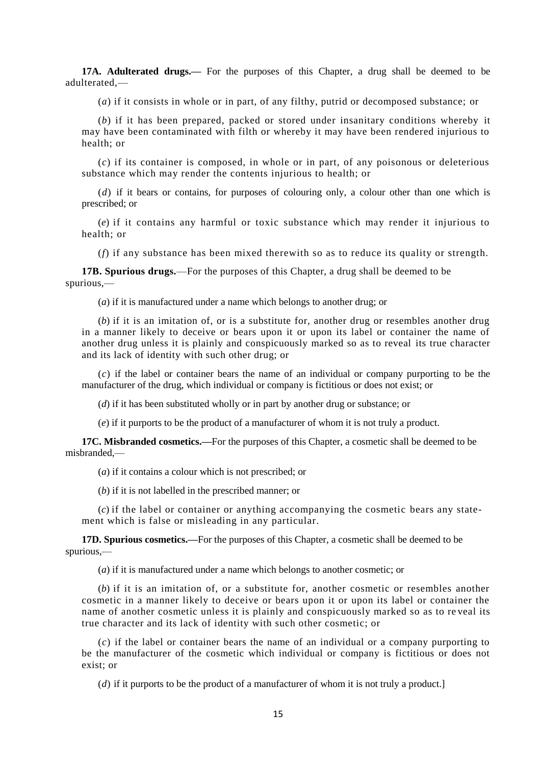**17A. Adulterated drugs.—** For the purposes of this Chapter, a drug shall be deemed to be adulterated,—

(*a*) if it consists in whole or in part, of any filthy, putrid or decomposed substance; or

(*b*) if it has been prepared, packed or stored under insanitary conditions whereby it may have been contaminated with filth or whereby it may have been rendered injurious to health; or

(*c*) if its container is composed, in whole or in part, of any poisonous or deleterious substance which may render the contents injurious to health; or

(*d*) if it bears or contains, for purposes of colouring only, a colour other than one which is prescribed; or

(*e*) if it contains any harmful or toxic substance which may render it injurious to health; or

(*f*) if any substance has been mixed therewith so as to reduce its quality or strength.

**17B. Spurious drugs.**—For the purposes of this Chapter, a drug shall be deemed to be spurious,—

(*a*) if it is manufactured under a name which belongs to another drug; or

(*b*) if it is an imitation of, or is a substitute for, another drug or resembles another drug in a manner likely to deceive or bears upon it or upon its label or container the name of another drug unless it is plainly and conspicuously marked so as to reveal its true character and its lack of identity with such other drug; or

(*c*) if the label or container bears the name of an individual or company purporting to be the manufacturer of the drug, which individual or company is fictitious or does not exist; or

(*d*) if it has been substituted wholly or in part by another drug or substance; or

(*e*) if it purports to be the product of a manufacturer of whom it is not truly a product.

**17C. Misbranded cosmetics.—**For the purposes of this Chapter, a cosmetic shall be deemed to be misbranded,—

(*a*) if it contains a colour which is not prescribed; or

(*b*) if it is not labelled in the prescribed manner; or

(*c*) if the label or container or anything accompanying the cosmetic bears any statement which is false or misleading in any particular.

**17D. Spurious cosmetics.—**For the purposes of this Chapter, a cosmetic shall be deemed to be spurious,—

(*a*) if it is manufactured under a name which belongs to another cosmetic; or

(*b*) if it is an imitation of, or a substitute for, another cosmetic or resembles another cosmetic in a manner likely to deceive or bears upon it or upon its label or container the name of another cosmetic unless it is plainly and conspicuously marked so as to reveal its true character and its lack of identity with such other cosmetic; or

(*c*) if the label or container bears the name of an individual or a company purporting to be the manufacturer of the cosmetic which individual or company is fictitious or does not exist; or

(*d*) if it purports to be the product of a manufacturer of whom it is not truly a product.]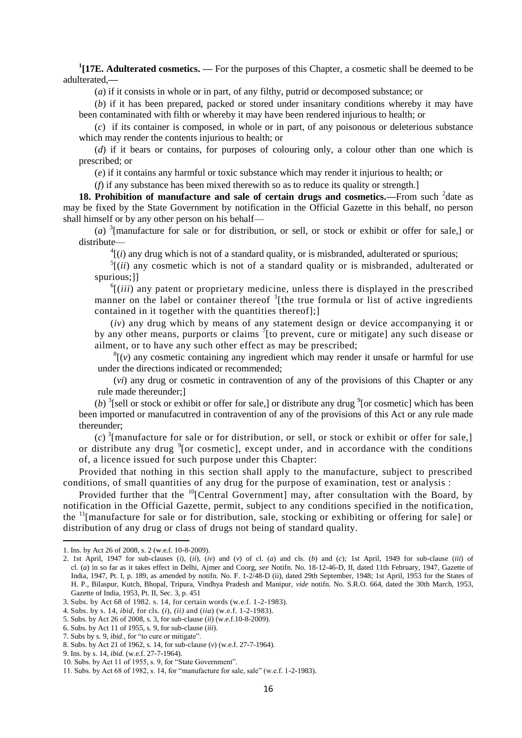[1][**17E. Adulterated cosmetics.** — For the purposes of this Chapter, a cosmetic shall be deemed to be adulterated,—

(*a*) if it consists in whole or in part, of any filthy, putrid or decomposed substance; or

(*b*) if it has been prepared, packed or stored under insanitary conditions whereby it may have been contaminated with filth or whereby it may have been rendered injurious to health; or

(*c*) if its container is composed, in whole or in part, of any poisonous or deleterious substance which may render the contents injurious to health; or

(*d*) if it bears or contains, for purposes of colouring only, a colour other than one which is prescribed; or

(*e*) if it contains any harmful or toxic substance which may render it injurious to health; or

(*f*) if any substance has been mixed therewith so as to reduce its quality or strength.]

**18. Prohibition of manufacture and sale of certain drugs and cosmetics.**—From such [2]date as may be fixed by the State Government by notification in the Official Gazette in this behalf, no person shall himself or by any other person on his behalf—

(*a*) [3][manufacture for sale or for distribution, or sell, or stock or exhibit or offer for sale,] or distribute—

[4][(*i*) any drug which is not of a standard quality, or is misbranded, adulterated or spurious;

[5][(*ii*) any cosmetic which is not of a standard quality or is misbranded, adulterated or spurious;]]

[6][(*iii*) any patent or proprietary medicine, unless there is displayed in the prescribed manner on the label or container thereof [3][the true formula or list of active ingredients contained in it together with the quantities thereof];]

(*iv*) any drug which by means of any statement design or device accompanying it or by any other means, purports or claims [7][to prevent, cure or mitigate] any such disease or ailment, or to have any such other effect as may be prescribed;

[8][(*v*) any cosmetic containing any ingredient which may render it unsafe or harmful for use under the directions indicated or recommended;

(*vi*) any drug or cosmetic in contravention of any of the provisions of this Chapter or any rule made thereunder;]

(*b*) [3][sell or stock or exhibit or offer for sale,] or distribute any drug [9][or cosmetic] which has been been imported or manufacutred in contravention of any of the provisions of this Act or any rule made thereunder;

(*c*) [3][manufacture for sale or for distribution, or sell, or stock or exhibit or offer for sale,] or distribute any drug [9][or cosmetic], except under, and in accordance with the conditions of, a licence issued for such purpose under this Chapter:

Provided that nothing in this section shall apply to the manufacture, subject to prescribed conditions, of small quantities of any drug for the purpose of examination, test or analysis :

Provided further that the [10][Central Government] may, after consultation with the Board, by notification in the Official Gazette, permit, subject to any conditions specified in the notification, the [11][manufacture for sale or for distribution, sale, stocking or exhibiting or offering for sale] or distribution of any drug or class of drugs not being of standard quality.

---

1. Ins. by Act 26 of 2008, s. 2 (w.e.f. 10-8-2009).
2. 1st April, 1947 for sub-clauses (*i*), (*ii*), (*iv*) and (*v*) of cl. (*a*) and cls. (*b*) and (*c*); 1st April, 1949 for sub-clause (*iii*) of cl. (*a*) in so far as it takes effect in Delhi, Ajmer and Coorg, *see* Notifn. No. 18-12-46-D, II, dated 11th February, 1947, Gazette of India, 1947, Pt. I, p. 189, as amended by notifn. No. F. 1-2/48-D (ii), dated 29th September, 1948; 1st April, 1953 for the States of H. P., Bilaspur, Kutch, Bhopal, Tripura, Vindhya Pradesh and Manipur, *vide* notifn. No. S.R.O. 664, dated the 30th March, 1953, Gazette of India, 1953, Pt. II, Sec. 3, p. 451
3. Subs. by Act 68 of 1982. s. 14, for certain words (w.e.f. 1-2-1983).
4. Subs. by s. 14, *ibid*, for cls. (*i*), *(ii)* and (*iia*) (w.e.f. 1-2-1983).
5. Subs. by Act 26 of 2008, s. 3, for sub-clause (*ii*) (w.e.f.10-8-2009).
6. Subs. by Act 11 of 1955, s. 9, for sub-clause (*iii*).
7. Subs by s. 9, *ibid*., for "to cure or mitigate".
8. Subs. by Act 21 of 1962, s. 14, for sub-clause (*v*) (w.e.f. 27-7-1964).
9. Ins. by s. 14, *ibid*. (w.e.f. 27-7-1964).
10. Subs. by Act 11 of 1955, s. 9, for "State Government".
11. Subs. by Act 68 of 1982, s. 14, for "manufacture for sale, sale" (w.e.f. 1-2-1983).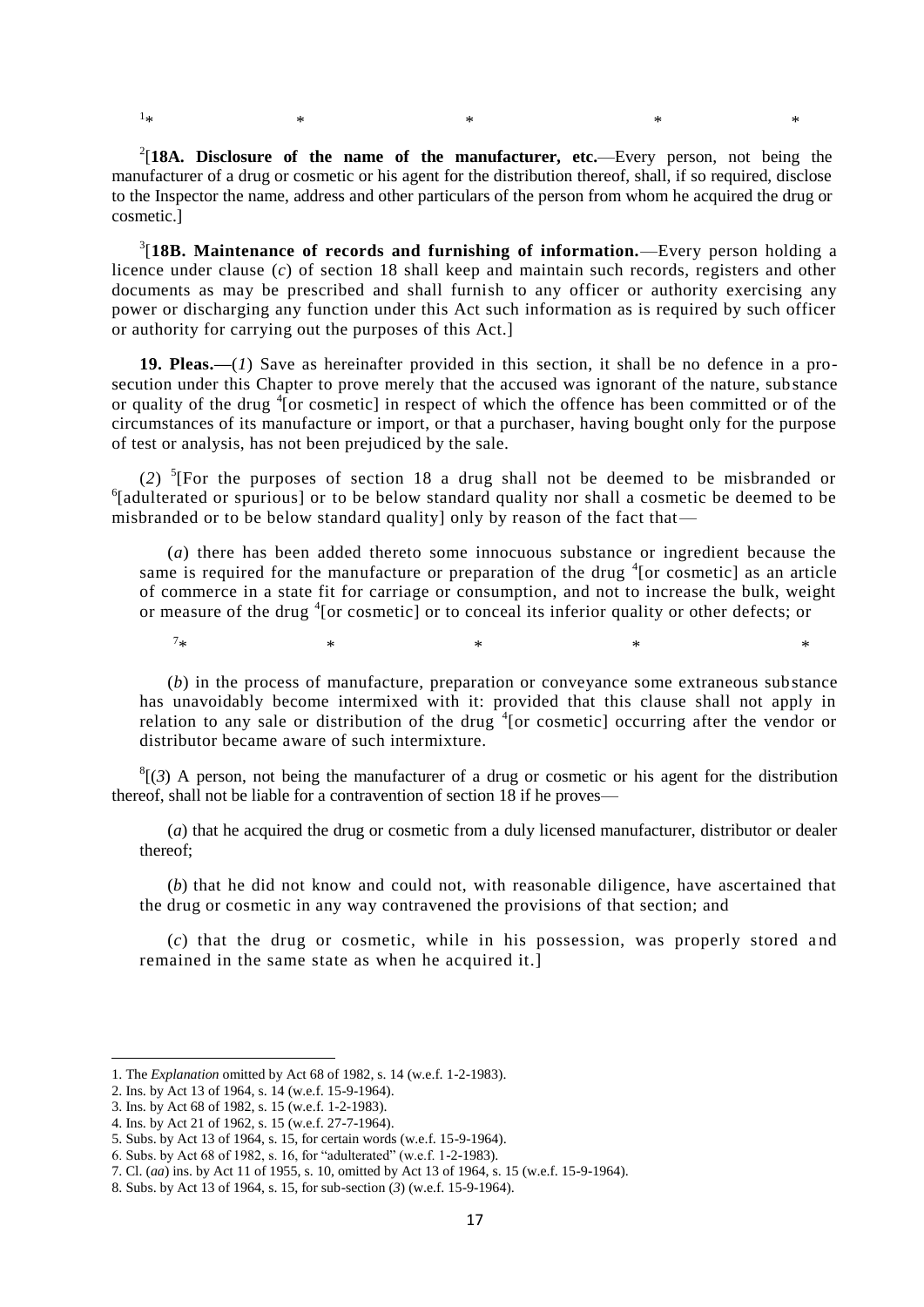[1]* * * * *

[2][**18A. Disclosure of the name of the manufacturer, etc.**—Every person, not being the manufacturer of a drug or cosmetic or his agent for the distribution thereof, shall, if so required, disclose to the Inspector the name, address and other particulars of the person from whom he acquired the drug or cosmetic.]

[3][**18B. Maintenance of records and furnishing of information.**—Every person holding a licence under clause (*c*) of section 18 shall keep and maintain such records, registers and other documents as may be prescribed and shall furnish to any officer or authority exercising any power or discharging any function under this Act such information as is required by such officer or authority for carrying out the purposes of this Act.]

**19. Pleas.—**(*1*) Save as hereinafter provided in this section, it shall be no defence in a prosecution under this Chapter to prove merely that the accused was ignorant of the nature, substance or quality of the drug [4][or cosmetic] in respect of which the offence has been committed or of the circumstances of its manufacture or import, or that a purchaser, having bought only for the purpose of test or analysis, has not been prejudiced by the sale.

(*2*) [5][For the purposes of section 18 a drug shall not be deemed to be misbranded or [6][adulterated or spurious] or to be below standard quality nor shall a cosmetic be deemed to be misbranded or to be below standard quality] only by reason of the fact that—

(*a*) there has been added thereto some innocuous substance or ingredient because the same is required for the manufacture or preparation of the drug [4][or cosmetic] as an article of commerce in a state fit for carriage or consumption, and not to increase the bulk, weight or measure of the drug [4][or cosmetic] or to conceal its inferior quality or other defects; or

[7]* * * * *

(*b*) in the process of manufacture, preparation or conveyance some extraneous substance has unavoidably become intermixed with it: provided that this clause shall not apply in relation to any sale or distribution of the drug [4][or cosmetic] occurring after the vendor or distributor became aware of such intermixture.

[8][(*3*) A person, not being the manufacturer of a drug or cosmetic or his agent for the distribution thereof, shall not be liable for a contravention of section 18 if he proves—

(*a*) that he acquired the drug or cosmetic from a duly licensed manufacturer, distributor or dealer thereof;

(*b*) that he did not know and could not, with reasonable diligence, have ascertained that the drug or cosmetic in any way contravened the provisions of that section; and

(*c*) that the drug or cosmetic, while in his possession, was properly stored and remained in the same state as when he acquired it.]

---

1. The *Explanation* omitted by Act 68 of 1982, s. 14 (w.e.f. 1-2-1983).
2. Ins. by Act 13 of 1964, s. 14 (w.e.f. 15-9-1964).
3. Ins. by Act 68 of 1982, s. 15 (w.e.f. 1-2-1983).
4. Ins. by Act 21 of 1962, s. 15 (w.e.f. 27-7-1964).
5. Subs. by Act 13 of 1964, s. 15, for certain words (w.e.f. 15-9-1964).
6. Subs. by Act 68 of 1982, s. 16, for "adulterated" (w.e.f. 1-2-1983).
7. Cl. (*aa*) ins. by Act 11 of 1955, s. 10, omitted by Act 13 of 1964, s. 15 (w.e.f. 15-9-1964).
8. Subs. by Act 13 of 1964, s. 15, for sub-section (*3*) (w.e.f. 15-9-1964).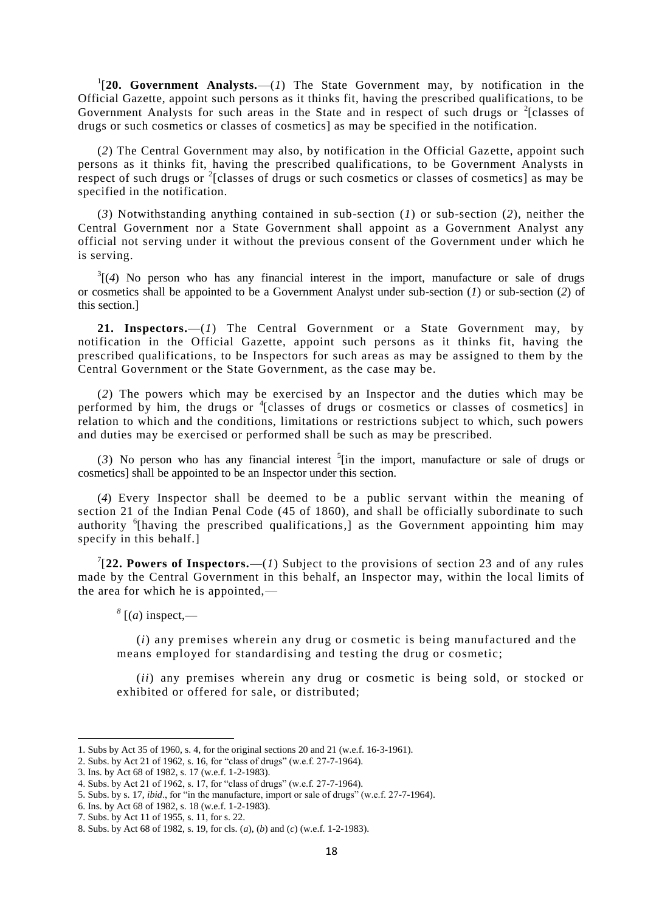[1][**20. Government Analysts.**—(*1*) The State Government may, by notification in the Official Gazette, appoint such persons as it thinks fit, having the prescribed qualifications, to be Government Analysts for such areas in the State and in respect of such drugs or [2][classes of drugs or such cosmetics or classes of cosmetics] as may be specified in the notification.

(*2*) The Central Government may also, by notification in the Official Gazette, appoint such persons as it thinks fit, having the prescribed qualifications, to be Government Analysts in respect of such drugs or [2][classes of drugs or such cosmetics or classes of cosmetics] as may be specified in the notification.

(*3*) Notwithstanding anything contained in sub-section (*1*) or sub-section (*2*), neither the Central Government nor a State Government shall appoint as a Government Analyst any official not serving under it without the previous consent of the Government under which he is serving.

[3][(*4*) No person who has any financial interest in the import, manufacture or sale of drugs or cosmetics shall be appointed to be a Government Analyst under sub-section (*1*) or sub-section (*2*) of this section.]

**21. Inspectors.**—(*1*) The Central Government or a State Government may, by notification in the Official Gazette, appoint such persons as it thinks fit, having the prescribed qualifications, to be Inspectors for such areas as may be assigned to them by the Central Government or the State Government, as the case may be.

(*2*) The powers which may be exercised by an Inspector and the duties which may be performed by him, the drugs or [4][classes of drugs or cosmetics or classes of cosmetics] in relation to which and the conditions, limitations or restrictions subject to which, such powers and duties may be exercised or performed shall be such as may be prescribed.

(*3*) No person who has any financial interest [5][in the import, manufacture or sale of drugs or cosmetics] shall be appointed to be an Inspector under this section.

(*4*) Every Inspector shall be deemed to be a public servant within the meaning of section 21 of the Indian Penal Code (45 of 1860), and shall be officially subordinate to such authority [6][having the prescribed qualifications,] as the Government appointing him may specify in this behalf.]

[7][**22. Powers of Inspectors.**—(*1*) Subject to the provisions of section 23 and of any rules made by the Central Government in this behalf, an Inspector may, within the local limits of the area for which he is appointed,—

[8] [(*a*) inspect,—

(*i*) any premises wherein any drug or cosmetic is being manufactured and the means employed for standardising and testing the drug or cosmetic;

(*ii*) any premises wherein any drug or cosmetic is being sold, or stocked or exhibited or offered for sale, or distributed;

---

1. Subs by Act 35 of 1960, s. 4, for the original sections 20 and 21 (w.e.f. 16-3-1961).
2. Subs. by Act 21 of 1962, s. 16, for "class of drugs" (w.e.f. 27-7-1964).
3. Ins. by Act 68 of 1982, s. 17 (w.e.f. 1-2-1983).
4. Subs. by Act 21 of 1962, s. 17, for "class of drugs" (w.e.f. 27-7-1964).
5. Subs. by s. 17, *ibid*., for "in the manufacture, import or sale of drugs" (w.e.f. 27-7-1964).
6. Ins. by Act 68 of 1982, s. 18 (w.e.f. 1-2-1983).
7. Subs. by Act 11 of 1955, s. 11, for s. 22.
8. Subs. by Act 68 of 1982, s. 19, for cls. (*a*), (*b*) and (*c*) (w.e.f. 1-2-1983).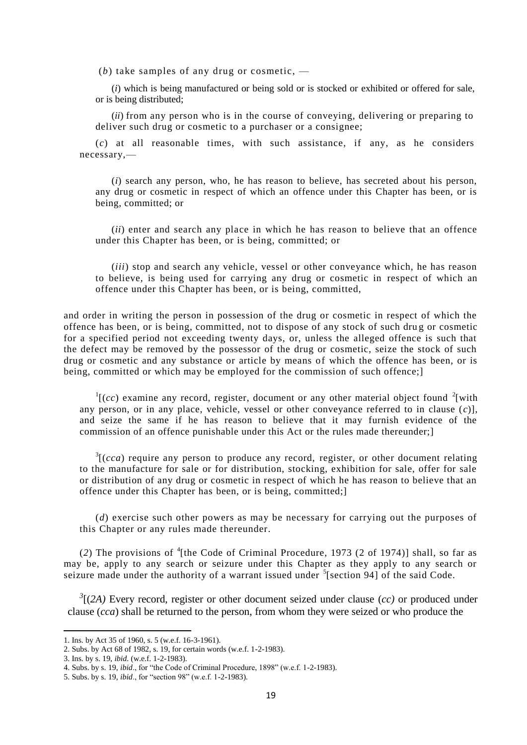(*b*) take samples of any drug or cosmetic, —

(*i*) which is being manufactured or being sold or is stocked or exhibited or offered for sale, or is being distributed;

(*ii*) from any person who is in the course of conveying, delivering or preparing to deliver such drug or cosmetic to a purchaser or a consignee;

(*c*) at all reasonable times, with such assistance, if any, as he considers necessary,—

(*i*) search any person, who, he has reason to believe, has secreted about his person, any drug or cosmetic in respect of which an offence under this Chapter has been, or is being, committed; or

(*ii*) enter and search any place in which he has reason to believe that an offence under this Chapter has been, or is being, committed; or

(*iii*) stop and search any vehicle, vessel or other conveyance which, he has reason to believe, is being used for carrying any drug or cosmetic in respect of which an offence under this Chapter has been, or is being, committed,

and order in writing the person in possession of the drug or cosmetic in respect of which the offence has been, or is being, committed, not to dispose of any stock of such drug or cosmetic for a specified period not exceeding twenty days, or, unless the alleged offence is such that the defect may be removed by the possessor of the drug or cosmetic, seize the stock of such drug or cosmetic and any substance or article by means of which the offence has been, or is being, committed or which may be employed for the commission of such offence;]

[1][(*cc*) examine any record, register, document or any other material object found [2][with any person, or in any place, vehicle, vessel or other conveyance referred to in clause (*c*)], and seize the same if he has reason to believe that it may furnish evidence of the commission of an offence punishable under this Act or the rules made thereunder;]

[3][(*cca*) require any person to produce any record, register, or other document relating to the manufacture for sale or for distribution, stocking, exhibition for sale, offer for sale or distribution of any drug or cosmetic in respect of which he has reason to believe that an offence under this Chapter has been, or is being, committed;]

(*d*) exercise such other powers as may be necessary for carrying out the purposes of this Chapter or any rules made thereunder.

(*2*) The provisions of [4][the Code of Criminal Procedure, 1973 (2 of 1974)] shall, so far as may be, apply to any search or seizure under this Chapter as they apply to any search or seizure made under the authority of a warrant issued under [5][section 94] of the said Code.

[3][(*2A)* Every record, register or other document seized under clause (*cc)* or produced under clause (*cca*) shall be returned to the person, from whom they were seized or who produce the

---

1. Ins. by Act 35 of 1960, s. 5 (w.e.f. 16-3-1961).
2. Subs. by Act 68 of 1982, s. 19, for certain words (w.e.f. 1-2-1983).
3. Ins. by s. 19, *ibid.* (w.e.f. 1-2-1983).
4. Subs. by s. 19, *ibid*., for "the Code of Criminal Procedure, 1898" (w.e.f. 1-2-1983).
5. Subs. by s. 19, *ibid*., for "section 98" (w.e.f. 1-2-1983).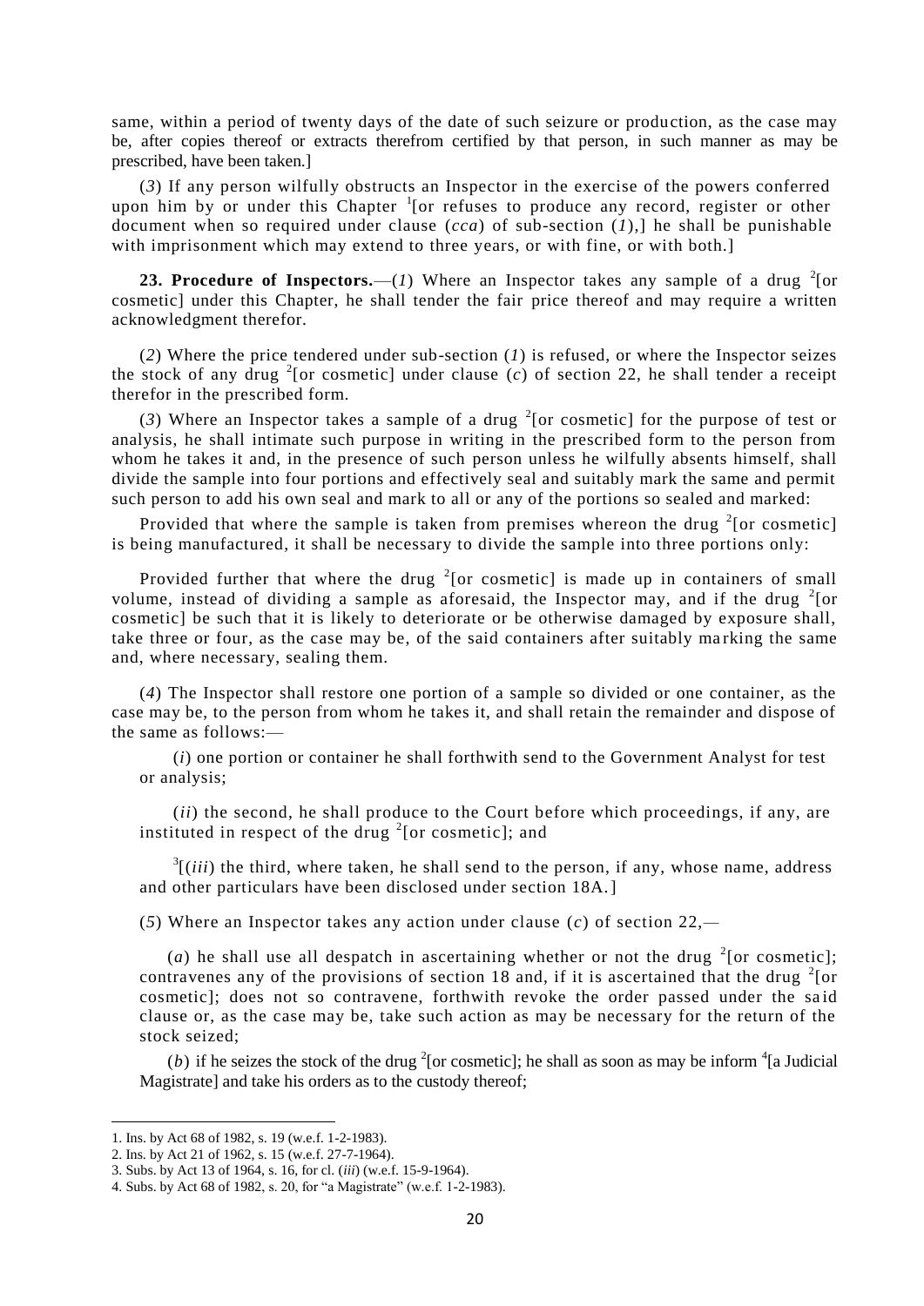same, within a period of twenty days of the date of such seizure or production, as the case may be, after copies thereof or extracts therefrom certified by that person, in such manner as may be prescribed, have been taken.]

(*3*) If any person wilfully obstructs an Inspector in the exercise of the powers conferred upon him by or under this Chapter [1][or refuses to produce any record, register or other document when so required under clause (*cca*) of sub-section (*1*),] he shall be punishable with imprisonment which may extend to three years, or with fine, or with both.]

**23. Procedure of Inspectors.**—(*1*) Where an Inspector takes any sample of a drug [2][or cosmetic] under this Chapter, he shall tender the fair price thereof and may require a written acknowledgment therefor.

(*2*) Where the price tendered under sub-section (*1*) is refused, or where the Inspector seizes the stock of any drug [2][or cosmetic] under clause (*c*) of section 22, he shall tender a receipt therefor in the prescribed form.

(*3*) Where an Inspector takes a sample of a drug [2][or cosmetic] for the purpose of test or analysis, he shall intimate such purpose in writing in the prescribed form to the person from whom he takes it and, in the presence of such person unless he wilfully absents himself, shall divide the sample into four portions and effectively seal and suitably mark the same and permit such person to add his own seal and mark to all or any of the portions so sealed and marked:

Provided that where the sample is taken from premises whereon the drug [2][or cosmetic] is being manufactured, it shall be necessary to divide the sample into three portions only:

Provided further that where the drug [2][or cosmetic] is made up in containers of small volume, instead of dividing a sample as aforesaid, the Inspector may, and if the drug [2][or cosmetic] be such that it is likely to deteriorate or be otherwise damaged by exposure shall, take three or four, as the case may be, of the said containers after suitably marking the same and, where necessary, sealing them.

(*4*) The Inspector shall restore one portion of a sample so divided or one container, as the case may be, to the person from whom he takes it, and shall retain the remainder and dispose of the same as follows:—

(*i*) one portion or container he shall forthwith send to the Government Analyst for test or analysis;

(*ii*) the second, he shall produce to the Court before which proceedings, if any, are instituted in respect of the drug [2][or cosmetic]; and

[3][(*iii*) the third, where taken, he shall send to the person, if any, whose name, address and other particulars have been disclosed under section 18A.]

(*5*) Where an Inspector takes any action under clause (*c*) of section 22,—

(*a*) he shall use all despatch in ascertaining whether or not the drug [2][or cosmetic]; contravenes any of the provisions of section 18 and, if it is ascertained that the drug [2][or cosmetic]; does not so contravene, forthwith revoke the order passed under the said clause or, as the case may be, take such action as may be necessary for the return of the stock seized;

(*b*) if he seizes the stock of the drug [2][or cosmetic]; he shall as soon as may be inform [4][a Judicial Magistrate] and take his orders as to the custody thereof;

---

1. Ins. by Act 68 of 1982, s. 19 (w.e.f. 1-2-1983).
2. Ins. by Act 21 of 1962, s. 15 (w.e.f. 27-7-1964).
3. Subs. by Act 13 of 1964, s. 16, for cl. (*iii*) (w.e.f. 15-9-1964).
4. Subs. by Act 68 of 1982, s. 20, for "a Magistrate" (w.e.f. 1-2-1983).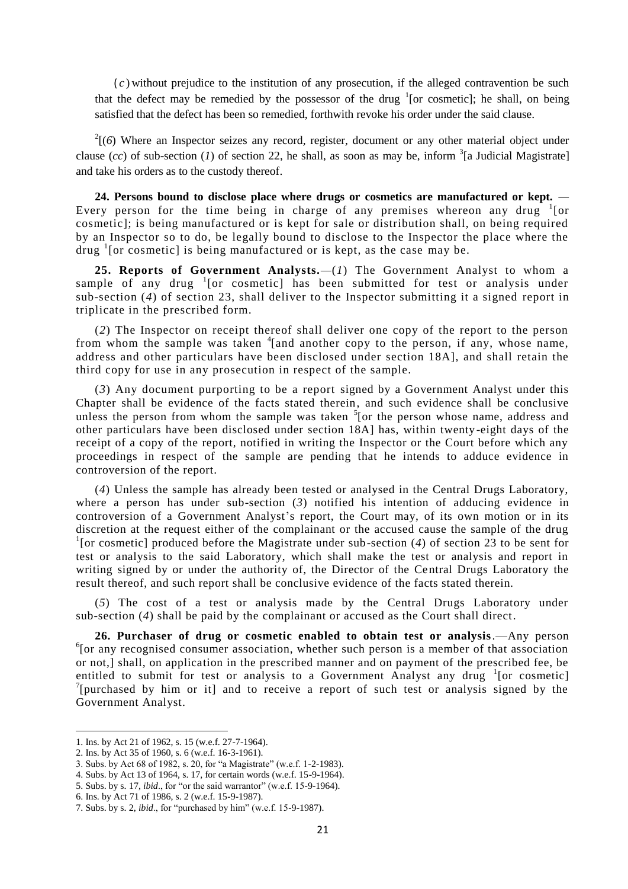(*c*) without prejudice to the institution of any prosecution, if the alleged contravention be such that the defect may be remedied by the possessor of the drug [1][or cosmetic]; he shall, on being satisfied that the defect has been so remedied, forthwith revoke his order under the said clause.

[2][(*6*) Where an Inspector seizes any record, register, document or any other material object under clause (*cc*) of sub-section (*1*) of section 22, he shall, as soon as may be, inform [3][a Judicial Magistrate] and take his orders as to the custody thereof.

**24. Persons bound to disclose place where drugs or cosmetics are manufactured or kept.** — Every person for the time being in charge of any premises whereon any drug [1][or cosmetic]; is being manufactured or is kept for sale or distribution shall, on being required by an Inspector so to do, be legally bound to disclose to the Inspector the place where the drug [1][or cosmetic] is being manufactured or is kept, as the case may be.

**25. Reports of Government Analysts.**—(*1*) The Government Analyst to whom a sample of any drug [1][or cosmetic] has been submitted for test or analysis under sub-section (*4*) of section 23, shall deliver to the Inspector submitting it a signed report in triplicate in the prescribed form.

(*2*) The Inspector on receipt thereof shall deliver one copy of the report to the person from whom the sample was taken [4][and another copy to the person, if any, whose name, address and other particulars have been disclosed under section 18A], and shall retain the third copy for use in any prosecution in respect of the sample.

(*3*) Any document purporting to be a report signed by a Government Analyst under this Chapter shall be evidence of the facts stated therein, and such evidence shall be conclusive unless the person from whom the sample was taken [5][or the person whose name, address and other particulars have been disclosed under section 18A] has, within twenty-eight days of the receipt of a copy of the report, notified in writing the Inspector or the Court before which any proceedings in respect of the sample are pending that he intends to adduce evidence in controversion of the report.

(*4*) Unless the sample has already been tested or analysed in the Central Drugs Laboratory, where a person has under sub-section (*3*) notified his intention of adducing evidence in controversion of a Government Analyst's report, the Court may, of its own motion or in its discretion at the request either of the complainant or the accused cause the sample of the drug [1][or cosmetic] produced before the Magistrate under sub-section (*4*) of section 23 to be sent for test or analysis to the said Laboratory, which shall make the test or analysis and report in writing signed by or under the authority of, the Director of the Central Drugs Laboratory the result thereof, and such report shall be conclusive evidence of the facts stated therein.

(*5*) The cost of a test or analysis made by the Central Drugs Laboratory under sub-section (*4*) shall be paid by the complainant or accused as the Court shall direct.

**26. Purchaser of drug or cosmetic enabled to obtain test or analysis**.—Any person [6][or any recognised consumer association, whether such person is a member of that association or not,] shall, on application in the prescribed manner and on payment of the prescribed fee, be entitled to submit for test or analysis to a Government Analyst any drug [1][or cosmetic] [7][purchased by him or it] and to receive a report of such test or analysis signed by the Government Analyst.

---

1. Ins. by Act 21 of 1962, s. 15 (w.e.f. 27-7-1964).
2. Ins. by Act 35 of 1960, s. 6 (w.e.f. 16-3-1961).
3. Subs. by Act 68 of 1982, s. 20, for "a Magistrate" (w.e.f. 1-2-1983).
4. Subs. by Act 13 of 1964, s. 17, for certain words (w.e.f. 15-9-1964).
5. Subs. by s. 17, *ibid*., for "or the said warrantor" (w.e.f. 15-9-1964).
6. Ins. by Act 71 of 1986, s. 2 (w.e.f. 15-9-1987).
7. Subs. by s. 2, *ibid*., for "purchased by him" (w.e.f. 15-9-1987).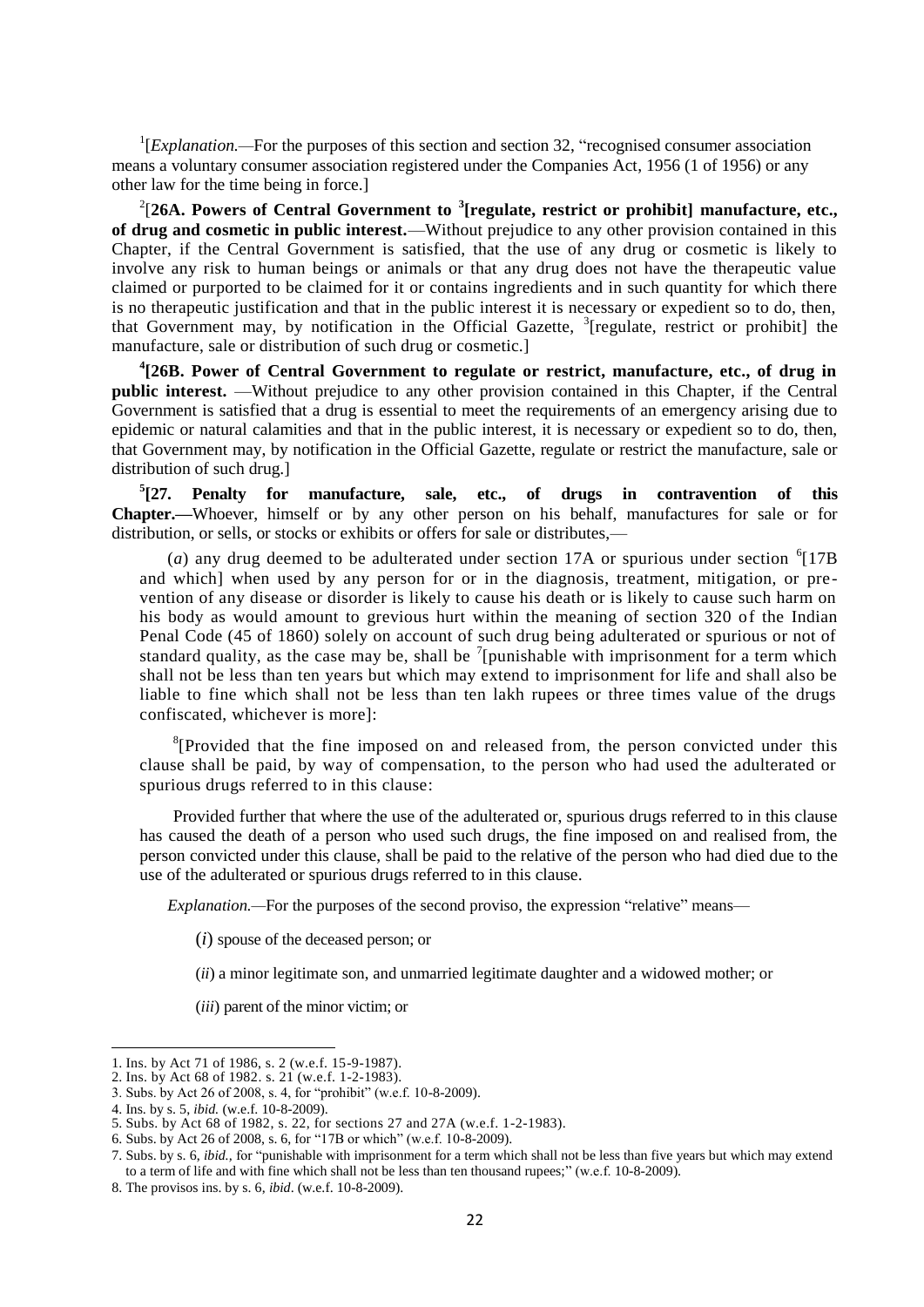[1][*Explanation.*—For the purposes of this section and section 32, "recognised consumer association means a voluntary consumer association registered under the Companies Act, 1956 (1 of 1956) or any other law for the time being in force.]

[2][**26A. Powers of Central Government to [3][regulate, restrict or prohibit] manufacture, etc., of drug and cosmetic in public interest.**—Without prejudice to any other provision contained in this Chapter, if the Central Government is satisfied, that the use of any drug or cosmetic is likely to involve any risk to human beings or animals or that any drug does not have the therapeutic value claimed or purported to be claimed for it or contains ingredients and in such quantity for which there is no therapeutic justification and that in the public interest it is necessary or expedient so to do, then, that Government may, by notification in the Official Gazette, [3][regulate, restrict or prohibit] the manufacture, sale or distribution of such drug or cosmetic.]

[4][**26B. Power of Central Government to regulate or restrict, manufacture, etc., of drug in public interest.** —Without prejudice to any other provision contained in this Chapter, if the Central Government is satisfied that a drug is essential to meet the requirements of an emergency arising due to epidemic or natural calamities and that in the public interest, it is necessary or expedient so to do, then, that Government may, by notification in the Official Gazette, regulate or restrict the manufacture, sale or distribution of such drug.]

[5][**27. Penalty for manufacture, sale, etc., of drugs in contravention of this Chapter.—**Whoever, himself or by any other person on his behalf, manufactures for sale or for distribution, or sells, or stocks or exhibits or offers for sale or distributes,—

(*a*) any drug deemed to be adulterated under section 17A or spurious under section [6][17B and which] when used by any person for or in the diagnosis, treatment, mitigation, or prevention of any disease or disorder is likely to cause his death or is likely to cause such harm on his body as would amount to grevious hurt within the meaning of section 320 of the Indian Penal Code (45 of 1860) solely on account of such drug being adulterated or spurious or not of standard quality, as the case may be, shall be [7][punishable with imprisonment for a term which shall not be less than ten years but which may extend to imprisonment for life and shall also be liable to fine which shall not be less than ten lakh rupees or three times value of the drugs confiscated, whichever is more]:

[8][Provided that the fine imposed on and released from, the person convicted under this clause shall be paid, by way of compensation, to the person who had used the adulterated or spurious drugs referred to in this clause:

Provided further that where the use of the adulterated or, spurious drugs referred to in this clause has caused the death of a person who used such drugs, the fine imposed on and realised from, the person convicted under this clause, shall be paid to the relative of the person who had died due to the use of the adulterated or spurious drugs referred to in this clause.

*Explanation.*—For the purposes of the second proviso, the expression "relative" means—

(*i*) spouse of the deceased person; or

(*ii*) a minor legitimate son, and unmarried legitimate daughter and a widowed mother; or

(*iii*) parent of the minor victim; or

---

1. Ins. by Act 71 of 1986, s. 2 (w.e.f. 15-9-1987).
2. Ins. by Act 68 of 1982. s. 21 (w.e.f. 1-2-1983).
3. Subs. by Act 26 of 2008, s. 4, for "prohibit" (w.e.f. 10-8-2009).
4. Ins. by s. 5, *ibid.* (w.e.f. 10-8-2009).
5. Subs. by Act 68 of 1982, s. 22, for sections 27 and 27A (w.e.f. 1-2-1983).
6. Subs. by Act 26 of 2008, s. 6, for "17B or which" (w.e.f. 10-8-2009).
7. Subs. by s. 6, *ibid.*, for "punishable with imprisonment for a term which shall not be less than five years but which may extend to a term of life and with fine which shall not be less than ten thousand rupees;" (w.e.f. 10-8-2009).
8. The provisos ins. by s. 6, *ibid*. (w.e.f. 10-8-2009).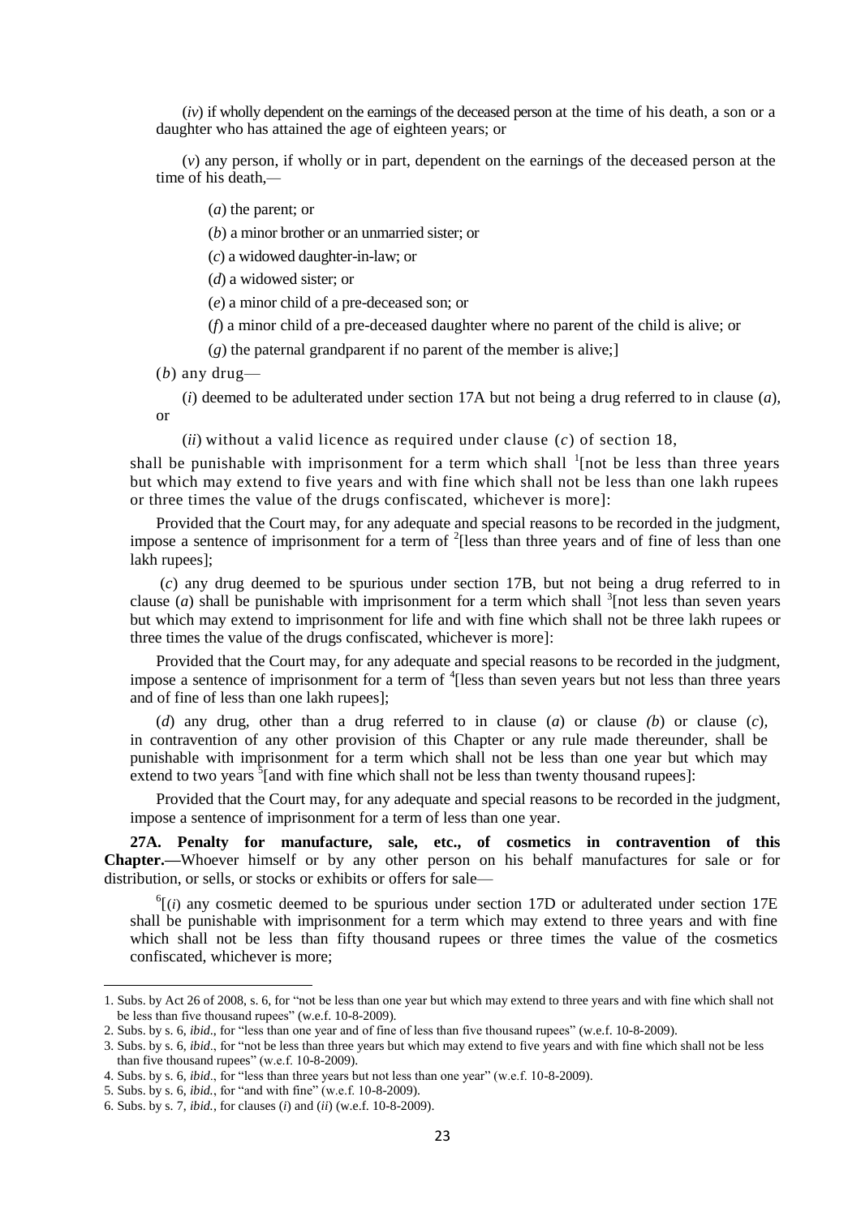(*iv*) if wholly dependent on the earnings of the deceased person at the time of his death, a son or a daughter who has attained the age of eighteen years; or

(*v*) any person, if wholly or in part, dependent on the earnings of the deceased person at the time of his death,—

(*a*) the parent; or

(*b*) a minor brother or an unmarried sister; or

(*c*) a widowed daughter-in-law; or

(*d*) a widowed sister; or

(*e*) a minor child of a pre-deceased son; or

(*f*) a minor child of a pre-deceased daughter where no parent of the child is alive; or

(*g*) the paternal grandparent if no parent of the member is alive;]

(*b*) any drug—

(*i*) deemed to be adulterated under section 17A but not being a drug referred to in clause (*a*), or

(*ii*) without a valid licence as required under clause (*c*) of section 18,

shall be punishable with imprisonment for a term which shall [1][not be less than three years but which may extend to five years and with fine which shall not be less than one lakh rupees or three times the value of the drugs confiscated, whichever is more]:

Provided that the Court may, for any adequate and special reasons to be recorded in the judgment, impose a sentence of imprisonment for a term of [2][less than three years and of fine of less than one lakh rupees];

(*c*) any drug deemed to be spurious under section 17B, but not being a drug referred to in clause (*a*) shall be punishable with imprisonment for a term which shall [3][not less than seven years but which may extend to imprisonment for life and with fine which shall not be three lakh rupees or three times the value of the drugs confiscated, whichever is more]:

Provided that the Court may, for any adequate and special reasons to be recorded in the judgment, impose a sentence of imprisonment for a term of [4][less than seven years but not less than three years and of fine of less than one lakh rupees];

(*d*) any drug, other than a drug referred to in clause (*a*) or clause (*b*) or clause (*c*), in contravention of any other provision of this Chapter or any rule made thereunder, shall be punishable with imprisonment for a term which shall not be less than one year but which may extend to two years [5][and with fine which shall not be less than twenty thousand rupees]:

Provided that the Court may, for any adequate and special reasons to be recorded in the judgment, impose a sentence of imprisonment for a term of less than one year.

**27A. Penalty for manufacture, sale, etc., of cosmetics in contravention of this Chapter.—**Whoever himself or by any other person on his behalf manufactures for sale or for distribution, or sells, or stocks or exhibits or offers for sale—

[6][(*i*) any cosmetic deemed to be spurious under section 17D or adulterated under section 17E shall be punishable with imprisonment for a term which may extend to three years and with fine which shall not be less than fifty thousand rupees or three times the value of the cosmetics confiscated, whichever is more;

---

1. Subs. by Act 26 of 2008, s. 6, for "not be less than one year but which may extend to three years and with fine which shall not be less than five thousand rupees" (w.e.f. 10-8-2009).
2. Subs. by s. 6, *ibid*., for "less than one year and of fine of less than five thousand rupees" (w.e.f. 10-8-2009).
3. Subs. by s. 6, *ibid*., for "not be less than three years but which may extend to five years and with fine which shall not be less than five thousand rupees" (w.e.f. 10-8-2009).
4. Subs. by s. 6, *ibid*., for "less than three years but not less than one year" (w.e.f. 10-8-2009).
5. Subs. by s. 6, *ibid.*, for "and with fine" (w.e.f. 10-8-2009).
6. Subs. by s. 7, *ibid.*, for clauses (*i*) and (*ii*) (w.e.f. 10-8-2009).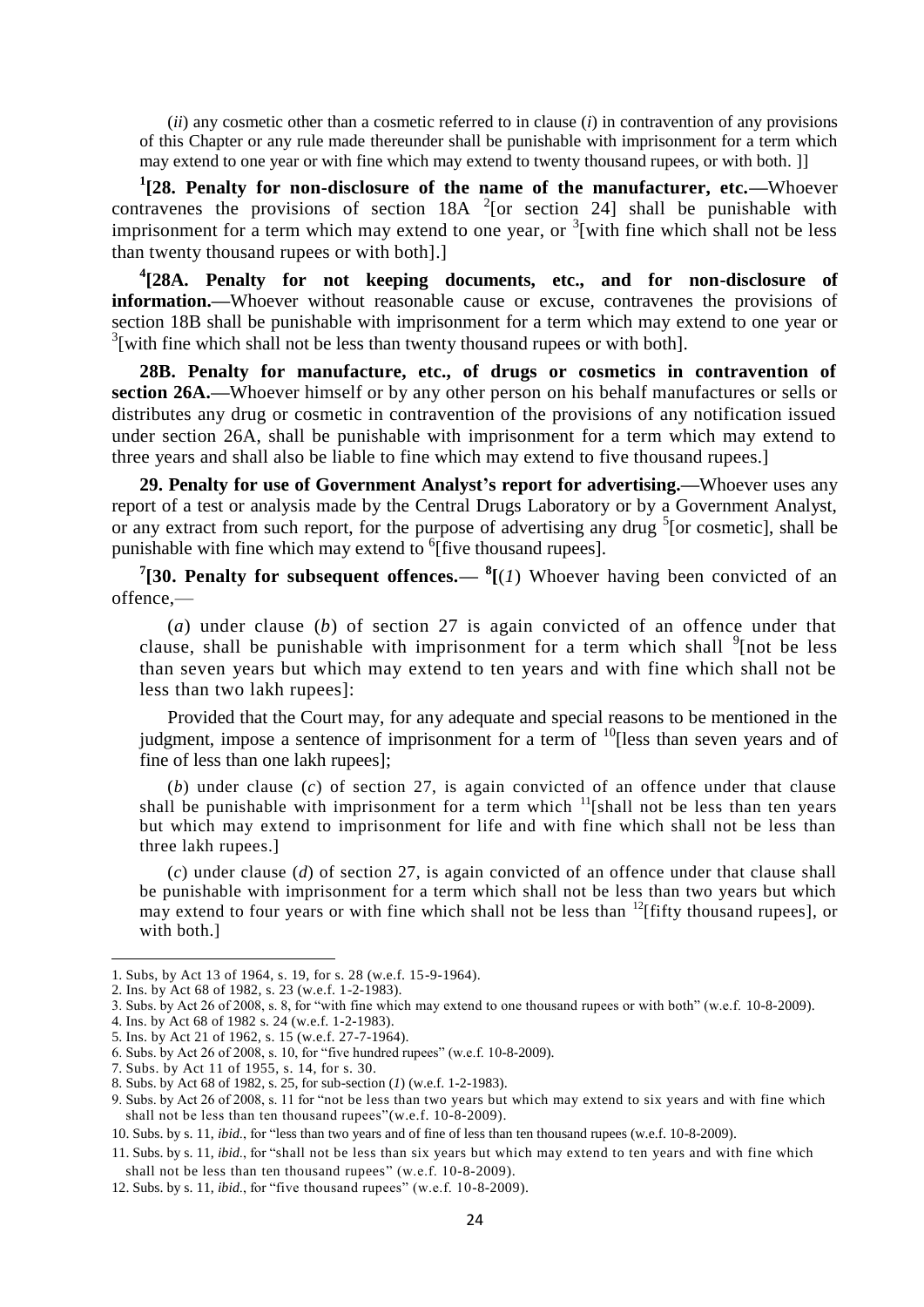(*ii*) any cosmetic other than a cosmetic referred to in clause (*i*) in contravention of any provisions of this Chapter or any rule made thereunder shall be punishable with imprisonment for a term which may extend to one year or with fine which may extend to twenty thousand rupees, or with both. ]]

[1][**28. Penalty for non-disclosure of the name of the manufacturer, etc.—**Whoever contravenes the provisions of section 18A [2][or section 24] shall be punishable with imprisonment for a term which may extend to one year, or [3][with fine which shall not be less than twenty thousand rupees or with both].]

[4][**28A. Penalty for not keeping documents, etc., and for non-disclosure of information.—**Whoever without reasonable cause or excuse, contravenes the provisions of section 18B shall be punishable with imprisonment for a term which may extend to one year or [3][with fine which shall not be less than twenty thousand rupees or with both].

**28B. Penalty for manufacture, etc., of drugs or cosmetics in contravention of section 26A.—**Whoever himself or by any other person on his behalf manufactures or sells or distributes any drug or cosmetic in contravention of the provisions of any notification issued under section 26A, shall be punishable with imprisonment for a term which may extend to three years and shall also be liable to fine which may extend to five thousand rupees.]

**29. Penalty for use of Government Analyst's report for advertising.—**Whoever uses any report of a test or analysis made by the Central Drugs Laboratory or by a Government Analyst, or any extract from such report, for the purpose of advertising any drug [5][or cosmetic], shall be punishable with fine which may extend to [6][five thousand rupees].

[7][**30. Penalty for subsequent offences.— [8]**[(*1*) Whoever having been convicted of an offence,—

(*a*) under clause (*b*) of section 27 is again convicted of an offence under that clause, shall be punishable with imprisonment for a term which shall [9][not be less than seven years but which may extend to ten years and with fine which shall not be less than two lakh rupees]:

Provided that the Court may, for any adequate and special reasons to be mentioned in the judgment, impose a sentence of imprisonment for a term of [10][less than seven years and of fine of less than one lakh rupees];

(*b*) under clause (*c*) of section 27, is again convicted of an offence under that clause shall be punishable with imprisonment for a term which [11][shall not be less than ten years but which may extend to imprisonment for life and with fine which shall not be less than three lakh rupees.]

(*c*) under clause (*d*) of section 27, is again convicted of an offence under that clause shall be punishable with imprisonment for a term which shall not be less than two years but which may extend to four years or with fine which shall not be less than [12][fifty thousand rupees], or with both.]

---

1. Subs, by Act 13 of 1964, s. 19, for s. 28 (w.e.f. 15-9-1964).
2. Ins. by Act 68 of 1982, s. 23 (w.e.f. 1-2-1983).
3. Subs. by Act 26 of 2008, s. 8, for "with fine which may extend to one thousand rupees or with both" (w.e.f. 10-8-2009).
4. Ins. by Act 68 of 1982 s. 24 (w.e.f. 1-2-1983).
5. Ins. by Act 21 of 1962, s. 15 (w.e.f. 27-7-1964).
6. Subs. by Act 26 of 2008, s. 10, for "five hundred rupees" (w.e.f. 10-8-2009).
7. Subs. by Act 11 of 1955, s. 14, for s. 30.
8. Subs. by Act 68 of 1982, s. 25, for sub-section (*1*) (w.e.f. 1-2-1983).
9. Subs. by Act 26 of 2008, s. 11 for "not be less than two years but which may extend to six years and with fine which shall not be less than ten thousand rupees"(w.e.f. 10-8-2009).
10. Subs. by s. 11, *ibid*., for "less than two years and of fine of less than ten thousand rupees (w.e.f. 10-8-2009).
11. Subs. by s. 11, *ibid*., for "shall not be less than six years but which may extend to ten years and with fine which shall not be less than ten thousand rupees" (w.e.f. 10-8-2009).
12. Subs. by s. 11, *ibid*., for "five thousand rupees" (w.e.f. 10-8-2009).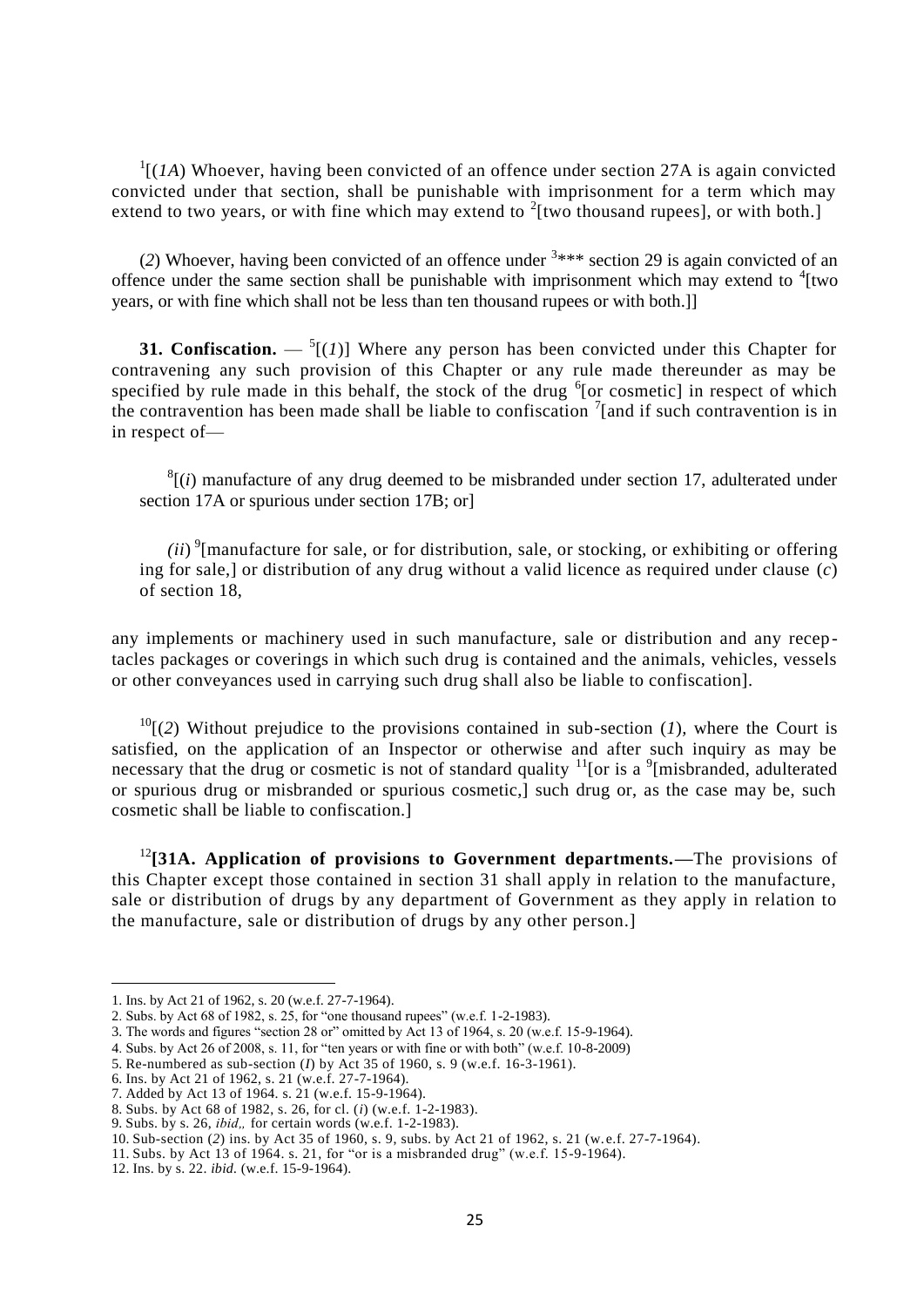[1][(*1A*) Whoever, having been convicted of an offence under section 27A is again convicted convicted under that section, shall be punishable with imprisonment for a term which may extend to two years, or with fine which may extend to [2][two thousand rupees], or with both.]

(*2*) Whoever, having been convicted of an offence under [3]*** section 29 is again convicted of an offence under the same section shall be punishable with imprisonment which may extend to [4][two years, or with fine which shall not be less than ten thousand rupees or with both.]]

**31. Confiscation.** — [5][(*1*)] Where any person has been convicted under this Chapter for contravening any such provision of this Chapter or any rule made thereunder as may be specified by rule made in this behalf, the stock of the drug [6][or cosmetic] in respect of which the contravention has been made shall be liable to confiscation [7][and if such contravention is in in respect of—

[8][(*i*) manufacture of any drug deemed to be misbranded under section 17, adulterated under section 17A or spurious under section 17B; or]

(*ii*) [9][manufacture for sale, or for distribution, sale, or stocking, or exhibiting or offering ing for sale,] or distribution of any drug without a valid licence as required under clause (*c*) of section 18,

any implements or machinery used in such manufacture, sale or distribution and any receptacles packages or coverings in which such drug is contained and the animals, vehicles, vessels or other conveyances used in carrying such drug shall also be liable to confiscation].

[10][(*2*) Without prejudice to the provisions contained in sub-section (*1*), where the Court is satisfied, on the application of an Inspector or otherwise and after such inquiry as may be necessary that the drug or cosmetic is not of standard quality [11][or is a [9][misbranded, adulterated or spurious drug or misbranded or spurious cosmetic,] such drug or, as the case may be, such cosmetic shall be liable to confiscation.]

[12]**[31A. Application of provisions to Government departments.—**The provisions of this Chapter except those contained in section 31 shall apply in relation to the manufacture, sale or distribution of drugs by any department of Government as they apply in relation to the manufacture, sale or distribution of drugs by any other person.]

---

1. Ins. by Act 21 of 1962, s. 20 (w.e.f. 27-7-1964).
2. Subs. by Act 68 of 1982, s. 25, for "one thousand rupees" (w.e.f. 1-2-1983).
3. The words and figures "section 28 or" omitted by Act 13 of 1964, s. 20 (w.e.f. 15-9-1964).
4. Subs. by Act 26 of 2008, s. 11, for "ten years or with fine or with both" (w.e.f. 10-8-2009)
5. Re-numbered as sub-section (*I*) by Act 35 of 1960, s. 9 (w.e.f. 16-3-1961).
6. Ins. by Act 21 of 1962, s. 21 (w.e.f. 27-7-1964).
7. Added by Act 13 of 1964. s. 21 (w.e.f. 15-9-1964).
8. Subs. by Act 68 of 1982, s. 26, for cl. (*i*) (w.e.f. 1-2-1983).
9. Subs. by s. 26, *ibid*,, for certain words (w.e.f. 1-2-1983).
10. Sub-section (*2*) ins. by Act 35 of 1960, s. 9, subs. by Act 21 of 1962, s. 21 (w.e.f. 27-7-1964).
11. Subs. by Act 13 of 1964. s. 21, for "or is a misbranded drug" (w.e.f. 15-9-1964).
12. Ins. by s. 22. *ibid.* (w.e.f. 15-9-1964).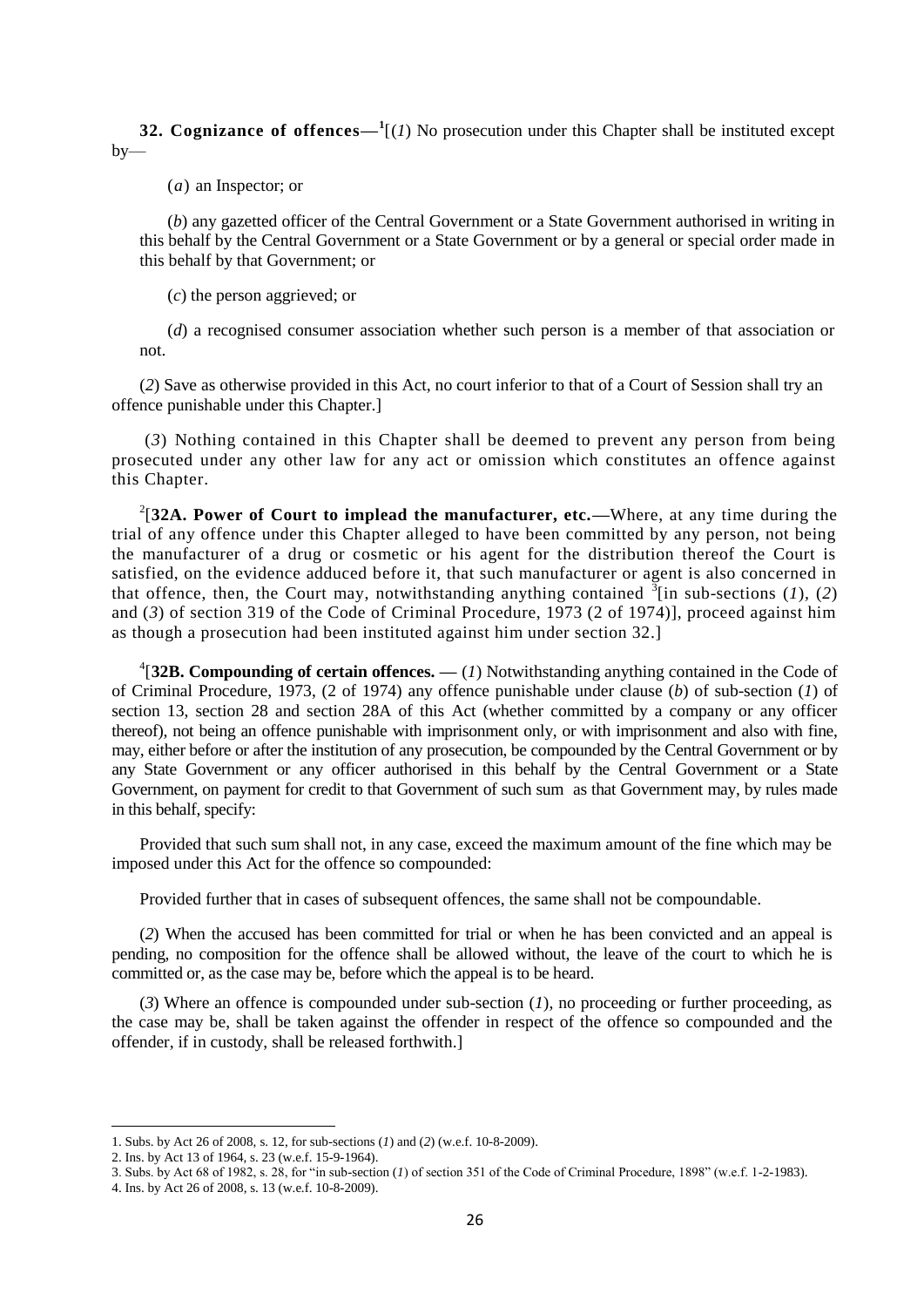**32. Cognizance of offences**—[1][(*1*) No prosecution under this Chapter shall be instituted except by—

(*a*) an Inspector; or

(*b*) any gazetted officer of the Central Government or a State Government authorised in writing in this behalf by the Central Government or a State Government or by a general or special order made in this behalf by that Government; or

(*c*) the person aggrieved; or

(*d*) a recognised consumer association whether such person is a member of that association or not.

(*2*) Save as otherwise provided in this Act, no court inferior to that of a Court of Session shall try an offence punishable under this Chapter.]

(*3*) Nothing contained in this Chapter shall be deemed to prevent any person from being prosecuted under any other law for any act or omission which constitutes an offence against this Chapter.

[2][**32A. Power of Court to implead the manufacturer, etc.**—Where, at any time during the trial of any offence under this Chapter alleged to have been committed by any person, not being the manufacturer of a drug or cosmetic or his agent for the distribution thereof the Court is satisfied, on the evidence adduced before it, that such manufacturer or agent is also concerned in that offence, then, the Court may, notwithstanding anything contained [3][in sub-sections (*1*), (*2*) and (*3*) of section 319 of the Code of Criminal Procedure, 1973 (2 of 1974)], proceed against him as though a prosecution had been instituted against him under section 32.]

[4][**32B. Compounding of certain offences.** — (*1*) Notwithstanding anything contained in the Code of of Criminal Procedure, 1973, (2 of 1974) any offence punishable under clause (*b*) of sub-section (*1*) of section 13, section 28 and section 28A of this Act (whether committed by a company or any officer thereof), not being an offence punishable with imprisonment only, or with imprisonment and also with fine, may, either before or after the institution of any prosecution, be compounded by the Central Government or by any State Government or any officer authorised in this behalf by the Central Government or a State Government, on payment for credit to that Government of such sum as that Government may, by rules made in this behalf, specify:

Provided that such sum shall not, in any case, exceed the maximum amount of the fine which may be imposed under this Act for the offence so compounded:

Provided further that in cases of subsequent offences, the same shall not be compoundable.

(*2*) When the accused has been committed for trial or when he has been convicted and an appeal is pending, no composition for the offence shall be allowed without, the leave of the court to which he is committed or, as the case may be, before which the appeal is to be heard.

(*3*) Where an offence is compounded under sub-section (*1*), no proceeding or further proceeding, as the case may be, shall be taken against the offender in respect of the offence so compounded and the offender, if in custody, shall be released forthwith.]

---

1. Subs. by Act 26 of 2008, s. 12, for sub-sections (*1*) and (*2*) (w.e.f. 10-8-2009).
2. Ins. by Act 13 of 1964, s. 23 (w.e.f. 15-9-1964).
3. Subs. by Act 68 of 1982, s. 28, for "in sub-section (*1*) of section 351 of the Code of Criminal Procedure, 1898" (w.e.f. 1-2-1983).
4. Ins. by Act 26 of 2008, s. 13 (w.e.f. 10-8-2009).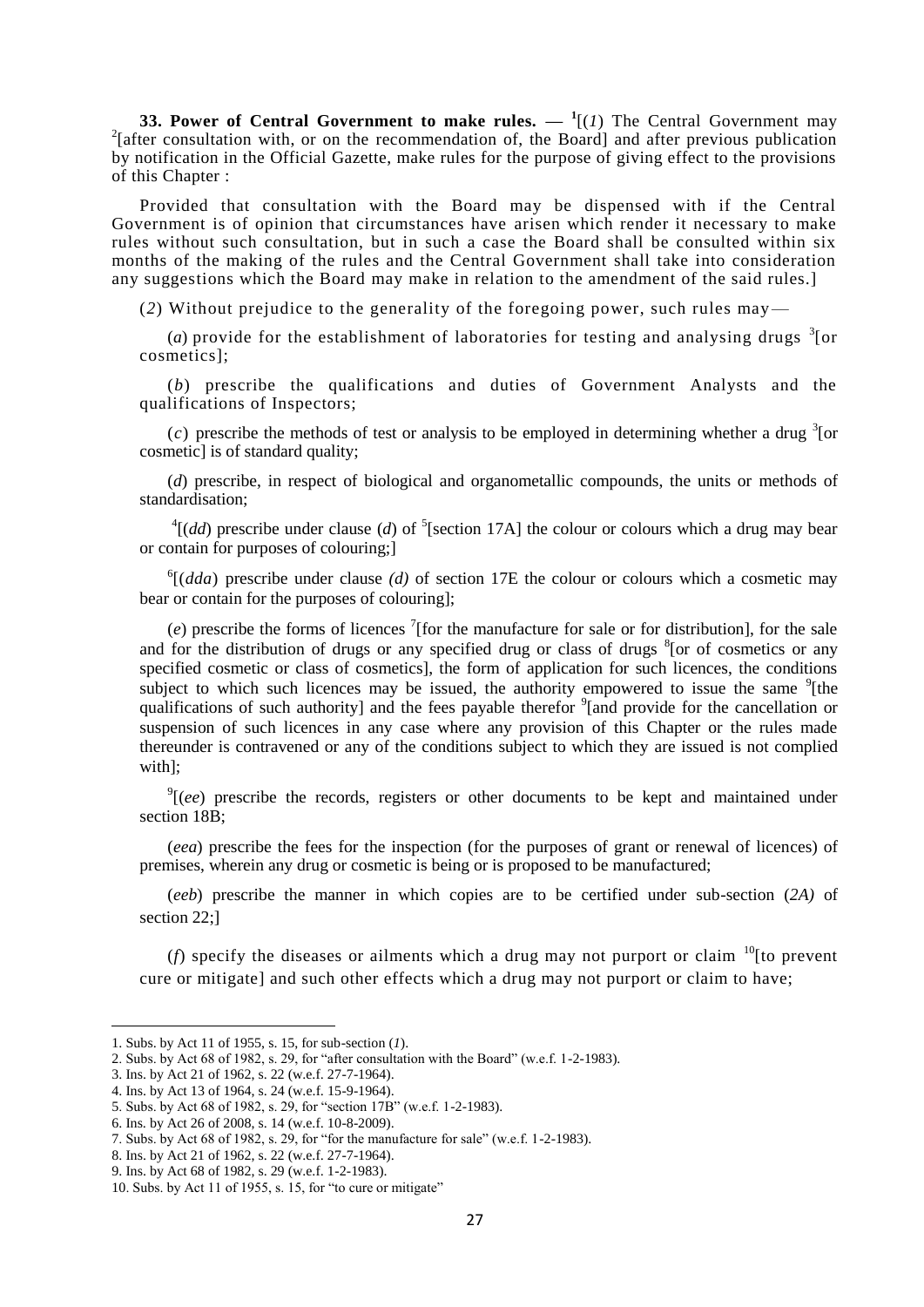**33. Power of Central Government to make rules. —** [1][(*1*) The Central Government may [2][after consultation with, or on the recommendation of, the Board] and after previous publication by notification in the Official Gazette, make rules for the purpose of giving effect to the provisions of this Chapter :

Provided that consultation with the Board may be dispensed with if the Central Government is of opinion that circumstances have arisen which render it necessary to make rules without such consultation, but in such a case the Board shall be consulted within six months of the making of the rules and the Central Government shall take into consideration any suggestions which the Board may make in relation to the amendment of the said rules.]

(*2*) Without prejudice to the generality of the foregoing power, such rules may—

(*a*) provide for the establishment of laboratories for testing and analysing drugs [3][or cosmetics];

(*b*) prescribe the qualifications and duties of Government Analysts and the qualifications of Inspectors;

(*c*) prescribe the methods of test or analysis to be employed in determining whether a drug [3][or cosmetic] is of standard quality;

(*d*) prescribe, in respect of biological and organometallic compounds, the units or methods of standardisation;

[4][(*dd*) prescribe under clause (*d*) of [5][section 17A] the colour or colours which a drug may bear or contain for purposes of colouring;]

[6][(*dda*) prescribe under clause *(d)* of section 17E the colour or colours which a cosmetic may bear or contain for the purposes of colouring];

(*e*) prescribe the forms of licences [7][for the manufacture for sale or for distribution], for the sale and for the distribution of drugs or any specified drug or class of drugs [8][or of cosmetics or any specified cosmetic or class of cosmetics], the form of application for such licences, the conditions subject to which such licences may be issued, the authority empowered to issue the same [9][the qualifications of such authority] and the fees payable therefor [9][and provide for the cancellation or suspension of such licences in any case where any provision of this Chapter or the rules made thereunder is contravened or any of the conditions subject to which they are issued is not complied with];

[9][(*ee*) prescribe the records, registers or other documents to be kept and maintained under section 18B;

(*eea*) prescribe the fees for the inspection (for the purposes of grant or renewal of licences) of premises, wherein any drug or cosmetic is being or is proposed to be manufactured;

(*eeb*) prescribe the manner in which copies are to be certified under sub-section (*2A)* of section 22;]

(*f*) specify the diseases or ailments which a drug may not purport or claim [10][to prevent cure or mitigate] and such other effects which a drug may not purport or claim to have;

---

1. Subs. by Act 11 of 1955, s. 15, for sub-section (*1*).
2. Subs. by Act 68 of 1982, s. 29, for "after consultation with the Board" (w.e.f. 1-2-1983).
3. Ins. by Act 21 of 1962, s. 22 (w.e.f. 27-7-1964).
4. Ins. by Act 13 of 1964, s. 24 (w.e.f. 15-9-1964).
5. Subs. by Act 68 of 1982, s. 29, for "section 17B" (w.e.f. 1-2-1983).
6. Ins. by Act 26 of 2008, s. 14 (w.e.f. 10-8-2009).
7. Subs. by Act 68 of 1982, s. 29, for "for the manufacture for sale" (w.e.f. 1-2-1983).
8. Ins. by Act 21 of 1962, s. 22 (w.e.f. 27-7-1964).
9. Ins. by Act 68 of 1982, s. 29 (w.e.f. 1-2-1983).
10. Subs. by Act 11 of 1955, s. 15, for "to cure or mitigate"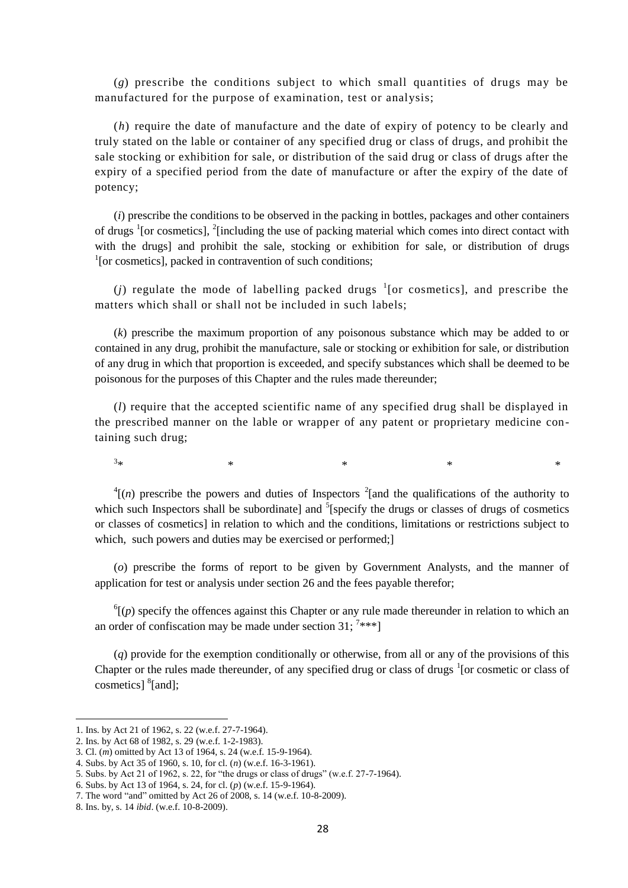(*g*) prescribe the conditions subject to which small quantities of drugs may be manufactured for the purpose of examination, test or analysis;

(*h*) require the date of manufacture and the date of expiry of potency to be clearly and truly stated on the lable or container of any specified drug or class of drugs, and prohibit the sale stocking or exhibition for sale, or distribution of the said drug or class of drugs after the expiry of a specified period from the date of manufacture or after the expiry of the date of potency;

(*i*) prescribe the conditions to be observed in the packing in bottles, packages and other containers of drugs [1][or cosmetics], [2][including the use of packing material which comes into direct contact with with the drugs] and prohibit the sale, stocking or exhibition for sale, or distribution of drugs [1][or cosmetics], packed in contravention of such conditions;

(*j*) regulate the mode of labelling packed drugs [1][or cosmetics], and prescribe the matters which shall or shall not be included in such labels;

(*k*) prescribe the maximum proportion of any poisonous substance which may be added to or contained in any drug, prohibit the manufacture, sale or stocking or exhibition for sale, or distribution of any drug in which that proportion is exceeded, and specify substances which shall be deemed to be poisonous for the purposes of this Chapter and the rules made thereunder;

(*l*) require that the accepted scientific name of any specified drug shall be displayed in the prescribed manner on the lable or wrapper of any patent or proprietary medicine containing such drug;

[3]* * * * *

[4][(*n*) prescribe the powers and duties of Inspectors [2][and the qualifications of the authority to which such Inspectors shall be subordinate] and [5][specify the drugs or classes of drugs of cosmetics or classes of cosmetics] in relation to which and the conditions, limitations or restrictions subject to which, such powers and duties may be exercised or performed;]

(*o*) prescribe the forms of report to be given by Government Analysts, and the manner of application for test or analysis under section 26 and the fees payable therefor;

[6][(*p*) specify the offences against this Chapter or any rule made thereunder in relation to which an an order of confiscation may be made under section 31; [7]***]

(*q*) provide for the exemption conditionally or otherwise, from all or any of the provisions of this Chapter or the rules made thereunder, of any specified drug or class of drugs [1][or cosmetic or class of cosmetics] [8][and];

---

1. Ins. by Act 21 of 1962, s. 22 (w.e.f. 27-7-1964).
2. Ins. by Act 68 of 1982, s. 29 (w.e.f. 1-2-1983).
3. Cl. (*m*) omitted by Act 13 of 1964, s. 24 (w.e.f. 15-9-1964).
4. Subs. by Act 35 of 1960, s. 10, for cl. (*n*) (w.e.f. 16-3-1961).
5. Subs. by Act 21 of 1962, s. 22, for "the drugs or class of drugs" (w.e.f. 27-7-1964).
6. Subs. by Act 13 of 1964, s. 24, for cl. (*p*) (w.e.f. 15-9-1964).
7. The word "and" omitted by Act 26 of 2008, s. 14 (w.e.f. 10-8-2009).
8. Ins. by, s. 14 *ibid*. (w.e.f. 10-8-2009).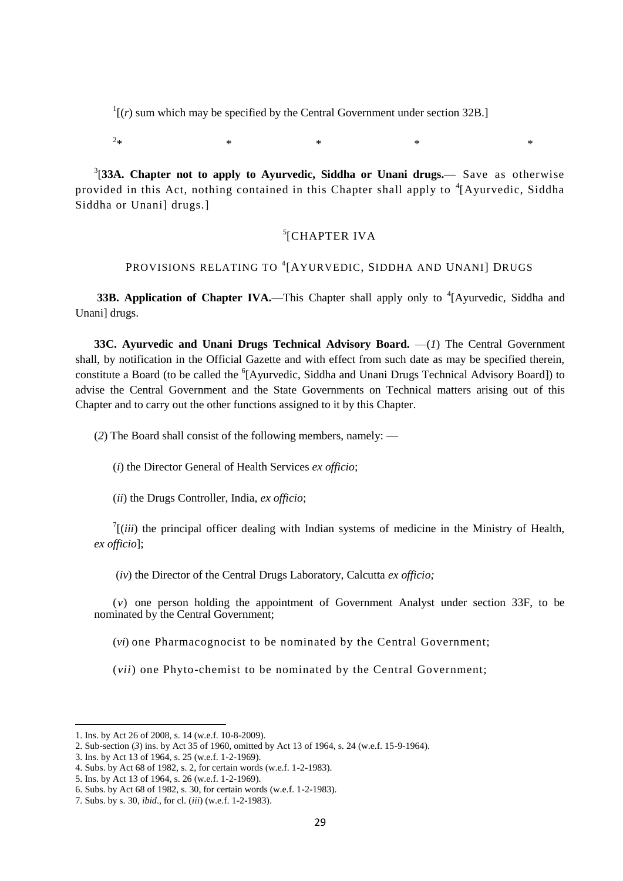[1][(*r*) sum which may be specified by the Central Government under section 32B.]

[2]* * * * *

[3][**33A. Chapter not to apply to Ayurvedic, Siddha or Unani drugs.**— Save as otherwise provided in this Act, nothing contained in this Chapter shall apply to [4][Ayurvedic, Siddha Siddha or Unani] drugs.]

[5][CHAPTER IVA

PROVISIONS RELATING TO [4][AYURVEDIC, SIDDHA AND UNANI] DRUGS

**33B. Application of Chapter IVA.**—This Chapter shall apply only to [4][Ayurvedic, Siddha and Unani] drugs.

**33C. Ayurvedic and Unani Drugs Technical Advisory Board.** —(*1*) The Central Government shall, by notification in the Official Gazette and with effect from such date as may be specified therein, constitute a Board (to be called the [6][Ayurvedic, Siddha and Unani Drugs Technical Advisory Board]) to advise the Central Government and the State Governments on Technical matters arising out of this Chapter and to carry out the other functions assigned to it by this Chapter.

(*2*) The Board shall consist of the following members, namely: —

(*i*) the Director General of Health Services *ex officio*;

(*ii*) the Drugs Controller, India, *ex officio*;

[7][(*iii*) the principal officer dealing with Indian systems of medicine in the Ministry of Health, *ex officio*];

(*iv*) the Director of the Central Drugs Laboratory, Calcutta *ex officio;*

(*v*) one person holding the appointment of Government Analyst under section 33F, to be nominated by the Central Government;

(*vi*) one Pharmacognocist to be nominated by the Central Government;

(*vii*) one Phyto-chemist to be nominated by the Central Government;

---

1. Ins. by Act 26 of 2008, s. 14 (w.e.f. 10-8-2009).
2. Sub-section (*3*) ins. by Act 35 of 1960, omitted by Act 13 of 1964, s. 24 (w.e.f. 15-9-1964).
3. Ins. by Act 13 of 1964, s. 25 (w.e.f. 1-2-1969).
4. Subs. by Act 68 of 1982, s. 2, for certain words (w.e.f. 1-2-1983).
5. Ins. by Act 13 of 1964, s. 26 (w.e.f. 1-2-1969).
6. Subs. by Act 68 of 1982, s. 30, for certain words (w.e.f. 1-2-1983).
7. Subs. by s. 30, *ibid*., for cl. (*iii*) (w.e.f. 1-2-1983).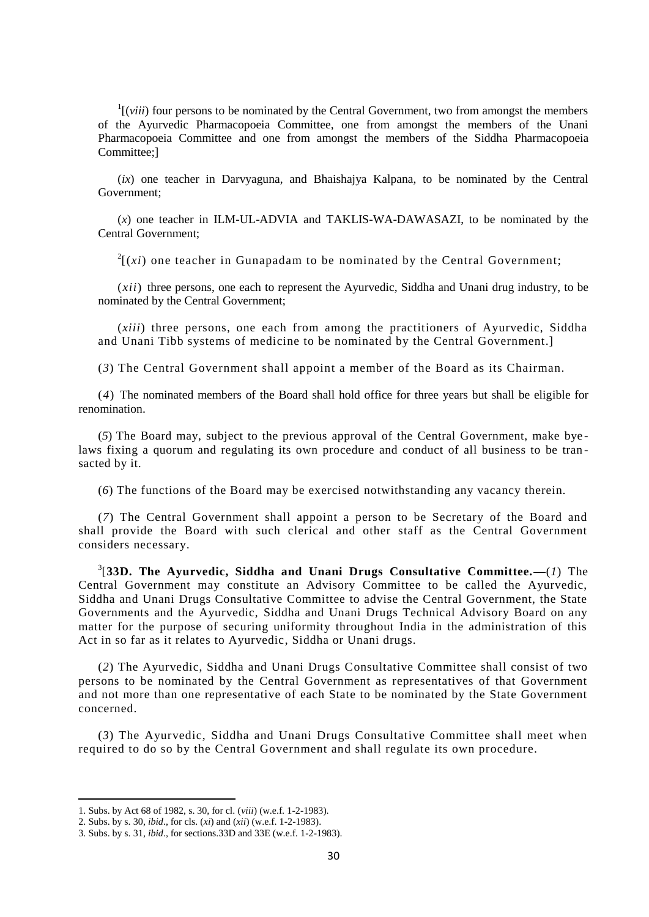[1][(*viii*) four persons to be nominated by the Central Government, two from amongst the members of the Ayurvedic Pharmacopoeia Committee, one from amongst the members of the Unani Pharmacopoeia Committee and one from amongst the members of the Siddha Pharmacopoeia Committee;]

(*ix*) one teacher in Darvyaguna, and Bhaishajya Kalpana, to be nominated by the Central Government;

(*x*) one teacher in ILM-UL-ADVIA and TAKLIS-WA-DAWASAZI, to be nominated by the Central Government;

[2][(*xi*) one teacher in Gunapadam to be nominated by the Central Government;

(*xii*) three persons, one each to represent the Ayurvedic, Siddha and Unani drug industry, to be nominated by the Central Government;

(*xiii*) three persons, one each from among the practitioners of Ayurvedic, Siddha and Unani Tibb systems of medicine to be nominated by the Central Government.]

(*3*) The Central Government shall appoint a member of the Board as its Chairman.

(*4*) The nominated members of the Board shall hold office for three years but shall be eligible for renomination.

(*5*) The Board may, subject to the previous approval of the Central Government, make bye-laws fixing a quorum and regulating its own procedure and conduct of all business to be transacted by it.

(*6*) The functions of the Board may be exercised notwithstanding any vacancy therein.

(*7*) The Central Government shall appoint a person to be Secretary of the Board and shall provide the Board with such clerical and other staff as the Central Government considers necessary.

[3][**33D. The Ayurvedic, Siddha and Unani Drugs Consultative Committee.**—(*1*) The Central Government may constitute an Advisory Committee to be called the Ayurvedic, Siddha and Unani Drugs Consultative Committee to advise the Central Government, the State Governments and the Ayurvedic, Siddha and Unani Drugs Technical Advisory Board on any matter for the purpose of securing uniformity throughout India in the administration of this Act in so far as it relates to Ayurvedic, Siddha or Unani drugs.

(*2*) The Ayurvedic, Siddha and Unani Drugs Consultative Committee shall consist of two persons to be nominated by the Central Government as representatives of that Government and not more than one representative of each State to be nominated by the State Government concerned.

(*3*) The Ayurvedic, Siddha and Unani Drugs Consultative Committee shall meet when required to do so by the Central Government and shall regulate its own procedure.

---

1. Subs. by Act 68 of 1982, s. 30, for cl. (*viii*) (w.e.f. 1-2-1983).
2. Subs. by s. 30, *ibid*., for cls. (*xi*) and (*xii*) (w.e.f. 1-2-1983).
3. Subs. by s. 31, *ibid*., for sections.33D and 33E (w.e.f. 1-2-1983).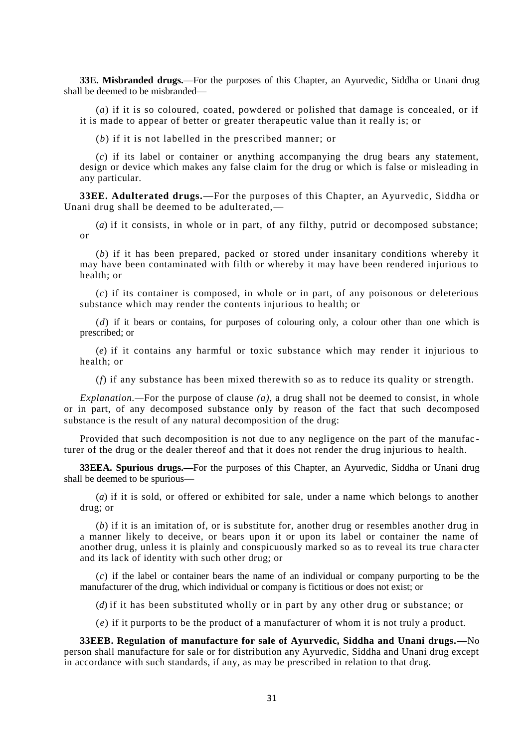**33E. Misbranded drugs.—**For the purposes of this Chapter, an Ayurvedic, Siddha or Unani drug shall be deemed to be misbranded—

(*a*) if it is so coloured, coated, powdered or polished that damage is concealed, or if it is made to appear of better or greater therapeutic value than it really is; or

(*b*) if it is not labelled in the prescribed manner; or

(*c*) if its label or container or anything accompanying the drug bears any statement, design or device which makes any false claim for the drug or which is false or misleading in any particular.

**33EE. Adulterated drugs.—**For the purposes of this Chapter, an Ayurvedic, Siddha or Unani drug shall be deemed to be adulterated,—

(*a*) if it consists, in whole or in part, of any filthy, putrid or decomposed substance; or

(*b*) if it has been prepared, packed or stored under insanitary conditions whereby it may have been contaminated with filth or whereby it may have been rendered injurious to health; or

(*c*) if its container is composed, in whole or in part, of any poisonous or deleterious substance which may render the contents injurious to health; or

(*d*) if it bears or contains, for purposes of colouring only, a colour other than one which is prescribed; or

(*e*) if it contains any harmful or toxic substance which may render it injurious to health; or

(*f*) if any substance has been mixed therewith so as to reduce its quality or strength.

*Explanation.—*For the purpose of clause *(a),* a drug shall not be deemed to consist, in whole or in part, of any decomposed substance only by reason of the fact that such decomposed substance is the result of any natural decomposition of the drug:

Provided that such decomposition is not due to any negligence on the part of the manufacturer of the drug or the dealer thereof and that it does not render the drug injurious to health.

**33EEA. Spurious drugs.—**For the purposes of this Chapter, an Ayurvedic, Siddha or Unani drug shall be deemed to be spurious—

(*a*) if it is sold, or offered or exhibited for sale, under a name which belongs to another drug; or

(*b*) if it is an imitation of, or is substitute for, another drug or resembles another drug in a manner likely to deceive, or bears upon it or upon its label or container the name of another drug, unless it is plainly and conspicuously marked so as to reveal its true character and its lack of identity with such other drug; or

(*c*) if the label or container bears the name of an individual or company purporting to be the manufacturer of the drug, which individual or company is fictitious or does not exist; or

(*d*) if it has been substituted wholly or in part by any other drug or substance; or

(*e*) if it purports to be the product of a manufacturer of whom it is not truly a product.

**33EEB. Regulation of manufacture for sale of Ayurvedic, Siddha and Unani drugs.—**No person shall manufacture for sale or for distribution any Ayurvedic, Siddha and Unani drug except in accordance with such standards, if any, as may be prescribed in relation to that drug.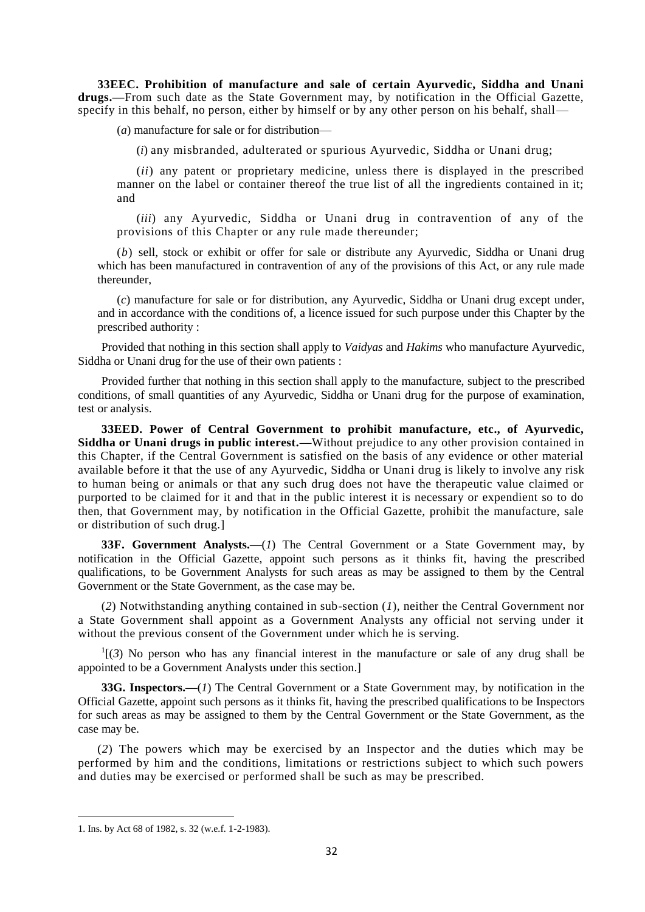**33EEC. Prohibition of manufacture and sale of certain Ayurvedic, Siddha and Unani drugs.—**From such date as the State Government may, by notification in the Official Gazette, specify in this behalf, no person, either by himself or by any other person on his behalf, shall—

(*a*) manufacture for sale or for distribution—

(*i*) any misbranded, adulterated or spurious Ayurvedic, Siddha or Unani drug;

(*ii*) any patent or proprietary medicine, unless there is displayed in the prescribed manner on the label or container thereof the true list of all the ingredients contained in it; and

(*iii*) any Ayurvedic, Siddha or Unani drug in contravention of any of the provisions of this Chapter or any rule made thereunder;

(*b*) sell, stock or exhibit or offer for sale or distribute any Ayurvedic, Siddha or Unani drug which has been manufactured in contravention of any of the provisions of this Act, or any rule made thereunder,

(*c*) manufacture for sale or for distribution, any Ayurvedic, Siddha or Unani drug except under, and in accordance with the conditions of, a licence issued for such purpose under this Chapter by the prescribed authority :

Provided that nothing in this section shall apply to *Vaidyas* and *Hakims* who manufacture Ayurvedic, Siddha or Unani drug for the use of their own patients :

Provided further that nothing in this section shall apply to the manufacture, subject to the prescribed conditions, of small quantities of any Ayurvedic, Siddha or Unani drug for the purpose of examination, test or analysis.

**33EED. Power of Central Government to prohibit manufacture, etc., of Ayurvedic, Siddha or Unani drugs in public interest.—**Without prejudice to any other provision contained in this Chapter, if the Central Government is satisfied on the basis of any evidence or other material available before it that the use of any Ayurvedic, Siddha or Unani drug is likely to involve any risk to human being or animals or that any such drug does not have the therapeutic value claimed or purported to be claimed for it and that in the public interest it is necessary or expedient so to do then, that Government may, by notification in the Official Gazette, prohibit the manufacture, sale or distribution of such drug.]

**33F. Government Analysts.—**(*1*) The Central Government or a State Government may, by notification in the Official Gazette, appoint such persons as it thinks fit, having the prescribed qualifications, to be Government Analysts for such areas as may be assigned to them by the Central Government or the State Government, as the case may be.

(*2*) Notwithstanding anything contained in sub-section (*1*), neither the Central Government nor a State Government shall appoint as a Government Analysts any official not serving under it without the previous consent of the Government under which he is serving.

[1][(*3*) No person who has any financial interest in the manufacture or sale of any drug shall be appointed to be a Government Analysts under this section.]

**33G. Inspectors.—**(*1*) The Central Government or a State Government may, by notification in the Official Gazette, appoint such persons as it thinks fit, having the prescribed qualifications to be Inspectors for such areas as may be assigned to them by the Central Government or the State Government, as the case may be.

(*2*) The powers which may be exercised by an Inspector and the duties which may be performed by him and the conditions, limitations or restrictions subject to which such powers and duties may be exercised or performed shall be such as may be prescribed.

---

1. Ins. by Act 68 of 1982, s. 32 (w.e.f. 1-2-1983).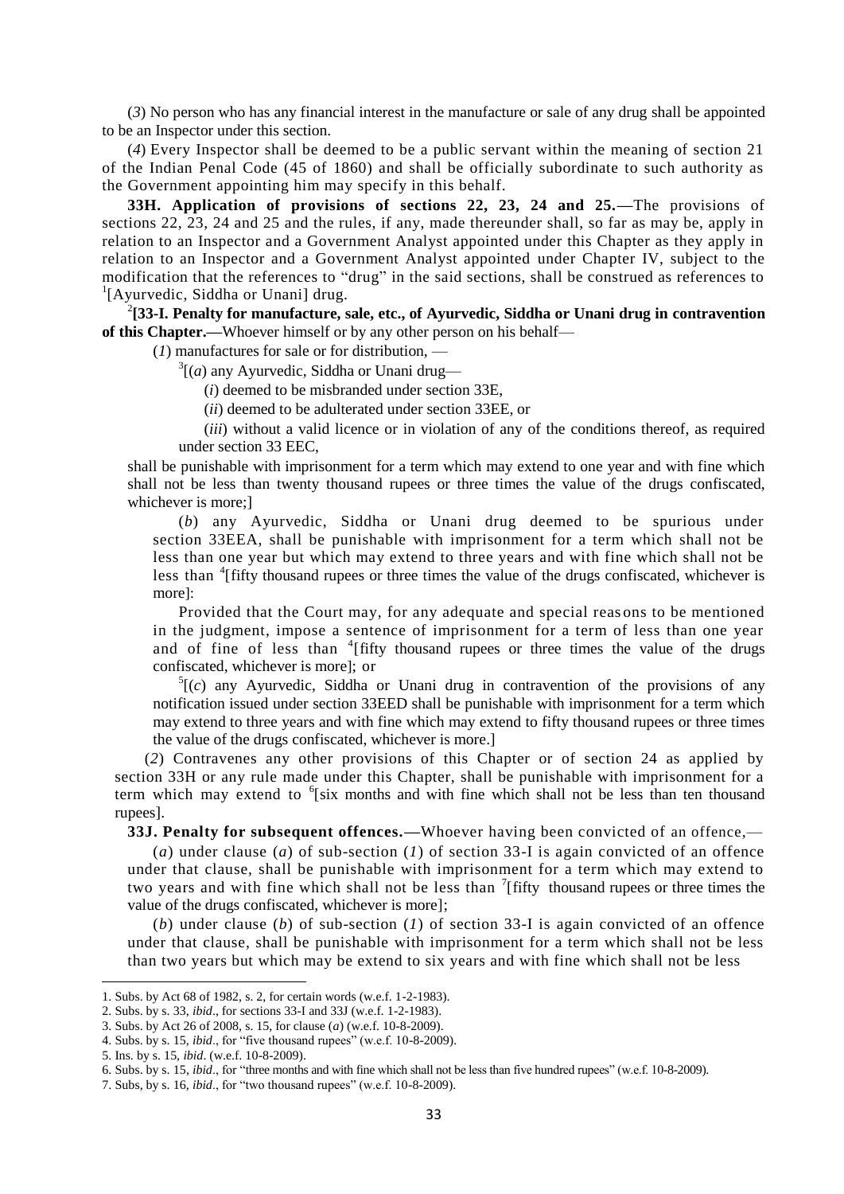(*3*) No person who has any financial interest in the manufacture or sale of any drug shall be appointed to be an Inspector under this section.

(*4*) Every Inspector shall be deemed to be a public servant within the meaning of section 21 of the Indian Penal Code (45 of 1860) and shall be officially subordinate to such authority as the Government appointing him may specify in this behalf.

**33H. Application of provisions of sections 22, 23, 24 and 25.—**The provisions of sections 22, 23, 24 and 25 and the rules, if any, made thereunder shall, so far as may be, apply in relation to an Inspector and a Government Analyst appointed under this Chapter as they apply in relation to an Inspector and a Government Analyst appointed under Chapter IV, subject to the modification that the references to "drug" in the said sections, shall be construed as references to [1][Ayurvedic, Siddha or Unani] drug.

[2]**[33-I. Penalty for manufacture, sale, etc., of Ayurvedic, Siddha or Unani drug in contravention of this Chapter.—**Whoever himself or by any other person on his behalf—

(*1*) manufactures for sale or for distribution, —

[3][(*a*) any Ayurvedic, Siddha or Unani drug—

(*i*) deemed to be misbranded under section 33E,

(*ii*) deemed to be adulterated under section 33EE, or

(*iii*) without a valid licence or in violation of any of the conditions thereof, as required under section 33 EEC,

shall be punishable with imprisonment for a term which may extend to one year and with fine which shall not be less than twenty thousand rupees or three times the value of the drugs confiscated, whichever is more;]

(*b*) any Ayurvedic, Siddha or Unani drug deemed to be spurious under section 33EEA, shall be punishable with imprisonment for a term which shall not be less than one year but which may extend to three years and with fine which shall not be less than [4][fifty thousand rupees or three times the value of the drugs confiscated, whichever is more]:

Provided that the Court may, for any adequate and special reasons to be mentioned in the judgment, impose a sentence of imprisonment for a term of less than one year and of fine of less than [4][fifty thousand rupees or three times the value of the drugs confiscated, whichever is more]; or

[5][(*c*) any Ayurvedic, Siddha or Unani drug in contravention of the provisions of any notification issued under section 33EED shall be punishable with imprisonment for a term which may extend to three years and with fine which may extend to fifty thousand rupees or three times the value of the drugs confiscated, whichever is more.]

(*2*) Contravenes any other provisions of this Chapter or of section 24 as applied by section 33H or any rule made under this Chapter, shall be punishable with imprisonment for a term which may extend to [6][six months and with fine which shall not be less than ten thousand rupees].

**33J. Penalty for subsequent offences.—**Whoever having been convicted of an offence,—

(*a*) under clause (*a*) of sub-section (*1*) of section 33-I is again convicted of an offence under that clause, shall be punishable with imprisonment for a term which may extend to two years and with fine which shall not be less than [7][fifty thousand rupees or three times the value of the drugs confiscated, whichever is more];

(*b*) under clause (*b*) of sub-section (*1*) of section 33-I is again convicted of an offence under that clause, shall be punishable with imprisonment for a term which shall not be less than two years but which may be extend to six years and with fine which shall not be less

---

1. Subs. by Act 68 of 1982, s. 2, for certain words (w.e.f. 1-2-1983).
2. Subs. by s. 33, *ibid*., for sections 33-I and 33J (w.e.f. 1-2-1983).
3. Subs. by Act 26 of 2008, s. 15, for clause (*a*) (w.e.f. 10-8-2009).
4. Subs. by s. 15, *ibid*., for "five thousand rupees" (w.e.f. 10-8-2009).
5. Ins. by s. 15, *ibid*. (w.e.f. 10-8-2009).
6. Subs. by s. 15, *ibid*., for "three months and with fine which shall not be less than five hundred rupees" (w.e.f. 10-8-2009).
7. Subs, by s. 16, *ibid*., for "two thousand rupees" (w.e.f. 10-8-2009).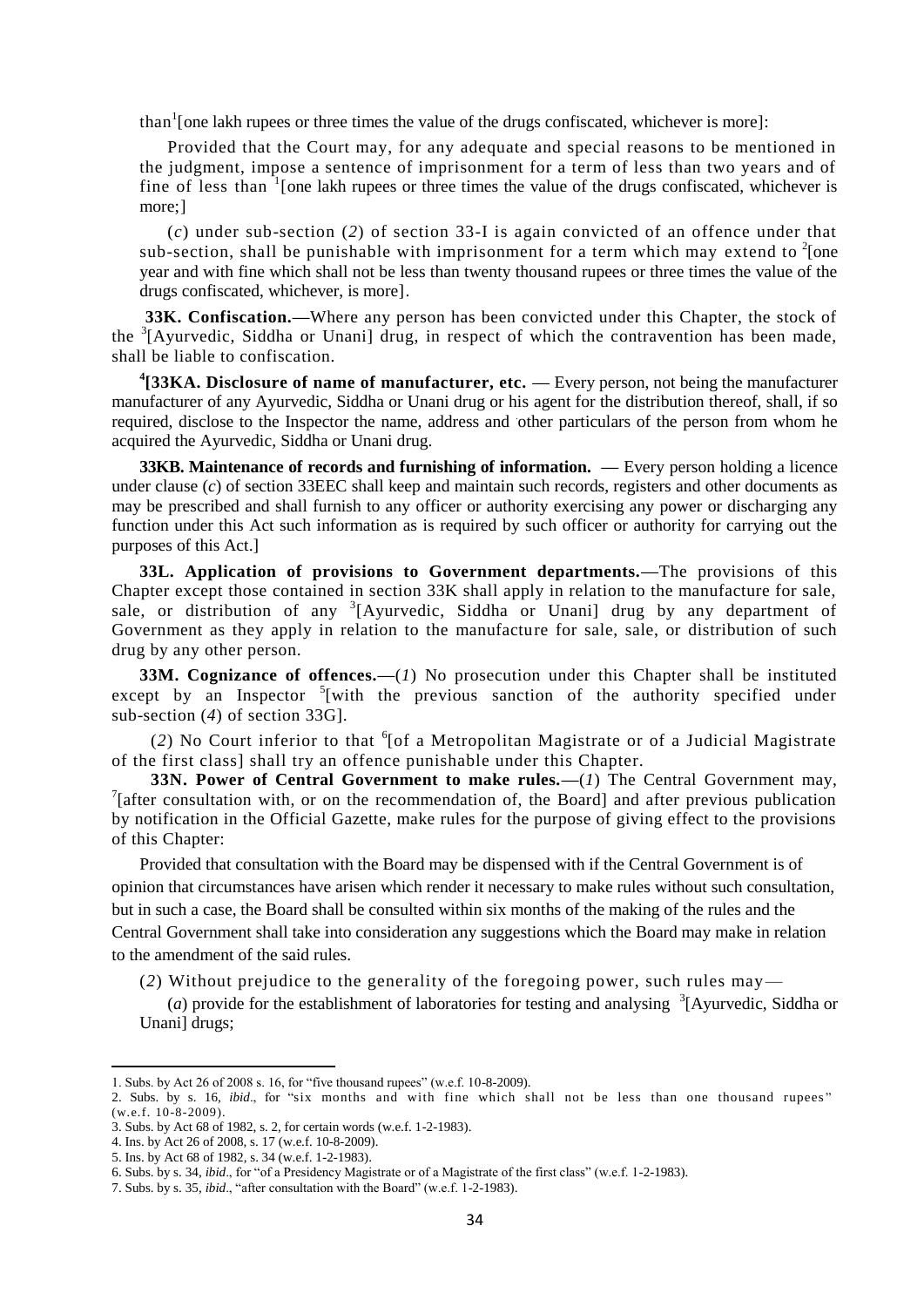than[1][one lakh rupees or three times the value of the drugs confiscated, whichever is more]:

Provided that the Court may, for any adequate and special reasons to be mentioned in the judgment, impose a sentence of imprisonment for a term of less than two years and of fine of less than [1][one lakh rupees or three times the value of the drugs confiscated, whichever is more;]

(*c*) under sub-section (*2*) of section 33-I is again convicted of an offence under that sub-section, shall be punishable with imprisonment for a term which may extend to [2][one year and with fine which shall not be less than twenty thousand rupees or three times the value of the drugs confiscated, whichever, is more].

**33K. Confiscation.**—Where any person has been convicted under this Chapter, the stock of the [3][Ayurvedic, Siddha or Unani] drug, in respect of which the contravention has been made, shall be liable to confiscation.

[4]**[33KA. Disclosure of name of manufacturer, etc.** — Every person, not being the manufacturer manufacturer of any Ayurvedic, Siddha or Unani drug or his agent for the distribution thereof, shall, if so required, disclose to the Inspector the name, address and other particulars of the person from whom he acquired the Ayurvedic, Siddha or Unani drug.

**33KB. Maintenance of records and furnishing of information.** — Every person holding a licence under clause (*c*) of section 33EEC shall keep and maintain such records, registers and other documents as may be prescribed and shall furnish to any officer or authority exercising any power or discharging any function under this Act such information as is required by such officer or authority for carrying out the purposes of this Act.]

**33L. Application of provisions to Government departments.**—The provisions of this Chapter except those contained in section 33K shall apply in relation to the manufacture for sale, sale, or distribution of any [3][Ayurvedic, Siddha or Unani] drug by any department of Government as they apply in relation to the manufacture for sale, sale, or distribution of such drug by any other person.

**33M. Cognizance of offences.**—(*1*) No prosecution under this Chapter shall be instituted except by an Inspector [5][with the previous sanction of the authority specified under sub-section (*4*) of section 33G].

(*2*) No Court inferior to that [6][of a Metropolitan Magistrate or of a Judicial Magistrate of the first class] shall try an offence punishable under this Chapter.

**33N. Power of Central Government to make rules.**—(*1*) The Central Government may, [7][after consultation with, or on the recommendation of, the Board] and after previous publication by notification in the Official Gazette, make rules for the purpose of giving effect to the provisions of this Chapter:

Provided that consultation with the Board may be dispensed with if the Central Government is of opinion that circumstances have arisen which render it necessary to make rules without such consultation, but in such a case, the Board shall be consulted within six months of the making of the rules and the Central Government shall take into consideration any suggestions which the Board may make in relation to the amendment of the said rules.

(*2*) Without prejudice to the generality of the foregoing power, such rules may—

(*a*) provide for the establishment of laboratories for testing and analysing [3][Ayurvedic, Siddha or Unani] drugs;

---

1. Subs. by Act 26 of 2008 s. 16, for "five thousand rupees" (w.e.f. 10-8-2009).
2. Subs. by s. 16, *ibid*., for "six months and with fine which shall not be less than one thousand rupees" (w.e.f. 10-8-2009).
3. Subs. by Act 68 of 1982, s. 2, for certain words (w.e.f. 1-2-1983).
4. Ins. by Act 26 of 2008, s. 17 (w.e.f. 10-8-2009).
5. Ins. by Act 68 of 1982, s. 34 (w.e.f. 1-2-1983).
6. Subs. by s. 34, *ibid*., for "of a Presidency Magistrate or of a Magistrate of the first class" (w.e.f. 1-2-1983).
7. Subs. by s. 35, *ibid*., "after consultation with the Board" (w.e.f. 1-2-1983).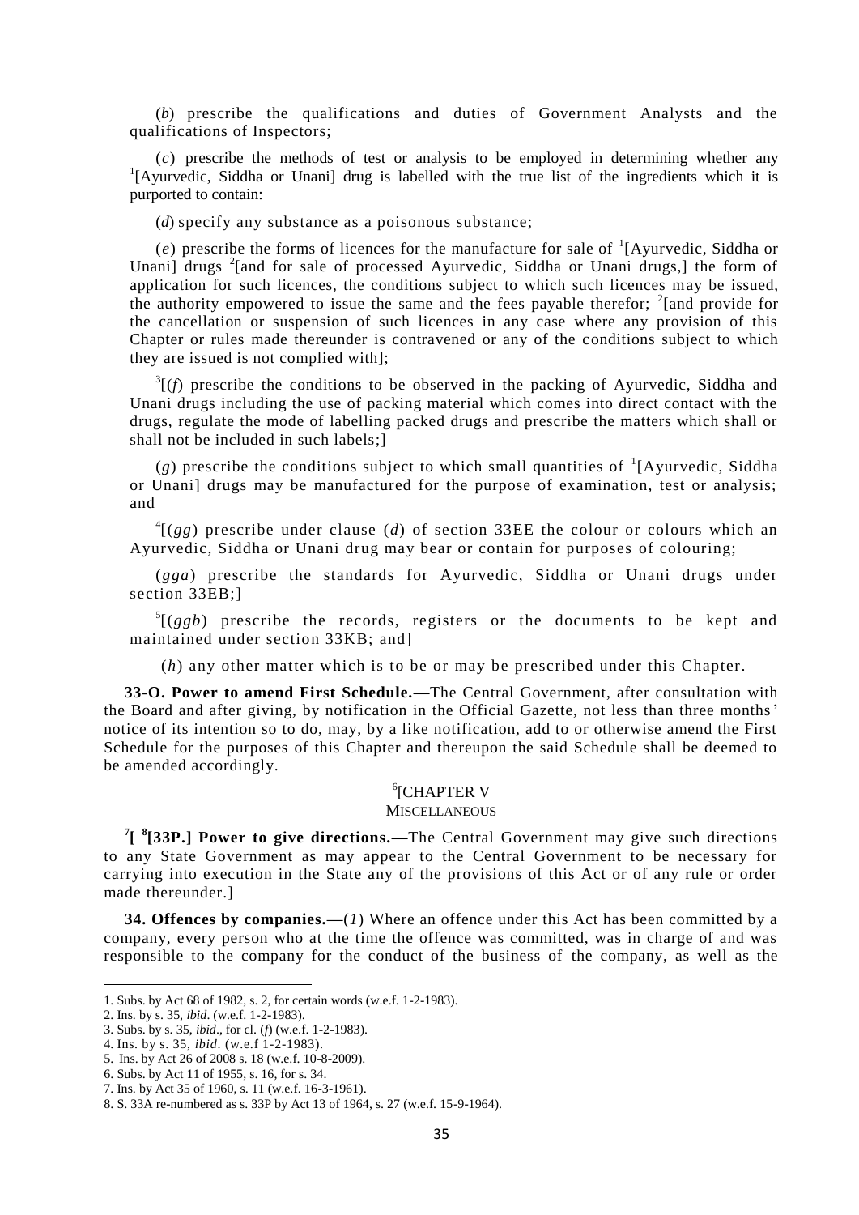(*b*) prescribe the qualifications and duties of Government Analysts and the qualifications of Inspectors;

(*c*) prescribe the methods of test or analysis to be employed in determining whether any [1][Ayurvedic, Siddha or Unani] drug is labelled with the true list of the ingredients which it is purported to contain:

(*d*) specify any substance as a poisonous substance;

(*e*) prescribe the forms of licences for the manufacture for sale of [1][Ayurvedic, Siddha or Unani] drugs [2][and for sale of processed Ayurvedic, Siddha or Unani drugs,] the form of application for such licences, the conditions subject to which such licences may be issued, the authority empowered to issue the same and the fees payable therefor; [2][and provide for the cancellation or suspension of such licences in any case where any provision of this Chapter or rules made thereunder is contravened or any of the conditions subject to which they are issued is not complied with];

[3][(*f*) prescribe the conditions to be observed in the packing of Ayurvedic, Siddha and Unani drugs including the use of packing material which comes into direct contact with the drugs, regulate the mode of labelling packed drugs and prescribe the matters which shall or shall not be included in such labels;]

(*g*) prescribe the conditions subject to which small quantities of [1][Ayurvedic, Siddha or Unani] drugs may be manufactured for the purpose of examination, test or analysis; and

[4][(*gg*) prescribe under clause (*d*) of section 33EE the colour or colours which an Ayurvedic, Siddha or Unani drug may bear or contain for purposes of colouring;

(*gga*) prescribe the standards for Ayurvedic, Siddha or Unani drugs under section 33EB;]

[5][(*ggb*) prescribe the records, registers or the documents to be kept and maintained under section 33KB; and]

(*h*) any other matter which is to be or may be prescribed under this Chapter.

**33-O. Power to amend First Schedule.—**The Central Government, after consultation with the Board and after giving, by notification in the Official Gazette, not less than three months' notice of its intention so to do, may, by a like notification, add to or otherwise amend the First Schedule for the purposes of this Chapter and thereupon the said Schedule shall be deemed to be amended accordingly.

[6][CHAPTER V

MISCELLANEOUS

**[7][ [8][33P.] Power to give directions.—**The Central Government may give such directions to any State Government as may appear to the Central Government to be necessary for carrying into execution in the State any of the provisions of this Act or of any rule or order made thereunder.]

**34. Offences by companies.—**(*1*) Where an offence under this Act has been committed by a company, every person who at the time the offence was committed, was in charge of and was responsible to the company for the conduct of the business of the company, as well as the

1. Subs. by Act 68 of 1982, s. 2, for certain words (w.e.f. 1-2-1983).
2. Ins. by s. 35, *ibid*. (w.e.f. 1-2-1983).
3. Subs. by s. 35, *ibid*., for cl. (*f*) (w.e.f. 1-2-1983).
4. Ins. by s. 35, *ibid*. (w.e.f 1-2-1983).
5. Ins. by Act 26 of 2008 s. 18 (w.e.f. 10-8-2009).
6. Subs. by Act 11 of 1955, s. 16, for s. 34.
7. Ins. by Act 35 of 1960, s. 11 (w.e.f. 16-3-1961).
8. S. 33A re-numbered as s. 33P by Act 13 of 1964, s. 27 (w.e.f. 15-9-1964).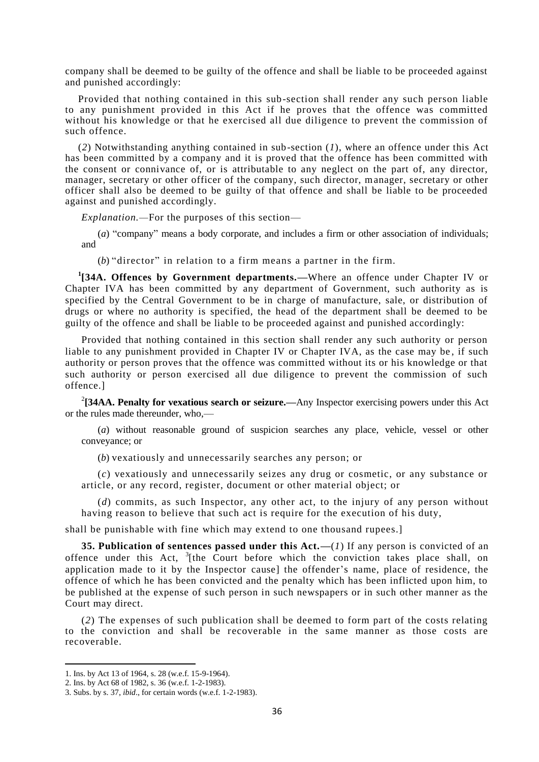company shall be deemed to be guilty of the offence and shall be liable to be proceeded against and punished accordingly:

Provided that nothing contained in this sub-section shall render any such person liable to any punishment provided in this Act if he proves that the offence was committed without his knowledge or that he exercised all due diligence to prevent the commission of such offence.

(*2*) Notwithstanding anything contained in sub-section (*1*), where an offence under this Act has been committed by a company and it is proved that the offence has been committed with the consent or connivance of, or is attributable to any neglect on the part of, any director, manager, secretary or other officer of the company, such director, manager, secretary or other officer shall also be deemed to be guilty of that offence and shall be liable to be proceeded against and punished accordingly.

*Explanation.*—For the purposes of this section—

(*a*) "company" means a body corporate, and includes a firm or other association of individuals; and

(*b*) "director" in relation to a firm means a partner in the firm.

[1]**[34A. Offences by Government departments.—**Where an offence under Chapter IV or Chapter IVA has been committed by any department of Government, such authority as is specified by the Central Government to be in charge of manufacture, sale, or distribution of drugs or where no authority is specified, the head of the department shall be deemed to be guilty of the offence and shall be liable to be proceeded against and punished accordingly:

Provided that nothing contained in this section shall render any such authority or person liable to any punishment provided in Chapter IV or Chapter IVA, as the case may be, if such authority or person proves that the offence was committed without its or his knowledge or that such authority or person exercised all due diligence to prevent the commission of such offence.]

[2]**[34AA. Penalty for vexatious search or seizure.—**Any Inspector exercising powers under this Act or the rules made thereunder, who,—

(*a*) without reasonable ground of suspicion searches any place, vehicle, vessel or other conveyance; or

(*b*) vexatiously and unnecessarily searches any person; or

(*c*) vexatiously and unnecessarily seizes any drug or cosmetic, or any substance or article, or any record, register, document or other material object; or

(*d*) commits, as such Inspector, any other act, to the injury of any person without having reason to believe that such act is require for the execution of his duty,

shall be punishable with fine which may extend to one thousand rupees.]

**35. Publication of sentences passed under this Act.—**(*1*) If any person is convicted of an offence under this Act, [3][the Court before which the conviction takes place shall, on application made to it by the Inspector cause] the offender's name, place of residence, the offence of which he has been convicted and the penalty which has been inflicted upon him, to be published at the expense of such person in such newspapers or in such other manner as the Court may direct.

(*2*) The expenses of such publication shall be deemed to form part of the costs relating to the conviction and shall be recoverable in the same manner as those costs are recoverable.

---

1. Ins. by Act 13 of 1964, s. 28 (w.e.f. 15-9-1964).
2. Ins. by Act 68 of 1982, s. 36 (w.e.f. 1-2-1983).
3. Subs. by s. 37, *ibid*., for certain words (w.e.f. 1-2-1983).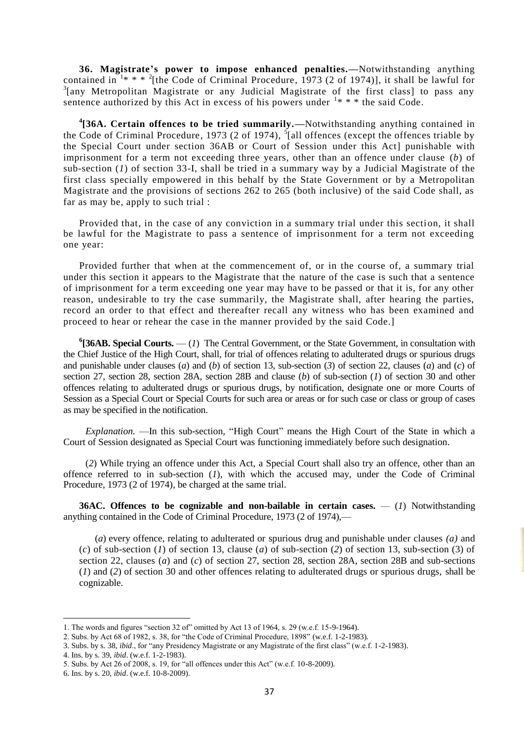**36. Magistrate's power to impose enhanced penalties.—**Notwithstanding anything contained in [1]* * * [2][the Code of Criminal Procedure, 1973 (2 of 1974)], it shall be lawful for [3][any Metropolitan Magistrate or any Judicial Magistrate of the first class] to pass any sentence authorized by this Act in excess of his powers under [1]* * * the said Code.

[4]**[36A. Certain offences to be tried summarily.—**Notwithstanding anything contained in the Code of Criminal Procedure, 1973 (2 of 1974), [5][all offences (except the offences triable by the Special Court under section 36AB or Court of Session under this Act] punishable with imprisonment for a term not exceeding three years, other than an offence under clause (*b*) of sub-section (*1*) of section 33-I, shall be tried in a summary way by a Judicial Magistrate of the first class specially empowered in this behalf by the State Government or by a Metropolitan Magistrate and the provisions of sections 262 to 265 (both inclusive) of the said Code shall, as far as may be, apply to such trial :

Provided that, in the case of any conviction in a summary trial under this section, it shall be lawful for the Magistrate to pass a sentence of imprisonment for a term not exceeding one year:

Provided further that when at the commencement of, or in the course of, a summary trial under this section it appears to the Magistrate that the nature of the case is such that a sentence of imprisonment for a term exceeding one year may have to be passed or that it is, for any other reason, undesirable to try the case summarily, the Magistrate shall, after hearing the parties, record an order to that effect and thereafter recall any witness who has been examined and proceed to hear or rehear the case in the manner provided by the said Code.]

[6]**[36AB. Special Courts.** — (*1*) The Central Government, or the State Government, in consultation with the Chief Justice of the High Court, shall, for trial of offences relating to adulterated drugs or spurious drugs and punishable under clauses (*a*) and (*b*) of section 13, sub-section (*3*) of section 22, clauses (*a*) and (*c*) of section 27, section 28, section 28A, section 28B and clause (*b*) of sub-section (*1*) of section 30 and other offences relating to adulterated drugs or spurious drugs, by notification, designate one or more Courts of Session as a Special Court or Special Courts for such area or areas or for such case or class or group of cases as may be specified in the notification.

*Explanation.* —In this sub-section, "High Court" means the High Court of the State in which a Court of Session designated as Special Court was functioning immediately before such designation.

(*2*) While trying an offence under this Act, a Special Court shall also try an offence, other than an offence referred to in sub-section (*1*), with which the accused may, under the Code of Criminal Procedure, 1973 (2 of 1974), be charged at the same trial.

**36AC. Offences to be cognizable and non-bailable in certain cases.** — (*1*) Notwithstanding anything contained in the Code of Criminal Procedure, 1973 (2 of 1974),—

(*a*) every offence, relating to adulterated or spurious drug and punishable under clauses *(a)* and (*c*) of sub-section (*1*) of section 13, clause (*a*) of sub-section (*2*) of section 13, sub-section (3) of section 22, clauses (*a*) and (*c*) of section 27, section 28, section 28A, section 28B and sub-sections (*1*) and (*2*) of section 30 and other offences relating to adulterated drugs or spurious drugs, shall be cognizable.

---

1. The words and figures "section 32 of" omitted by Act 13 of 1964, s. 29 (w.e.f. 15-9-1964).
2. Subs. by Act 68 of 1982, s. 38, for "the Code of Criminal Procedure, 1898" (w.e.f. 1-2-1983).
3. Subs. by s. 38, *ibid*., for "any Presidency Magistrate or any Magistrate of the first class" (w.e.f. 1-2-1983).
4. Ins. by s. 39, *ibid*. (w.e.f. 1-2-1983).
5. Subs. by Act 26 of 2008, s. 19, for "all offences under this Act" (w.e.f. 10-8-2009).
6. Ins. by s. 20, *ibid*. (w.e.f. 10-8-2009).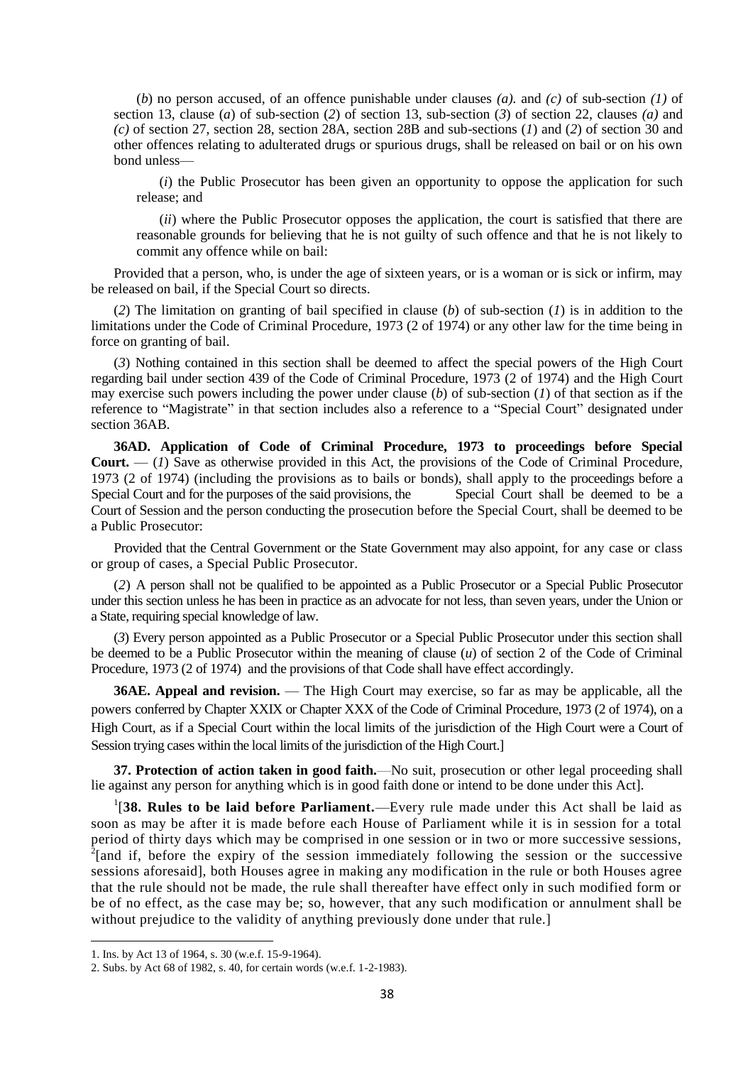(*b*) no person accused, of an offence punishable under clauses *(a).* and *(c)* of sub-section *(1)* of section 13, clause (*a*) of sub-section (*2*) of section 13, sub-section (*3*) of section 22, clauses *(a)* and *(c)* of section 27, section 28, section 28A, section 28B and sub-sections (*1*) and (*2*) of section 30 and other offences relating to adulterated drugs or spurious drugs, shall be released on bail or on his own bond unless—

(*i*) the Public Prosecutor has been given an opportunity to oppose the application for such release; and

(*ii*) where the Public Prosecutor opposes the application, the court is satisfied that there are reasonable grounds for believing that he is not guilty of such offence and that he is not likely to commit any offence while on bail:

Provided that a person, who, is under the age of sixteen years, or is a woman or is sick or infirm, may be released on bail, if the Special Court so directs.

(*2*) The limitation on granting of bail specified in clause (*b*) of sub-section (*1*) is in addition to the limitations under the Code of Criminal Procedure, 1973 (2 of 1974) or any other law for the time being in force on granting of bail.

(*3*) Nothing contained in this section shall be deemed to affect the special powers of the High Court regarding bail under section 439 of the Code of Criminal Procedure, 1973 (2 of 1974) and the High Court may exercise such powers including the power under clause (*b*) of sub-section (*1*) of that section as if the reference to "Magistrate" in that section includes also a reference to a "Special Court" designated under section 36AB.

**36AD. Application of Code of Criminal Procedure, 1973 to proceedings before Special Court.** — (*1*) Save as otherwise provided in this Act, the provisions of the Code of Criminal Procedure, 1973 (2 of 1974) (including the provisions as to bails or bonds), shall apply to the proceedings before a Special Court and for the purposes of the said provisions, the Special Court shall be deemed to be a Court of Session and the person conducting the prosecution before the Special Court, shall be deemed to be a Public Prosecutor:

Provided that the Central Government or the State Government may also appoint, for any case or class or group of cases, a Special Public Prosecutor.

(*2*) A person shall not be qualified to be appointed as a Public Prosecutor or a Special Public Prosecutor under this section unless he has been in practice as an advocate for not less, than seven years, under the Union or a State, requiring special knowledge of law.

(*3*) Every person appointed as a Public Prosecutor or a Special Public Prosecutor under this section shall be deemed to be a Public Prosecutor within the meaning of clause (*u*) of section 2 of the Code of Criminal Procedure, 1973 (2 of 1974) and the provisions of that Code shall have effect accordingly.

**36AE. Appeal and revision.** — The High Court may exercise, so far as may be applicable, all the powers conferred by Chapter XXIX or Chapter XXX of the Code of Criminal Procedure, 1973 (2 of 1974), on a High Court, as if a Special Court within the local limits of the jurisdiction of the High Court were a Court of Session trying cases within the local limits of the jurisdiction of the High Court.]

**37. Protection of action taken in good faith.**—No suit, prosecution or other legal proceeding shall lie against any person for anything which is in good faith done or intend to be done under this Act].

[1][**38. Rules to be laid before Parliament.**—Every rule made under this Act shall be laid as soon as may be after it is made before each House of Parliament while it is in session for a total period of thirty days which may be comprised in one session or in two or more successive sessions, [2][and if, before the expiry of the session immediately following the session or the successive sessions aforesaid], both Houses agree in making any modification in the rule or both Houses agree that the rule should not be made, the rule shall thereafter have effect only in such modified form or be of no effect, as the case may be; so, however, that any such modification or annulment shall be without prejudice to the validity of anything previously done under that rule.]

1. Ins. by Act 13 of 1964, s. 30 (w.e.f. 15-9-1964).
2. Subs. by Act 68 of 1982, s. 40, for certain words (w.e.f. 1-2-1983).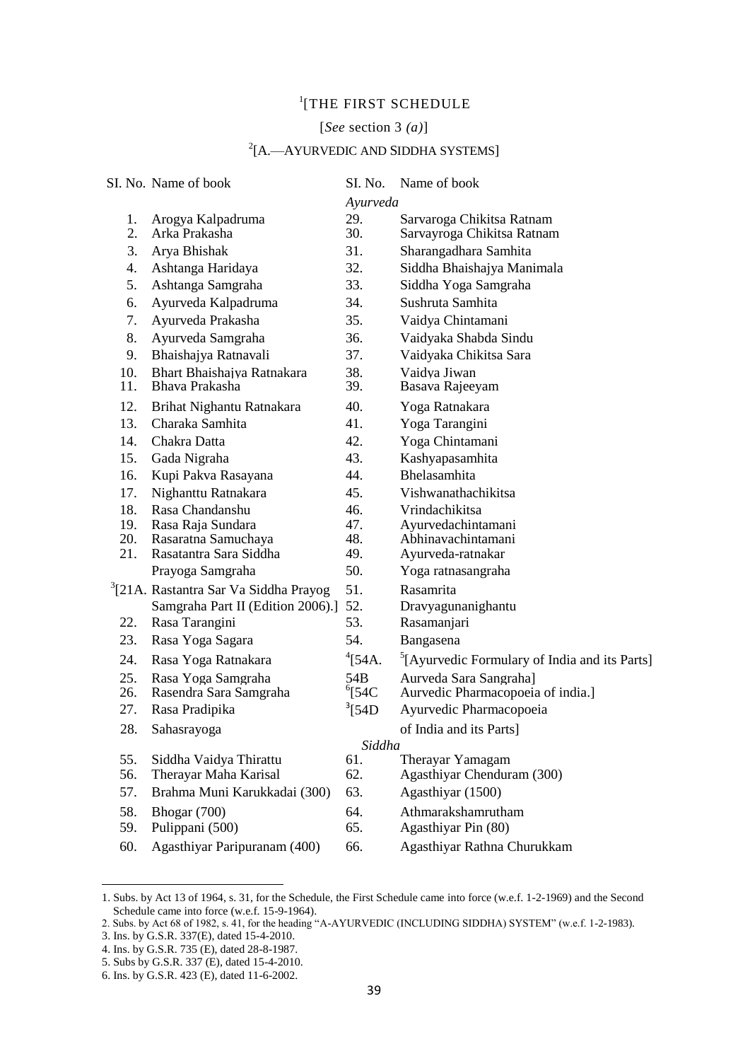[1][THE FIRST SCHEDULE

[*See* section 3 *(a)*]

[2][A.—AYURVEDIC AND SIDDHA SYSTEMS]

| SI. No. | Name of book | SI. No. | Name of book |
|---|---|---|---|
| | | *Ayurveda* | |
| 1. | Arogya Kalpadruma | 29. | Sarvaroga Chikitsa Ratnam |
| 2. | Arka Prakasha | 30. | Sarvayroga Chikitsa Ratnam |
| 3. | Arya Bhishak | 31. | Sharangadhara Samhita |
| 4. | Ashtanga Haridaya | 32. | Siddha Bhaishajya Manimala |
| 5. | Ashtanga Samgraha | 33. | Siddha Yoga Samgraha |
| 6. | Ayurveda Kalpadruma | 34. | Sushruta Samhita |
| 7. | Ayurveda Prakasha | 35. | Vaidya Chintamani |
| 8. | Ayurveda Samgraha | 36. | Vaidyaka Shabda Sindu |
| 9. | Bhaishajya Ratnavali | 37. | Vaidyaka Chikitsa Sara |
| 10. | Bhart Bhaishajya Ratnakara | 38. | Vaidya Jiwan |
| 11. | Bhava Prakasha | 39. | Basava Rajeeyam |
| 12. | Brihat Nighantu Ratnakara | 40. | Yoga Ratnakara |
| 13. | Charaka Samhita | 41. | Yoga Tarangini |
| 14. | Chakra Datta | 42. | Yoga Chintamani |
| 15. | Gada Nigraha | 43. | Kashyapasamhita |
| 16. | Kupi Pakva Rasayana | 44. | Bhelasamhita |
| 17. | Nighanttu Ratnakara | 45. | Vishwanathachikitsa |
| 18. | Rasa Chandanshu | 46. | Vrindachikitsa |
| 19. | Rasa Raja Sundara | 47. | Ayurvedachintamani |
| 20. | Rasaratna Samuchaya | 48. | Abhinavachintamani |
| 21. | Rasatantra Sara Siddha Prayoga Samgraha | 49. | Ayurveda-ratnakar |
| | | 50. | Yoga ratnasangraha |
| [3][21A. | Rastantra Sar Va Siddha Prayog Samgraha Part II (Edition 2006).] | 51. | Rasamrita |
| | | 52. | Dravyagunanighantu |
| 22. | Rasa Tarangini | 53. | Rasamanjari |
| 23. | Rasa Yoga Sagara | 54. | Bangasena |
| 24. | Rasa Yoga Ratnakara | [4][54A. | [5][Ayurvedic Formulary of India and its Parts] |
| 25. | Rasa Yoga Samgraha | 54B | Aurveda Sara Sangraha] |
| 26. | Rasendra Sara Samgraha | [6][54C | Aurvedic Pharmacopoeia of india.] |
| 27. | Rasa Pradipika | [3][54D | Ayurvedic Pharmacopoeia of India and its Parts] |
| 28. | Sahasrayoga | | |
| | | *Siddha* | |
| 55. | Siddha Vaidya Thirattu | 61. | Therayar Yamagam |
| 56. | Therayar Maha Karisal | 62. | Agasthiyar Chenduram (300) |
| 57. | Brahma Muni Karukkadai (300) | 63. | Agasthiyar (1500) |
| 58. | Bhogar (700) | 64. | Athmarakshamrutham |
| 59. | Pulippani (500) | 65. | Agasthiyar Pin (80) |
| 60. | Agasthiyar Paripuranam (400) | 66. | Agasthiyar Rathna Churukkam |

1. Subs. by Act 13 of 1964, s. 31, for the Schedule, the First Schedule came into force (w.e.f. 1-2-1969) and the Second Schedule came into force (w.e.f. 15-9-1964).
2. Subs. by Act 68 of 1982, s. 41, for the heading "A-AYURVEDIC (INCLUDING SIDDHA) SYSTEM" (w.e.f. 1-2-1983).
3. Ins. by G.S.R. 337(E), dated 15-4-2010.
4. Ins. by G.S.R. 735 (E), dated 28-8-1987.
5. Subs by G.S.R. 337 (E), dated 15-4-2010.
6. Ins. by G.S.R. 423 (E), dated 11-6-2002.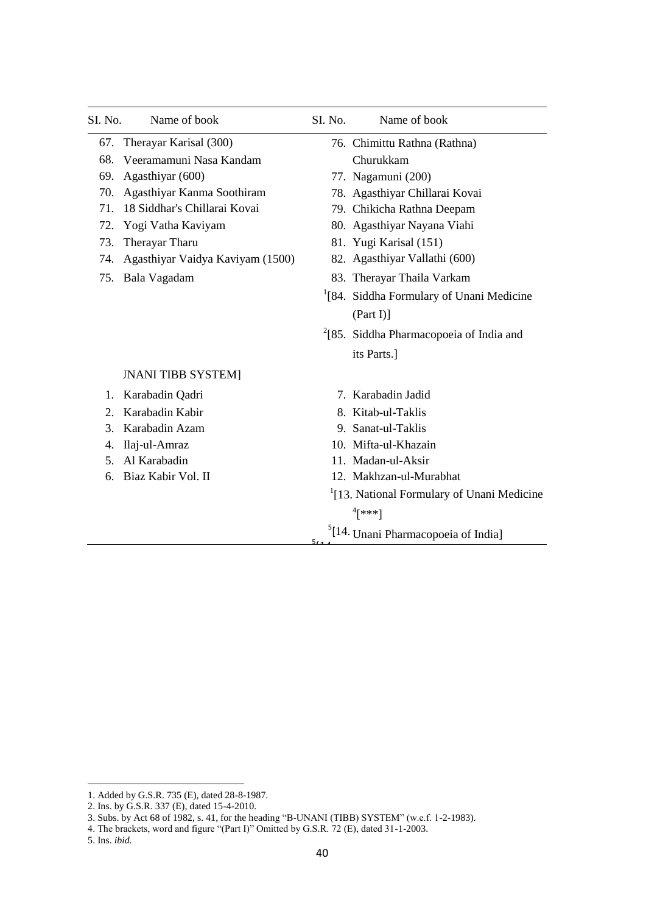| SI. No. | Name of book | SI. No. | Name of book |
|---|---|---|---|
| 67. | Therayar Karisal (300) | 76. | Chimittu Rathna (Rathna) Churukkam |
| 68. | Veeramamuni Nasa Kandam | 77. | Nagamuni (200) |
| 69. | Agasthiyar (600) | 78. | Agasthiyar Chillarai Kovai |
| 70. | Agasthiyar Kanma Soothiram | 79. | Chikicha Rathna Deepam |
| 71. | 18 Siddhar's Chillarai Kovai | 80. | Agasthiyar Nayana Viahi |
| 72. | Yogi Vatha Kaviyam | 81. | Yugi Karisal (151) |
| 73. | Therayar Tharu | 82. | Agasthiyar Vallathi (600) |
| 74. | Agasthiyar Vaidya Kaviyam (1500) | 83. | Therayar Thaila Varkam |
| 75. | Bala Vagadam | [1][84. | Siddha Formulary of Unani Medicine (Part I)] |
| | | [2][85. | Siddha Pharmacopoeia of India and its Parts.] |

JNANI TIBB SYSTEM]

| SI. No. | Name of book | SI. No. | Name of book |
|---|---|---|---|
| 1. | Karabadin Qadri | 7. | Karabadin Jadid |
| 2. | Karabadin Kabir | 8. | Kitab-ul-Taklis |
| 3. | Karabadin Azam | 9. | Sanat-ul-Taklis |
| 4. | Ilaj-ul-Amraz | 10. | Mifta-ul-Khazain |
| 5. | Al Karabadin | 11. | Madan-ul-Aksir |
| 6. | Biaz Kabir Vol. II | 12. | Makhzan-ul-Murabhat |
| | | [1][13. | National Formulary of Unani Medicine [4][***] |
| | | [5][14. | Unani Pharmacopoeia of India] |

1. Added by G.S.R. 735 (E), dated 28-8-1987.
2. Ins. by G.S.R. 337 (E), dated 15-4-2010.
3. Subs. by Act 68 of 1982, s. 41, for the heading "B-UNANI (TIBB) SYSTEM" (w.e.f. 1-2-1983).
4. The brackets, word and figure "(Part I)" Omitted by G.S.R. 72 (E), dated 31-1-2003.
5. Ins. *ibid.*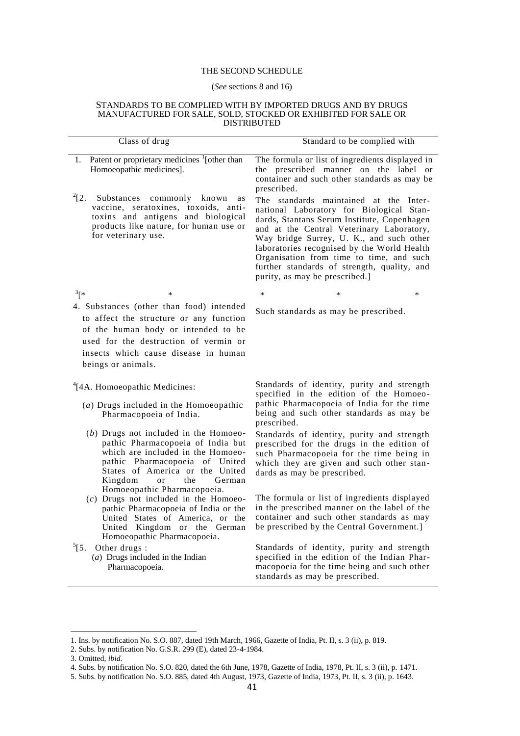# THE SECOND SCHEDULE

(*See* sections 8 and 16)

STANDARDS TO BE COMPLIED WITH BY IMPORTED DRUGS AND BY DRUGS MANUFACTURED FOR SALE, SOLD, STOCKED OR EXHIBITED FOR SALE OR DISTRIBUTED

| Class of drug | Standard to be complied with |
|---|---|
| 1. Patent or proprietary medicines [1][other than Homoeopathic medicines]. | The formula or list of ingredients displayed in the prescribed manner on the label or container and such other standards as may be prescribed. |
| [2][2. Substances commonly known as vaccine, seratoxines, toxoids, anti-toxins and antigens and biological products like nature, for human use or for veterinary use. | The standards maintained at the International Laboratory for Biological Standards, Stantans Serum Institute, Copenhagen and at the Central Veterinary Laboratory, Way bridge Surrey, U. K., and such other laboratories recognised by the World Health Organisation from time to time, and such further standards of strength, quality, and purity, as may be prescribed.] |
| [3][* * | * * *] |
| 4. Substances (other than food) intended to affect the structure or any function of the human body or intended to be used for the destruction of vermin or insects which cause disease in human beings or animals. | Such standards as may be prescribed. |
| [4][4A. Homoeopathic Medicines: | |
| (*a*) Drugs included in the Homoeopathic Pharmacopoeia of India. | Standards of identity, purity and strength specified in the edition of the Homoeopathic Pharmacopoeia of India for the time being and such other standards as may be prescribed. |
| (*b*) Drugs not included in the Homoeopathic Pharmacopoeia of India but which are included in the Homoeopathic Pharmacopoeia of United States of America or the United Kingdom or the German Homoeopathic Pharmacopoeia. | Standards of identity, purity and strength prescribed for the drugs in the edition of such Pharmacopoeia for the time being in which they are given and such other standards as may be prescribed. |
| (*c*) Drugs not included in the Homoeopathic Pharmacopoeia of India or the United States of America, or the United Kingdom or the German Homoeopathic Pharmacopoeia. | The formula or list of ingredients displayed in the prescribed manner on the label of the container and such other standards as may be prescribed by the Central Government.] |
| [5][5. Other drugs : | |
| (*a*) Drugs included in the Indian Pharmacopoeia. | Standards of identity, purity and strength specified in the edition of the Indian Pharmacopoeia for the time being and such other standards as may be prescribed. |

---

1. Ins. by notification No. S.O. 887, dated 19th March, 1966, Gazette of India, Pt. II, s. 3 (ii), p. 819.
2. Subs. by notification No. G.S.R. 299 (E), dated 23-4-1984.
3. Omitted, *ibid.*
4. Subs. by notification No. S.O. 820, dated the 6th June, 1978, Gazette of India, 1978, Pt. II, s. 3 (ii), p. 1471.
5. Subs. by notification No. S.O. 885, dated 4th August, 1973, Gazette of India, 1973, Pt. II, s. 3 (ii), p. 1643.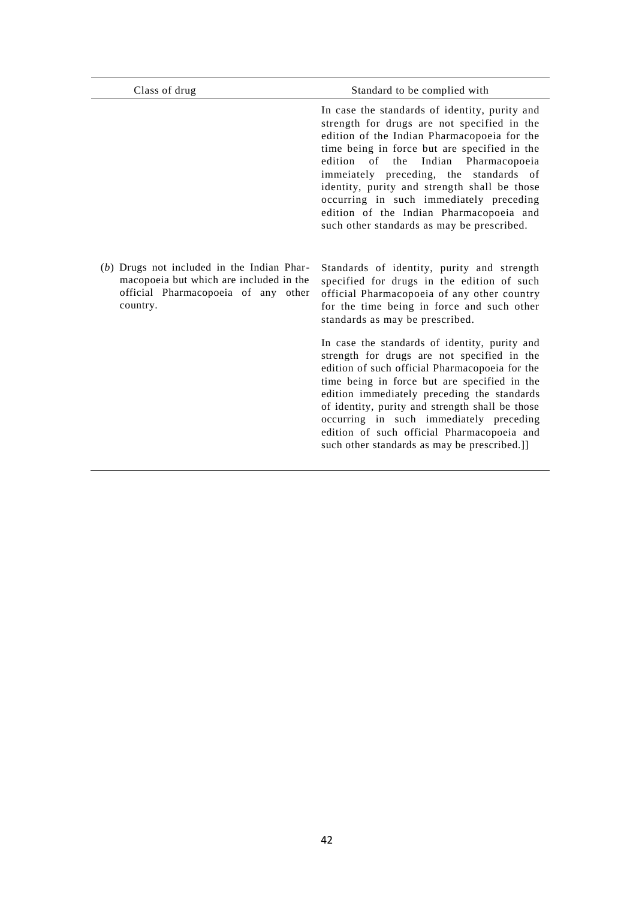| Class of drug | Standard to be complied with |
|---|---|
| | In case the standards of identity, purity and strength for drugs are not specified in the edition of the Indian Pharmacopoeia for the time being in force but are specified in the edition of the Indian Pharmacopoeia immeiately preceding, the standards of identity, purity and strength shall be those occurring in such immediately preceding edition of the Indian Pharmacopoeia and such other standards as may be prescribed. |
| (*b*) Drugs not included in the Indian Pharmacopoeia but which are included in the official Pharmacopoeia of any other country. | Standards of identity, purity and strength specified for drugs in the edition of such official Pharmacopoeia of any other country for the time being in force and such other standards as may be prescribed. |
| | In case the standards of identity, purity and strength for drugs are not specified in the edition of such official Pharmacopoeia for the time being in force but are specified in the edition immediately preceding the standards of identity, purity and strength shall be those occurring in such immediately preceding edition of such official Pharmacopoeia and such other standards as may be prescribed.]] |